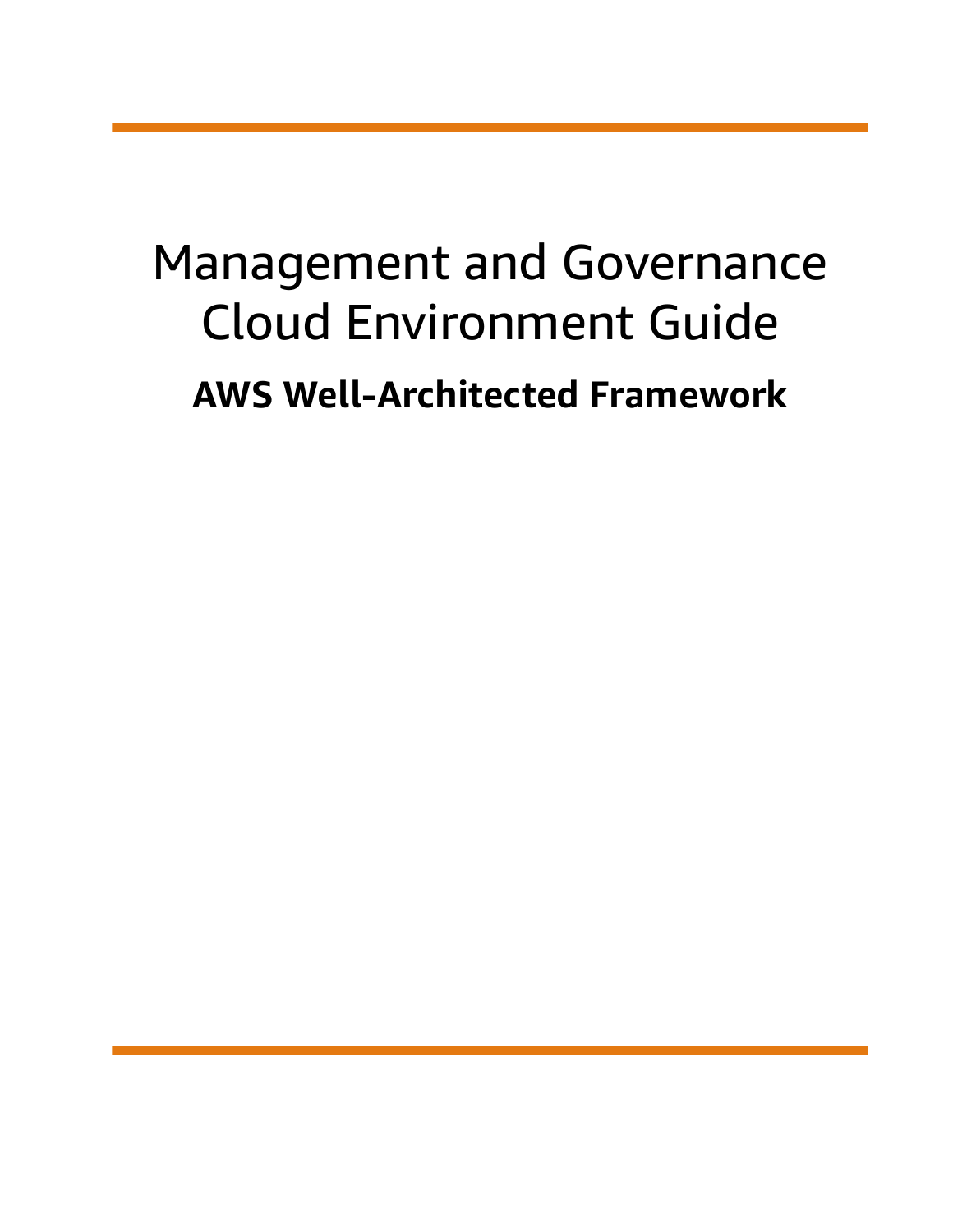# Management and Governance Cloud Environment Guide

## AWS Well-Architected Framework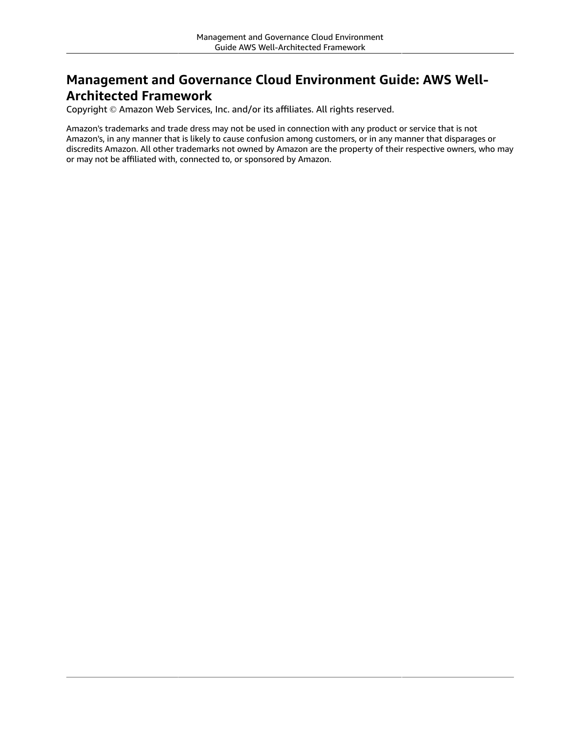# Management and Governance Cloud Environment Guide: AWS Well-Architected Framework

Copyright © Amazon Web Services, Inc. and/or its affiliates. All rights reserved.

Amazon's trademarks and trade dress may not be used in connection with any product or service that is not Amazon's, in any manner that is likely to cause confusion among customers, or in any manner that disparages or discredits Amazon. All other trademarks not owned by Amazon are the property of their respective owners, who may or may not be affiliated with, connected to, or sponsored by Amazon.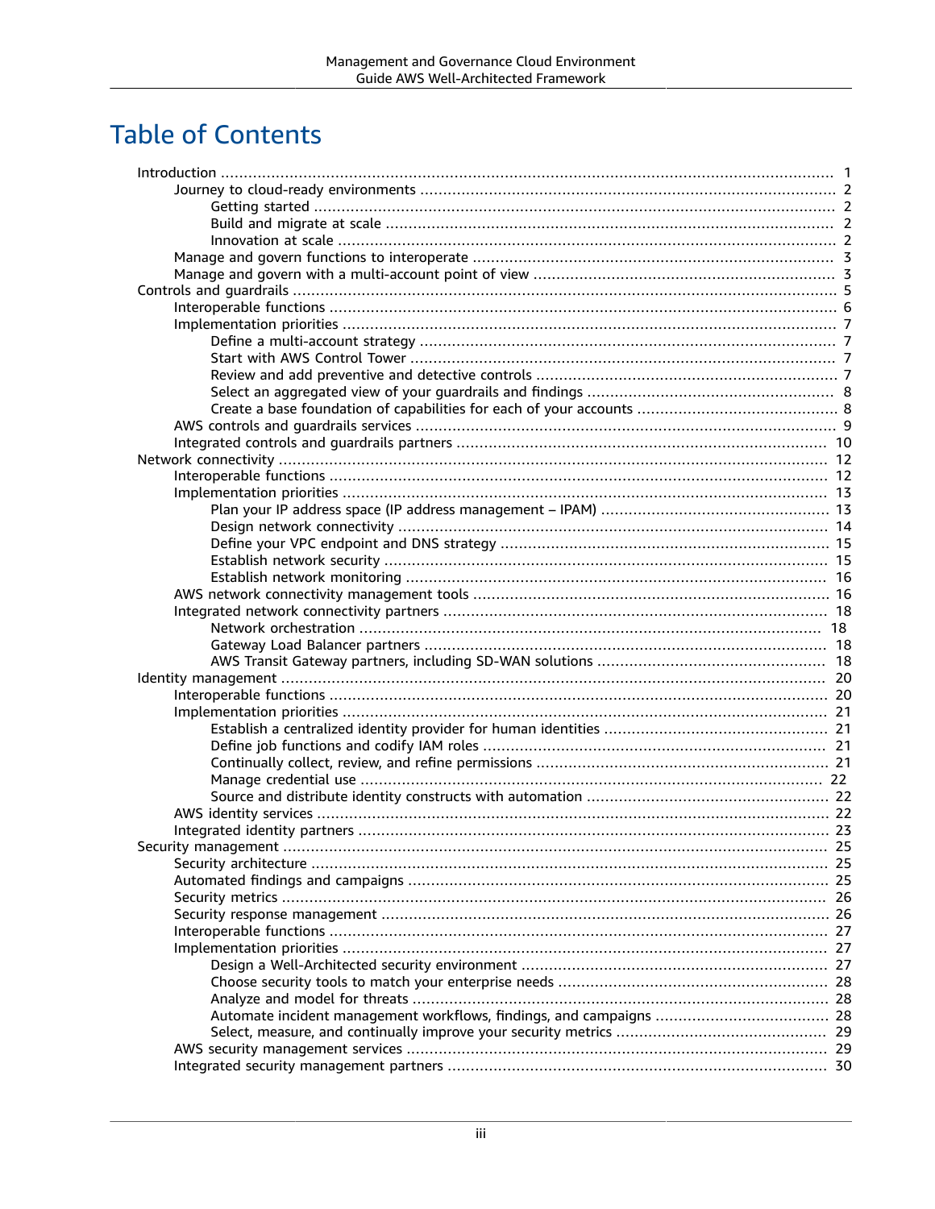# Table of Contents

- Introduction ........ 1
  - Journey to cloud-ready environments ........ 2
    - Getting started ........ 2
    - Build and migrate at scale ........ 2
    - Innovation at scale ........ 2
  - Manage and govern functions to interoperate ........ 3
  - Manage and govern with a multi-account point of view ........ 3
- Controls and guardrails ........ 5
  - Interoperable functions ........ 6
  - Implementation priorities ........ 7
    - Define a multi-account strategy ........ 7
    - Start with AWS Control Tower ........ 7
    - Review and add preventive and detective controls ........ 7
    - Select an aggregated view of your guardrails and findings ........ 8
    - Create a base foundation of capabilities for each of your accounts ........ 8
  - AWS controls and guardrails services ........ 9
  - Integrated controls and guardrails partners ........ 10
- Network connectivity ........ 12
  - Interoperable functions ........ 12
  - Implementation priorities ........ 13
    - Plan your IP address space (IP address management – IPAM) ........ 13
    - Design network connectivity ........ 14
    - Define your VPC endpoint and DNS strategy ........ 15
    - Establish network security ........ 15
    - Establish network monitoring ........ 16
  - AWS network connectivity management tools ........ 16
  - Integrated network connectivity partners ........ 18
    - Network orchestration ........ 18
    - Gateway Load Balancer partners ........ 18
    - AWS Transit Gateway partners, including SD-WAN solutions ........ 18
- Identity management ........ 20
  - Interoperable functions ........ 20
  - Implementation priorities ........ 21
    - Establish a centralized identity provider for human identities ........ 21
    - Define job functions and codify IAM roles ........ 21
    - Continually collect, review, and refine permissions ........ 21
    - Manage credential use ........ 22
    - Source and distribute identity constructs with automation ........ 22
  - AWS identity services ........ 22
  - Integrated identity partners ........ 23
- Security management ........ 25
  - Security architecture ........ 25
  - Automated findings and campaigns ........ 25
  - Security metrics ........ 26
  - Security response management ........ 26
  - Interoperable functions ........ 27
  - Implementation priorities ........ 27
    - Design a Well-Architected security environment ........ 27
    - Choose security tools to match your enterprise needs ........ 28
    - Analyze and model for threats ........ 28
    - Automate incident management workflows, findings, and campaigns ........ 28
    - Select, measure, and continually improve your security metrics ........ 29
  - AWS security management services ........ 29
  - Integrated security management partners ........ 30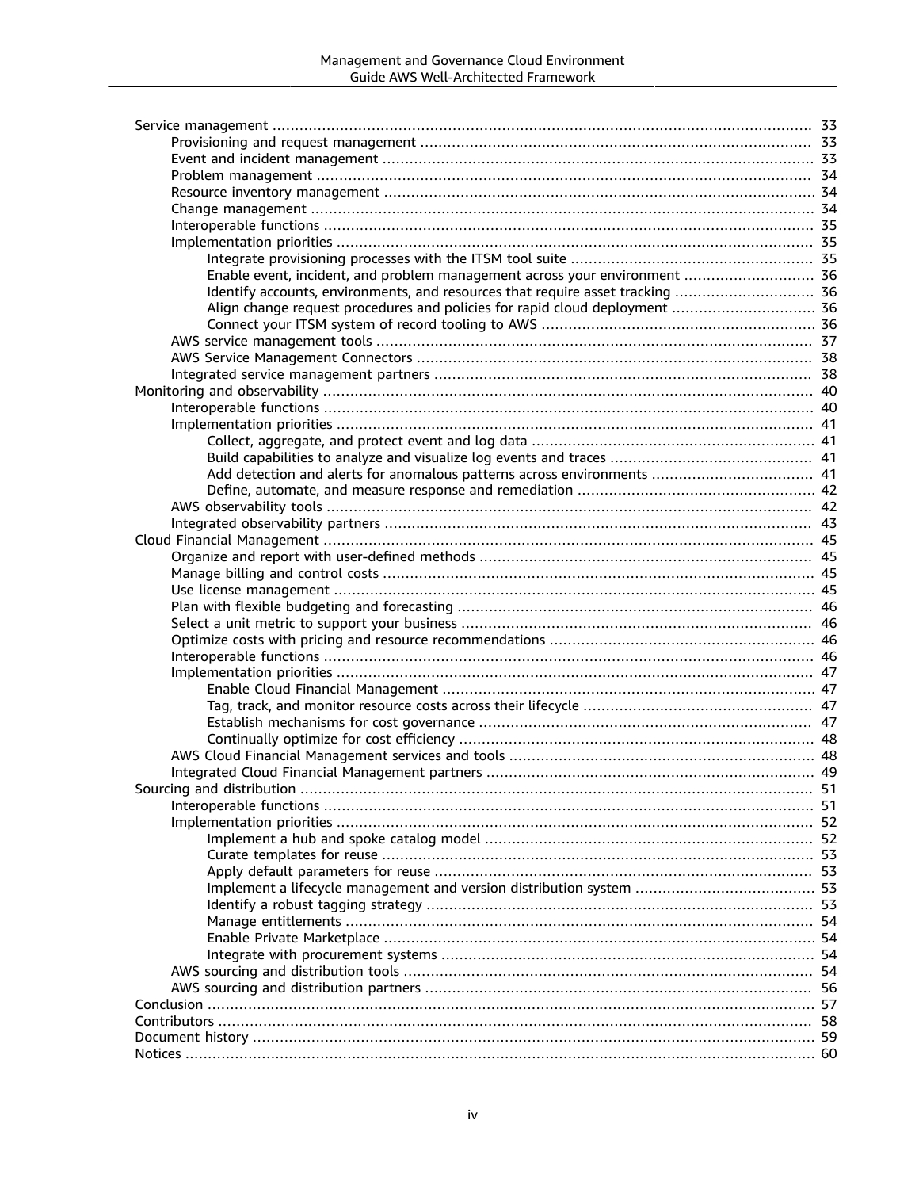- Service management ........................................................ 33
  - Provisioning and request management ........................................................ 33
  - Event and incident management ........................................................ 33
  - Problem management ........................................................ 34
  - Resource inventory management ........................................................ 34
  - Change management ........................................................ 34
  - Interoperable functions ........................................................ 35
  - Implementation priorities ........................................................ 35
    - Integrate provisioning processes with the ITSM tool suite ........................................................ 35
    - Enable event, incident, and problem management across your environment ........................................................ 36
    - Identify accounts, environments, and resources that require asset tracking ........................................................ 36
    - Align change request procedures and policies for rapid cloud deployment ........................................................ 36
    - Connect your ITSM system of record tooling to AWS ........................................................ 36
  - AWS service management tools ........................................................ 37
  - AWS Service Management Connectors ........................................................ 38
  - Integrated service management partners ........................................................ 38
- Monitoring and observability ........................................................ 40
  - Interoperable functions ........................................................ 40
  - Implementation priorities ........................................................ 41
    - Collect, aggregate, and protect event and log data ........................................................ 41
    - Build capabilities to analyze and visualize log events and traces ........................................................ 41
    - Add detection and alerts for anomalous patterns across environments ........................................................ 41
    - Define, automate, and measure response and remediation ........................................................ 42
  - AWS observability tools ........................................................ 42
  - Integrated observability partners ........................................................ 43
- Cloud Financial Management ........................................................ 45
  - Organize and report with user-defined methods ........................................................ 45
  - Manage billing and control costs ........................................................ 45
  - Use license management ........................................................ 45
  - Plan with flexible budgeting and forecasting ........................................................ 46
  - Select a unit metric to support your business ........................................................ 46
  - Optimize costs with pricing and resource recommendations ........................................................ 46
  - Interoperable functions ........................................................ 46
  - Implementation priorities ........................................................ 47
    - Enable Cloud Financial Management ........................................................ 47
    - Tag, track, and monitor resource costs across their lifecycle ........................................................ 47
    - Establish mechanisms for cost governance ........................................................ 47
    - Continually optimize for cost efficiency ........................................................ 48
  - AWS Cloud Financial Management services and tools ........................................................ 48
  - Integrated Cloud Financial Management partners ........................................................ 49
- Sourcing and distribution ........................................................ 51
  - Interoperable functions ........................................................ 51
  - Implementation priorities ........................................................ 52
    - Implement a hub and spoke catalog model ........................................................ 52
    - Curate templates for reuse ........................................................ 53
    - Apply default parameters for reuse ........................................................ 53
    - Implement a lifecycle management and version distribution system ........................................................ 53
    - Identify a robust tagging strategy ........................................................ 53
    - Manage entitlements ........................................................ 54
    - Enable Private Marketplace ........................................................ 54
    - Integrate with procurement systems ........................................................ 54
  - AWS sourcing and distribution tools ........................................................ 54
  - AWS sourcing and distribution partners ........................................................ 56
- Conclusion ........................................................ 57
- Contributors ........................................................ 58
- Document history ........................................................ 59
- Notices ........................................................ 60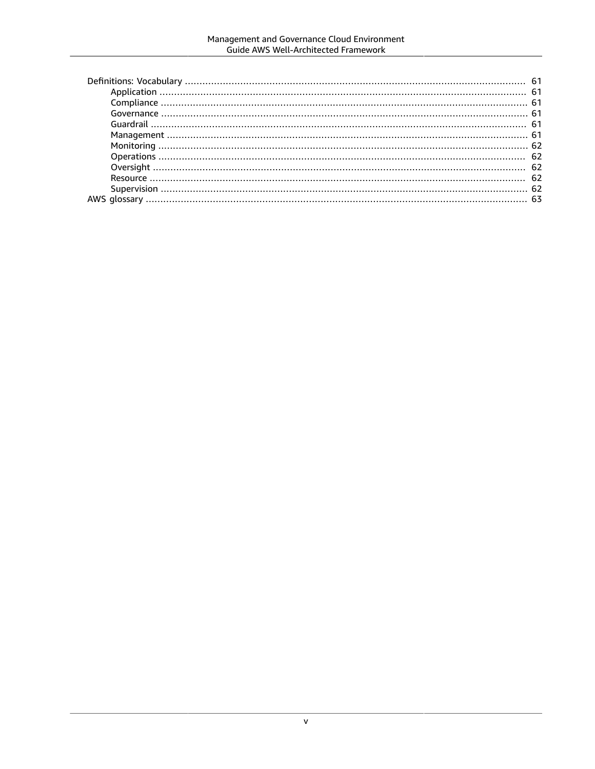- Definitions: Vocabulary ..................................................................................................................... 61
    - Application ............................................................................................................................. 61
    - Compliance ............................................................................................................................. 61
    - Governance ............................................................................................................................. 61
    - Guardrail ................................................................................................................................. 61
    - Management ........................................................................................................................... 61
    - Monitoring .............................................................................................................................. 62
    - Operations .............................................................................................................................. 62
    - Oversight ................................................................................................................................ 62
    - Resource ................................................................................................................................. 62
    - Supervision ............................................................................................................................. 62
- AWS glossary ................................................................................................................................... 63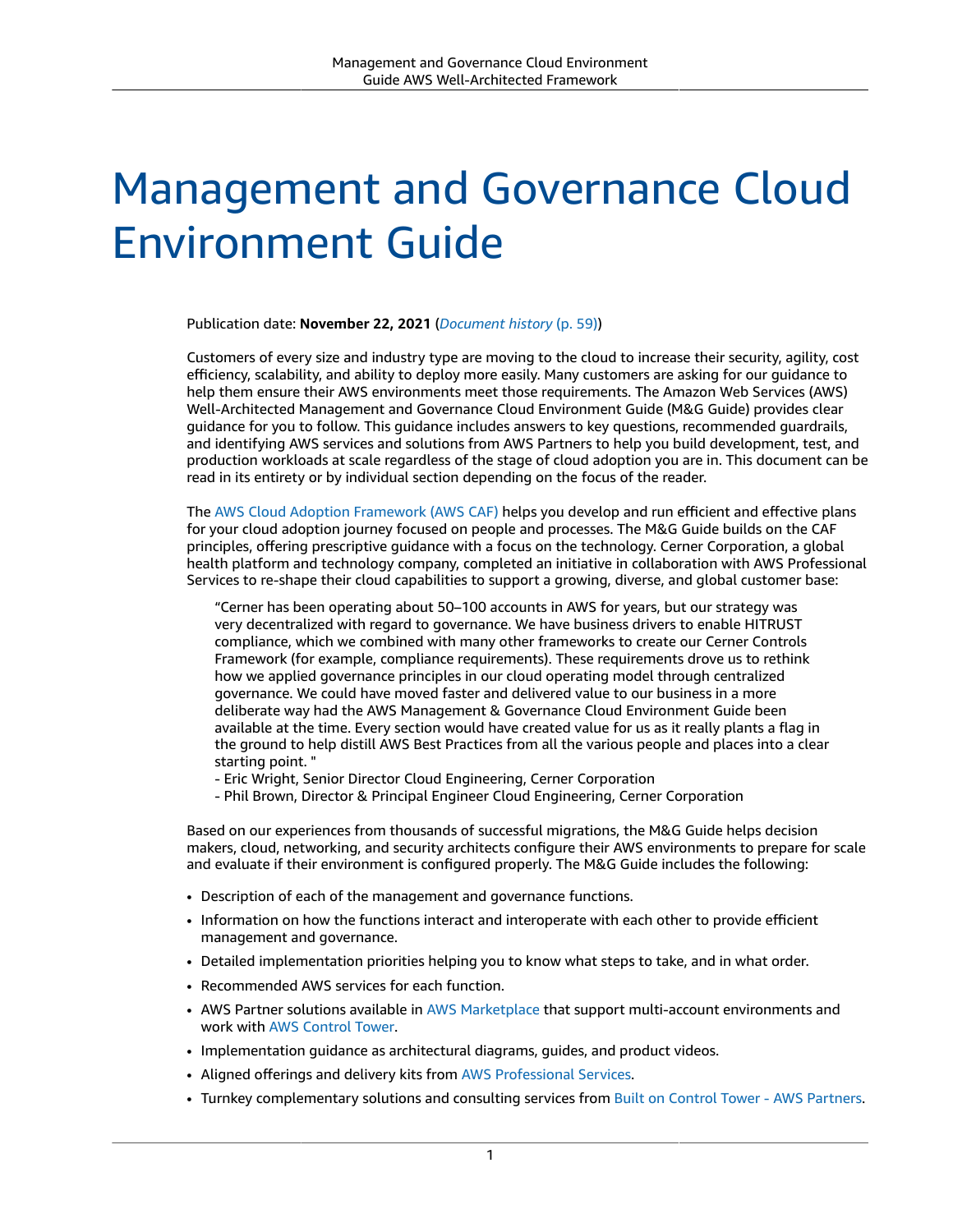# Management and Governance Cloud Environment Guide

Publication date: **November 22, 2021** (*Document history* (p. 59))

Customers of every size and industry type are moving to the cloud to increase their security, agility, cost efficiency, scalability, and ability to deploy more easily. Many customers are asking for our guidance to help them ensure their AWS environments meet those requirements. The Amazon Web Services (AWS) Well-Architected Management and Governance Cloud Environment Guide (M&G Guide) provides clear guidance for you to follow. This guidance includes answers to key questions, recommended guardrails, and identifying AWS services and solutions from AWS Partners to help you build development, test, and production workloads at scale regardless of the stage of cloud adoption you are in. This document can be read in its entirety or by individual section depending on the focus of the reader.

The AWS Cloud Adoption Framework (AWS CAF) helps you develop and run efficient and effective plans for your cloud adoption journey focused on people and processes. The M&G Guide builds on the CAF principles, offering prescriptive guidance with a focus on the technology. Cerner Corporation, a global health platform and technology company, completed an initiative in collaboration with AWS Professional Services to re-shape their cloud capabilities to support a growing, diverse, and global customer base:

> "Cerner has been operating about 50–100 accounts in AWS for years, but our strategy was very decentralized with regard to governance. We have business drivers to enable HITRUST compliance, which we combined with many other frameworks to create our Cerner Controls Framework (for example, compliance requirements). These requirements drove us to rethink how we applied governance principles in our cloud operating model through centralized governance. We could have moved faster and delivered value to our business in a more deliberate way had the AWS Management & Governance Cloud Environment Guide been available at the time. Every section would have created value for us as it really plants a flag in the ground to help distill AWS Best Practices from all the various people and places into a clear starting point. "
>
> - Eric Wright, Senior Director Cloud Engineering, Cerner Corporation
> - Phil Brown, Director & Principal Engineer Cloud Engineering, Cerner Corporation

Based on our experiences from thousands of successful migrations, the M&G Guide helps decision makers, cloud, networking, and security architects configure their AWS environments to prepare for scale and evaluate if their environment is configured properly. The M&G Guide includes the following:

- Description of each of the management and governance functions.
- Information on how the functions interact and interoperate with each other to provide efficient management and governance.
- Detailed implementation priorities helping you to know what steps to take, and in what order.
- Recommended AWS services for each function.
- AWS Partner solutions available in AWS Marketplace that support multi-account environments and work with AWS Control Tower.
- Implementation guidance as architectural diagrams, guides, and product videos.
- Aligned offerings and delivery kits from AWS Professional Services.
- Turnkey complementary solutions and consulting services from Built on Control Tower - AWS Partners.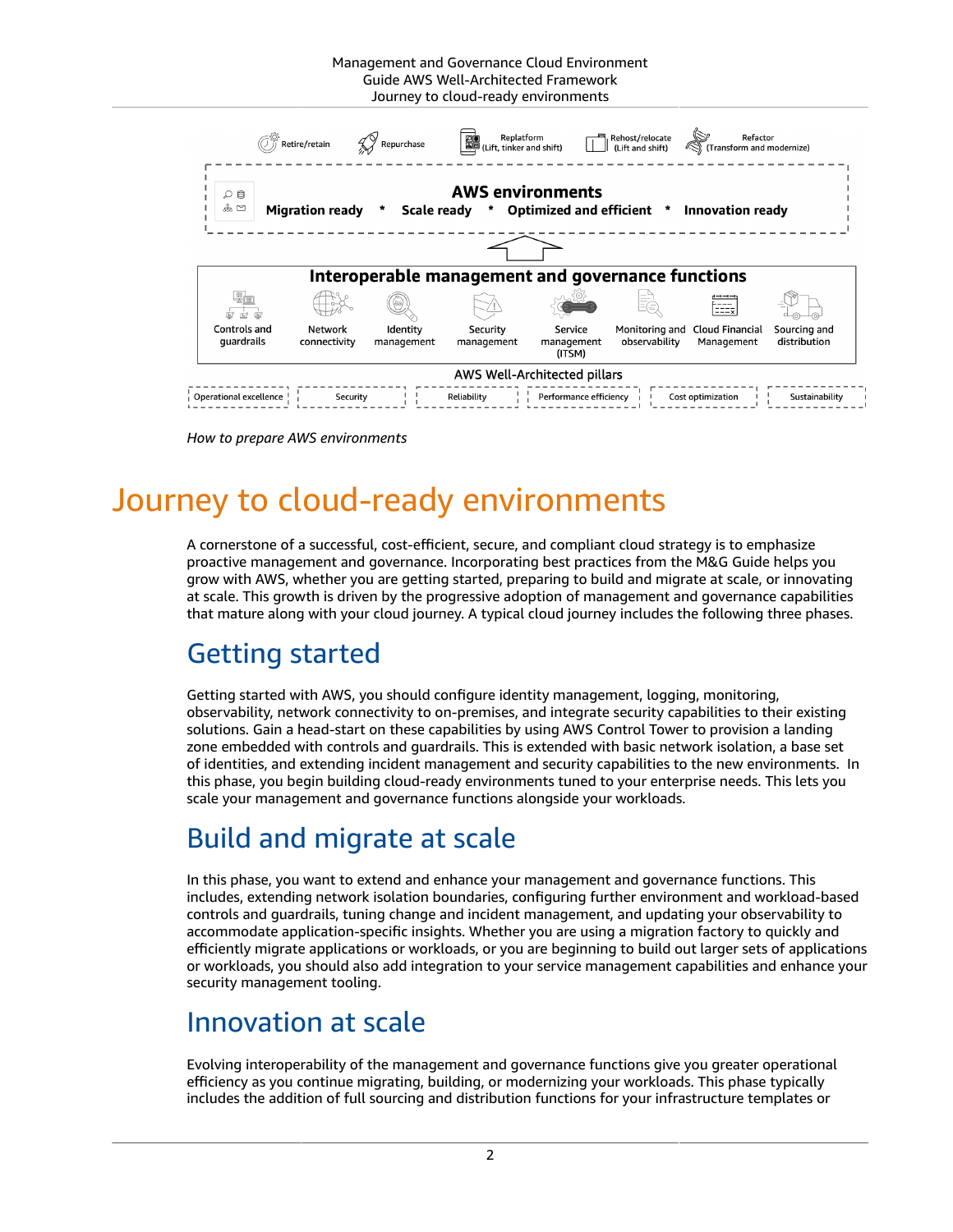*How to prepare AWS environments*

# Journey to cloud-ready environments

A cornerstone of a successful, cost-efficient, secure, and compliant cloud strategy is to emphasize proactive management and governance. Incorporating best practices from the M&G Guide helps you grow with AWS, whether you are getting started, preparing to build and migrate at scale, or innovating at scale. This growth is driven by the progressive adoption of management and governance capabilities that mature along with your cloud journey. A typical cloud journey includes the following three phases.

## Getting started

Getting started with AWS, you should configure identity management, logging, monitoring, observability, network connectivity to on-premises, and integrate security capabilities to their existing solutions. Gain a head-start on these capabilities by using AWS Control Tower to provision a landing zone embedded with controls and guardrails. This is extended with basic network isolation, a base set of identities, and extending incident management and security capabilities to the new environments. In this phase, you begin building cloud-ready environments tuned to your enterprise needs. This lets you scale your management and governance functions alongside your workloads.

## Build and migrate at scale

In this phase, you want to extend and enhance your management and governance functions. This includes, extending network isolation boundaries, configuring further environment and workload-based controls and guardrails, tuning change and incident management, and updating your observability to accommodate application-specific insights. Whether you are using a migration factory to quickly and efficiently migrate applications or workloads, or you are beginning to build out larger sets of applications or workloads, you should also add integration to your service management capabilities and enhance your security management tooling.

## Innovation at scale

Evolving interoperability of the management and governance functions give you greater operational efficiency as you continue migrating, building, or modernizing your workloads. This phase typically includes the addition of full sourcing and distribution functions for your infrastructure templates or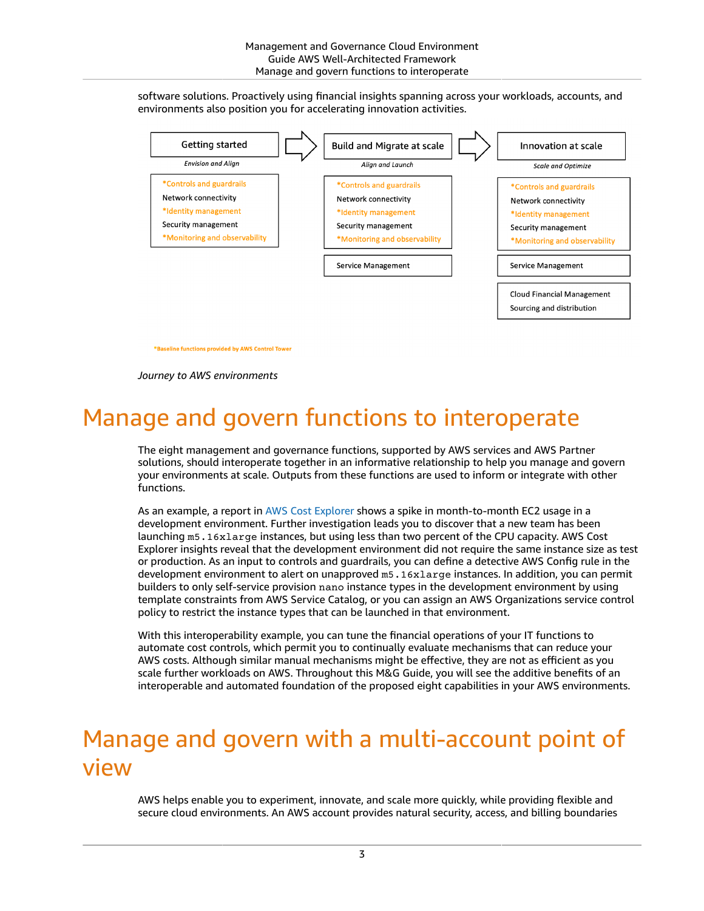software solutions. Proactively using financial insights spanning across your workloads, accounts, and environments also position you for accelerating innovation activities.

| Getting started | Build and Migrate at scale | Innovation at scale |
| --- | --- | --- |
| *Envision and Align* | *Align and Launch* | *Scale and Optimize* |
| *Controls and guardrails | *Controls and guardrails | *Controls and guardrails |
| Network connectivity | Network connectivity | Network connectivity |
| *Identity management | *Identity management | *Identity management |
| Security management | Security management | Security management |
| *Monitoring and observability | *Monitoring and observability | *Monitoring and observability |
| | Service Management | Service Management |
| | | Cloud Financial Management |
| | | Sourcing and distribution |

*Baseline functions provided by AWS Control Tower

*Journey to AWS environments*

# Manage and govern functions to interoperate

The eight management and governance functions, supported by AWS services and AWS Partner solutions, should interoperate together in an informative relationship to help you manage and govern your environments at scale. Outputs from these functions are used to inform or integrate with other functions.

As an example, a report in AWS Cost Explorer shows a spike in month-to-month EC2 usage in a development environment. Further investigation leads you to discover that a new team has been launching `m5.16xlarge` instances, but using less than two percent of the CPU capacity. AWS Cost Explorer insights reveal that the development environment did not require the same instance size as test or production. As an input to controls and guardrails, you can define a detective AWS Config rule in the development environment to alert on unapproved `m5.16xlarge` instances. In addition, you can permit builders to only self-service provision `nano` instance types in the development environment by using template constraints from AWS Service Catalog, or you can assign an AWS Organizations service control policy to restrict the instance types that can be launched in that environment.

With this interoperability example, you can tune the financial operations of your IT functions to automate cost controls, which permit you to continually evaluate mechanisms that can reduce your AWS costs. Although similar manual mechanisms might be effective, they are not as efficient as you scale further workloads on AWS. Throughout this M&G Guide, you will see the additive benefits of an interoperable and automated foundation of the proposed eight capabilities in your AWS environments.

# Manage and govern with a multi-account point of view

AWS helps enable you to experiment, innovate, and scale more quickly, while providing flexible and secure cloud environments. An AWS account provides natural security, access, and billing boundaries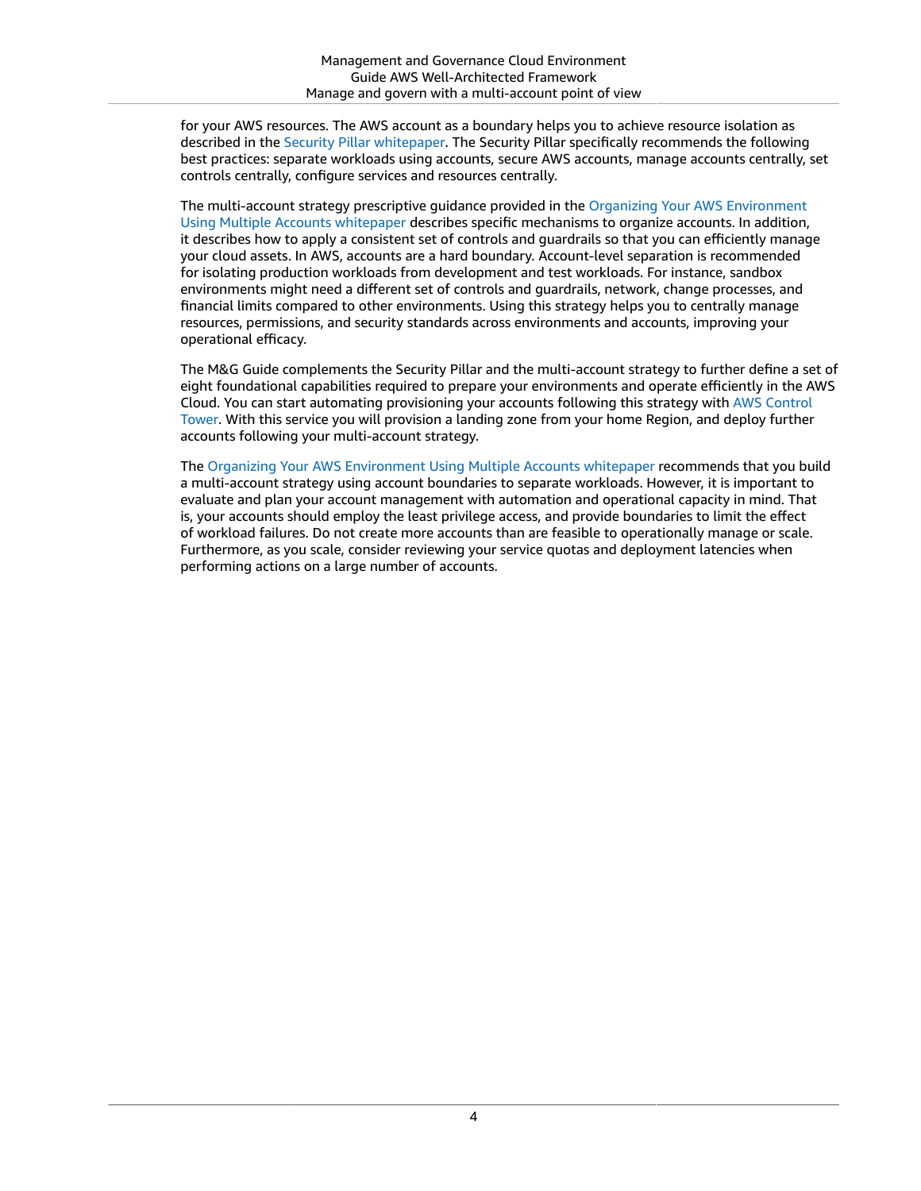for your AWS resources. The AWS account as a boundary helps you to achieve resource isolation as described in the Security Pillar whitepaper. The Security Pillar specifically recommends the following best practices: separate workloads using accounts, secure AWS accounts, manage accounts centrally, set controls centrally, configure services and resources centrally.

The multi-account strategy prescriptive guidance provided in the Organizing Your AWS Environment Using Multiple Accounts whitepaper describes specific mechanisms to organize accounts. In addition, it describes how to apply a consistent set of controls and guardrails so that you can efficiently manage your cloud assets. In AWS, accounts are a hard boundary. Account-level separation is recommended for isolating production workloads from development and test workloads. For instance, sandbox environments might need a different set of controls and guardrails, network, change processes, and financial limits compared to other environments. Using this strategy helps you to centrally manage resources, permissions, and security standards across environments and accounts, improving your operational efficacy.

The M&G Guide complements the Security Pillar and the multi-account strategy to further define a set of eight foundational capabilities required to prepare your environments and operate efficiently in the AWS Cloud. You can start automating provisioning your accounts following this strategy with AWS Control Tower. With this service you will provision a landing zone from your home Region, and deploy further accounts following your multi-account strategy.

The Organizing Your AWS Environment Using Multiple Accounts whitepaper recommends that you build a multi-account strategy using account boundaries to separate workloads. However, it is important to evaluate and plan your account management with automation and operational capacity in mind. That is, your accounts should employ the least privilege access, and provide boundaries to limit the effect of workload failures. Do not create more accounts than are feasible to operationally manage or scale. Furthermore, as you scale, consider reviewing your service quotas and deployment latencies when performing actions on a large number of accounts.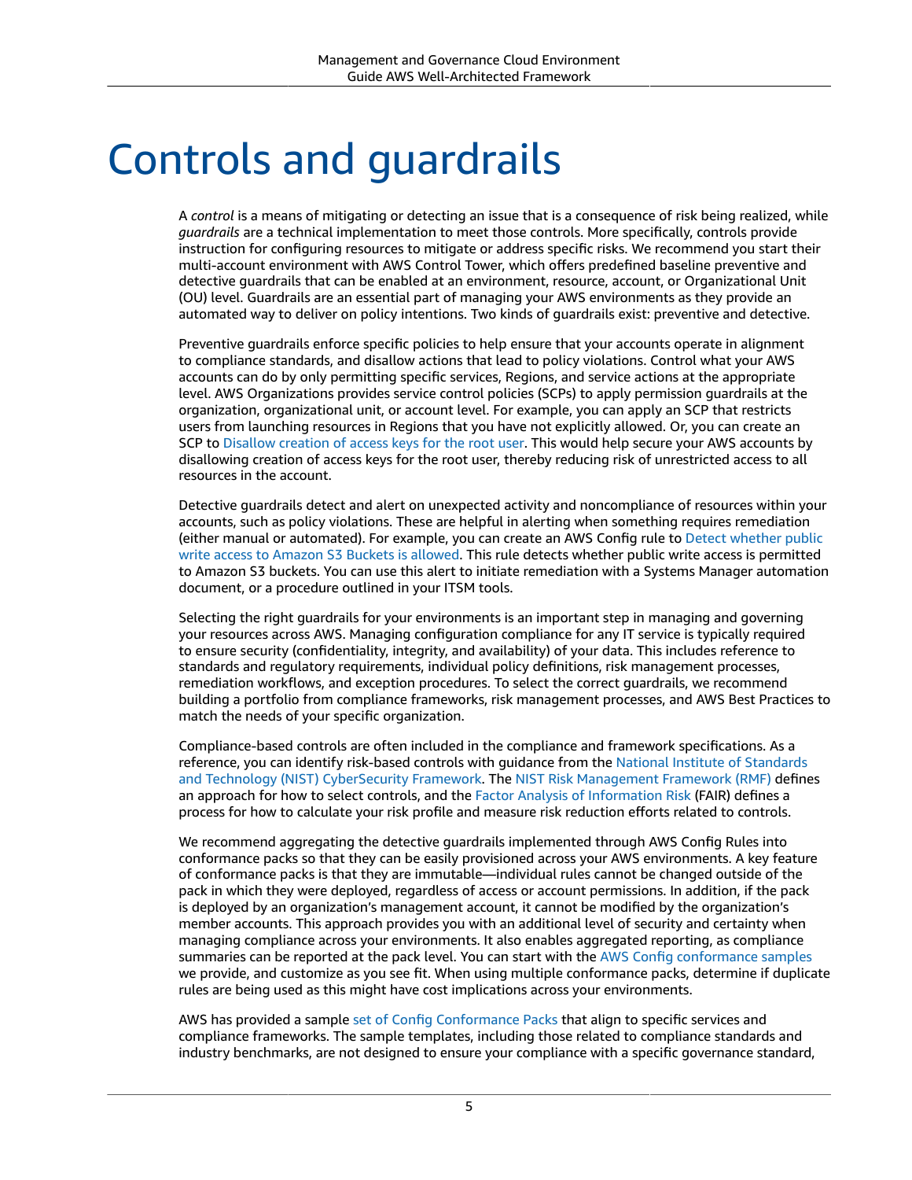# Controls and guardrails

A *control* is a means of mitigating or detecting an issue that is a consequence of risk being realized, while *guardrails* are a technical implementation to meet those controls. More specifically, controls provide instruction for configuring resources to mitigate or address specific risks. We recommend you start their multi-account environment with AWS Control Tower, which offers predefined baseline preventive and detective guardrails that can be enabled at an environment, resource, account, or Organizational Unit (OU) level. Guardrails are an essential part of managing your AWS environments as they provide an automated way to deliver on policy intentions. Two kinds of guardrails exist: preventive and detective.

Preventive guardrails enforce specific policies to help ensure that your accounts operate in alignment to compliance standards, and disallow actions that lead to policy violations. Control what your AWS accounts can do by only permitting specific services, Regions, and service actions at the appropriate level. AWS Organizations provides service control policies (SCPs) to apply permission guardrails at the organization, organizational unit, or account level. For example, you can apply an SCP that restricts users from launching resources in Regions that you have not explicitly allowed. Or, you can create an SCP to Disallow creation of access keys for the root user. This would help secure your AWS accounts by disallowing creation of access keys for the root user, thereby reducing risk of unrestricted access to all resources in the account.

Detective guardrails detect and alert on unexpected activity and noncompliance of resources within your accounts, such as policy violations. These are helpful in alerting when something requires remediation (either manual or automated). For example, you can create an AWS Config rule to Detect whether public write access to Amazon S3 Buckets is allowed. This rule detects whether public write access is permitted to Amazon S3 buckets. You can use this alert to initiate remediation with a Systems Manager automation document, or a procedure outlined in your ITSM tools.

Selecting the right guardrails for your environments is an important step in managing and governing your resources across AWS. Managing configuration compliance for any IT service is typically required to ensure security (confidentiality, integrity, and availability) of your data. This includes reference to standards and regulatory requirements, individual policy definitions, risk management processes, remediation workflows, and exception procedures. To select the correct guardrails, we recommend building a portfolio from compliance frameworks, risk management processes, and AWS Best Practices to match the needs of your specific organization.

Compliance-based controls are often included in the compliance and framework specifications. As a reference, you can identify risk-based controls with guidance from the National Institute of Standards and Technology (NIST) CyberSecurity Framework. The NIST Risk Management Framework (RMF) defines an approach for how to select controls, and the Factor Analysis of Information Risk (FAIR) defines a process for how to calculate your risk profile and measure risk reduction efforts related to controls.

We recommend aggregating the detective guardrails implemented through AWS Config Rules into conformance packs so that they can be easily provisioned across your AWS environments. A key feature of conformance packs is that they are immutable—individual rules cannot be changed outside of the pack in which they were deployed, regardless of access or account permissions. In addition, if the pack is deployed by an organization's management account, it cannot be modified by the organization's member accounts. This approach provides you with an additional level of security and certainty when managing compliance across your environments. It also enables aggregated reporting, as compliance summaries can be reported at the pack level. You can start with the AWS Config conformance samples we provide, and customize as you see fit. When using multiple conformance packs, determine if duplicate rules are being used as this might have cost implications across your environments.

AWS has provided a sample set of Config Conformance Packs that align to specific services and compliance frameworks. The sample templates, including those related to compliance standards and industry benchmarks, are not designed to ensure your compliance with a specific governance standard,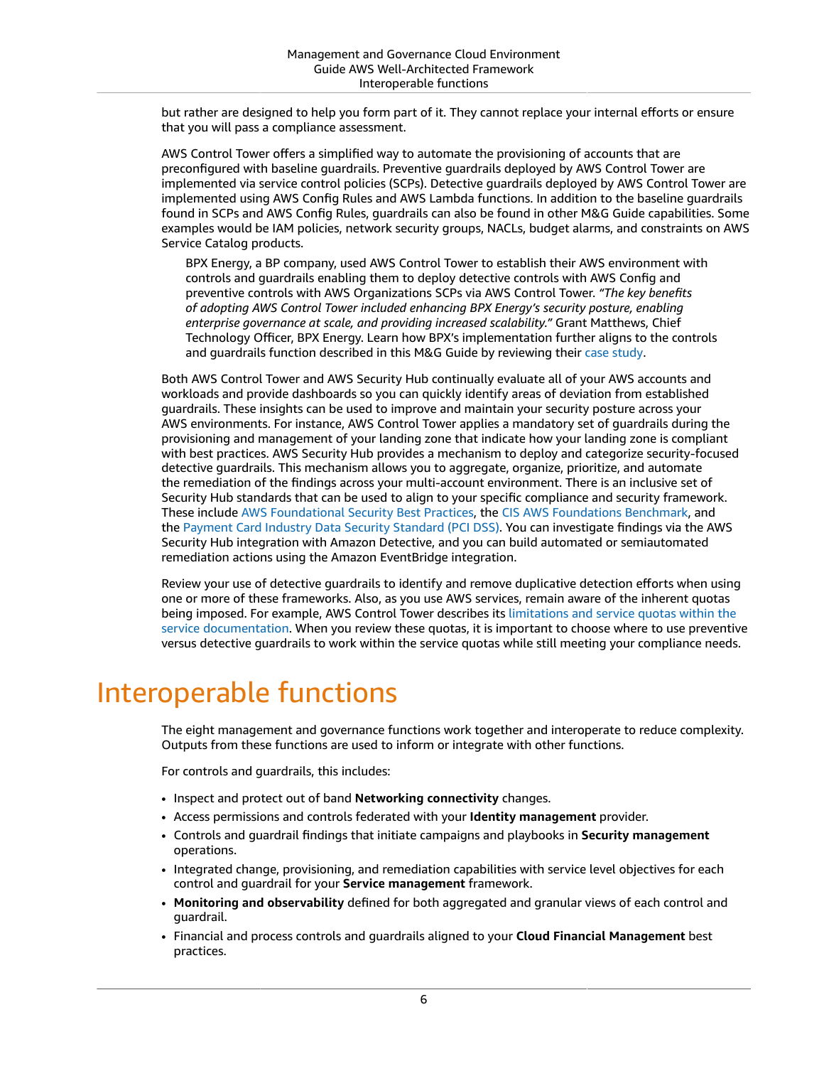but rather are designed to help you form part of it. They cannot replace your internal efforts or ensure that you will pass a compliance assessment.

AWS Control Tower offers a simplified way to automate the provisioning of accounts that are preconfigured with baseline guardrails. Preventive guardrails deployed by AWS Control Tower are implemented via service control policies (SCPs). Detective guardrails deployed by AWS Control Tower are implemented using AWS Config Rules and AWS Lambda functions. In addition to the baseline guardrails found in SCPs and AWS Config Rules, guardrails can also be found in other M&G Guide capabilities. Some examples would be IAM policies, network security groups, NACLs, budget alarms, and constraints on AWS Service Catalog products.

> BPX Energy, a BP company, used AWS Control Tower to establish their AWS environment with controls and guardrails enabling them to deploy detective controls with AWS Config and preventive controls with AWS Organizations SCPs via AWS Control Tower. *"The key benefits of adopting AWS Control Tower included enhancing BPX Energy's security posture, enabling enterprise governance at scale, and providing increased scalability."* Grant Matthews, Chief Technology Officer, BPX Energy. Learn how BPX's implementation further aligns to the controls and guardrails function described in this M&G Guide by reviewing their case study.

Both AWS Control Tower and AWS Security Hub continually evaluate all of your AWS accounts and workloads and provide dashboards so you can quickly identify areas of deviation from established guardrails. These insights can be used to improve and maintain your security posture across your AWS environments. For instance, AWS Control Tower applies a mandatory set of guardrails during the provisioning and management of your landing zone that indicate how your landing zone is compliant with best practices. AWS Security Hub provides a mechanism to deploy and categorize security-focused detective guardrails. This mechanism allows you to aggregate, organize, prioritize, and automate the remediation of the findings across your multi-account environment. There is an inclusive set of Security Hub standards that can be used to align to your specific compliance and security framework. These include AWS Foundational Security Best Practices, the CIS AWS Foundations Benchmark, and the Payment Card Industry Data Security Standard (PCI DSS). You can investigate findings via the AWS Security Hub integration with Amazon Detective, and you can build automated or semiautomated remediation actions using the Amazon EventBridge integration.

Review your use of detective guardrails to identify and remove duplicative detection efforts when using one or more of these frameworks. Also, as you use AWS services, remain aware of the inherent quotas being imposed. For example, AWS Control Tower describes its limitations and service quotas within the service documentation. When you review these quotas, it is important to choose where to use preventive versus detective guardrails to work within the service quotas while still meeting your compliance needs.

# Interoperable functions

The eight management and governance functions work together and interoperate to reduce complexity. Outputs from these functions are used to inform or integrate with other functions.

For controls and guardrails, this includes:

- Inspect and protect out of band **Networking connectivity** changes.
- Access permissions and controls federated with your **Identity management** provider.
- Controls and guardrail findings that initiate campaigns and playbooks in **Security management** operations.
- Integrated change, provisioning, and remediation capabilities with service level objectives for each control and guardrail for your **Service management** framework.
- **Monitoring and observability** defined for both aggregated and granular views of each control and guardrail.
- Financial and process controls and guardrails aligned to your **Cloud Financial Management** best practices.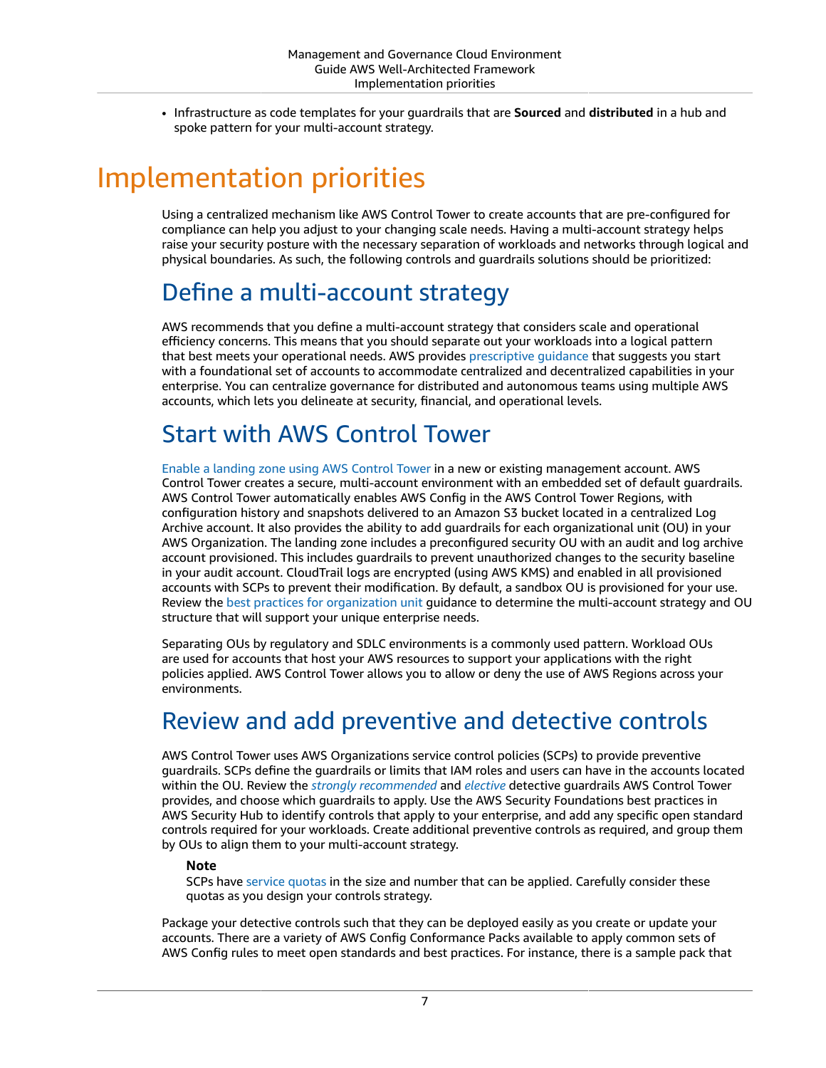- Infrastructure as code templates for your guardrails that are **Sourced** and **distributed** in a hub and spoke pattern for your multi-account strategy.

# Implementation priorities

Using a centralized mechanism like AWS Control Tower to create accounts that are pre-configured for compliance can help you adjust to your changing scale needs. Having a multi-account strategy helps raise your security posture with the necessary separation of workloads and networks through logical and physical boundaries. As such, the following controls and guardrails solutions should be prioritized:

## Define a multi-account strategy

AWS recommends that you define a multi-account strategy that considers scale and operational efficiency concerns. This means that you should separate out your workloads into a logical pattern that best meets your operational needs. AWS provides prescriptive guidance that suggests you start with a foundational set of accounts to accommodate centralized and decentralized capabilities in your enterprise. You can centralize governance for distributed and autonomous teams using multiple AWS accounts, which lets you delineate at security, financial, and operational levels.

## Start with AWS Control Tower

Enable a landing zone using AWS Control Tower in a new or existing management account. AWS Control Tower creates a secure, multi-account environment with an embedded set of default guardrails. AWS Control Tower automatically enables AWS Config in the AWS Control Tower Regions, with configuration history and snapshots delivered to an Amazon S3 bucket located in a centralized Log Archive account. It also provides the ability to add guardrails for each organizational unit (OU) in your AWS Organization. The landing zone includes a preconfigured security OU with an audit and log archive account provisioned. This includes guardrails to prevent unauthorized changes to the security baseline in your audit account. CloudTrail logs are encrypted (using AWS KMS) and enabled in all provisioned accounts with SCPs to prevent their modification. By default, a sandbox OU is provisioned for your use. Review the best practices for organization unit guidance to determine the multi-account strategy and OU structure that will support your unique enterprise needs.

Separating OUs by regulatory and SDLC environments is a commonly used pattern. Workload OUs are used for accounts that host your AWS resources to support your applications with the right policies applied. AWS Control Tower allows you to allow or deny the use of AWS Regions across your environments.

## Review and add preventive and detective controls

AWS Control Tower uses AWS Organizations service control policies (SCPs) to provide preventive guardrails. SCPs define the guardrails or limits that IAM roles and users can have in the accounts located within the OU. Review the *strongly recommended* and *elective* detective guardrails AWS Control Tower provides, and choose which guardrails to apply. Use the AWS Security Foundations best practices in AWS Security Hub to identify controls that apply to your enterprise, and add any specific open standard controls required for your workloads. Create additional preventive controls as required, and group them by OUs to align them to your multi-account strategy.

> **Note**
>
> SCPs have service quotas in the size and number that can be applied. Carefully consider these quotas as you design your controls strategy.

Package your detective controls such that they can be deployed easily as you create or update your accounts. There are a variety of AWS Config Conformance Packs available to apply common sets of AWS Config rules to meet open standards and best practices. For instance, there is a sample pack that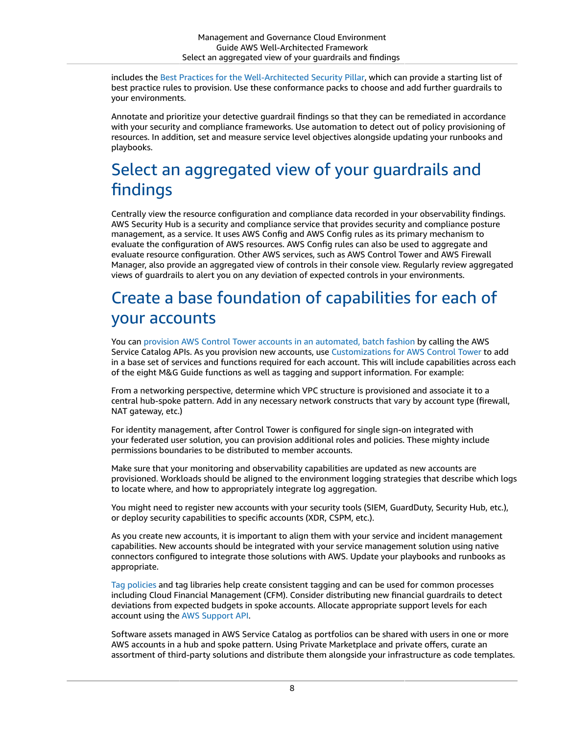includes the Best Practices for the Well-Architected Security Pillar, which can provide a starting list of best practice rules to provision. Use these conformance packs to choose and add further guardrails to your environments.

Annotate and prioritize your detective guardrail findings so that they can be remediated in accordance with your security and compliance frameworks. Use automation to detect out of policy provisioning of resources. In addition, set and measure service level objectives alongside updating your runbooks and playbooks.

## Select an aggregated view of your guardrails and findings

Centrally view the resource configuration and compliance data recorded in your observability findings. AWS Security Hub is a security and compliance service that provides security and compliance posture management, as a service. It uses AWS Config and AWS Config rules as its primary mechanism to evaluate the configuration of AWS resources. AWS Config rules can also be used to aggregate and evaluate resource configuration. Other AWS services, such as AWS Control Tower and AWS Firewall Manager, also provide an aggregated view of controls in their console view. Regularly review aggregated views of guardrails to alert you on any deviation of expected controls in your environments.

## Create a base foundation of capabilities for each of your accounts

You can provision AWS Control Tower accounts in an automated, batch fashion by calling the AWS Service Catalog APIs. As you provision new accounts, use Customizations for AWS Control Tower to add in a base set of services and functions required for each account. This will include capabilities across each of the eight M&G Guide functions as well as tagging and support information. For example:

From a networking perspective, determine which VPC structure is provisioned and associate it to a central hub-spoke pattern. Add in any necessary network constructs that vary by account type (firewall, NAT gateway, etc.)

For identity management, after Control Tower is configured for single sign-on integrated with your federated user solution, you can provision additional roles and policies. These mighty include permissions boundaries to be distributed to member accounts.

Make sure that your monitoring and observability capabilities are updated as new accounts are provisioned. Workloads should be aligned to the environment logging strategies that describe which logs to locate where, and how to appropriately integrate log aggregation.

You might need to register new accounts with your security tools (SIEM, GuardDuty, Security Hub, etc.), or deploy security capabilities to specific accounts (XDR, CSPM, etc.).

As you create new accounts, it is important to align them with your service and incident management capabilities. New accounts should be integrated with your service management solution using native connectors configured to integrate those solutions with AWS. Update your playbooks and runbooks as appropriate.

Tag policies and tag libraries help create consistent tagging and can be used for common processes including Cloud Financial Management (CFM). Consider distributing new financial guardrails to detect deviations from expected budgets in spoke accounts. Allocate appropriate support levels for each account using the AWS Support API.

Software assets managed in AWS Service Catalog as portfolios can be shared with users in one or more AWS accounts in a hub and spoke pattern. Using Private Marketplace and private offers, curate an assortment of third-party solutions and distribute them alongside your infrastructure as code templates.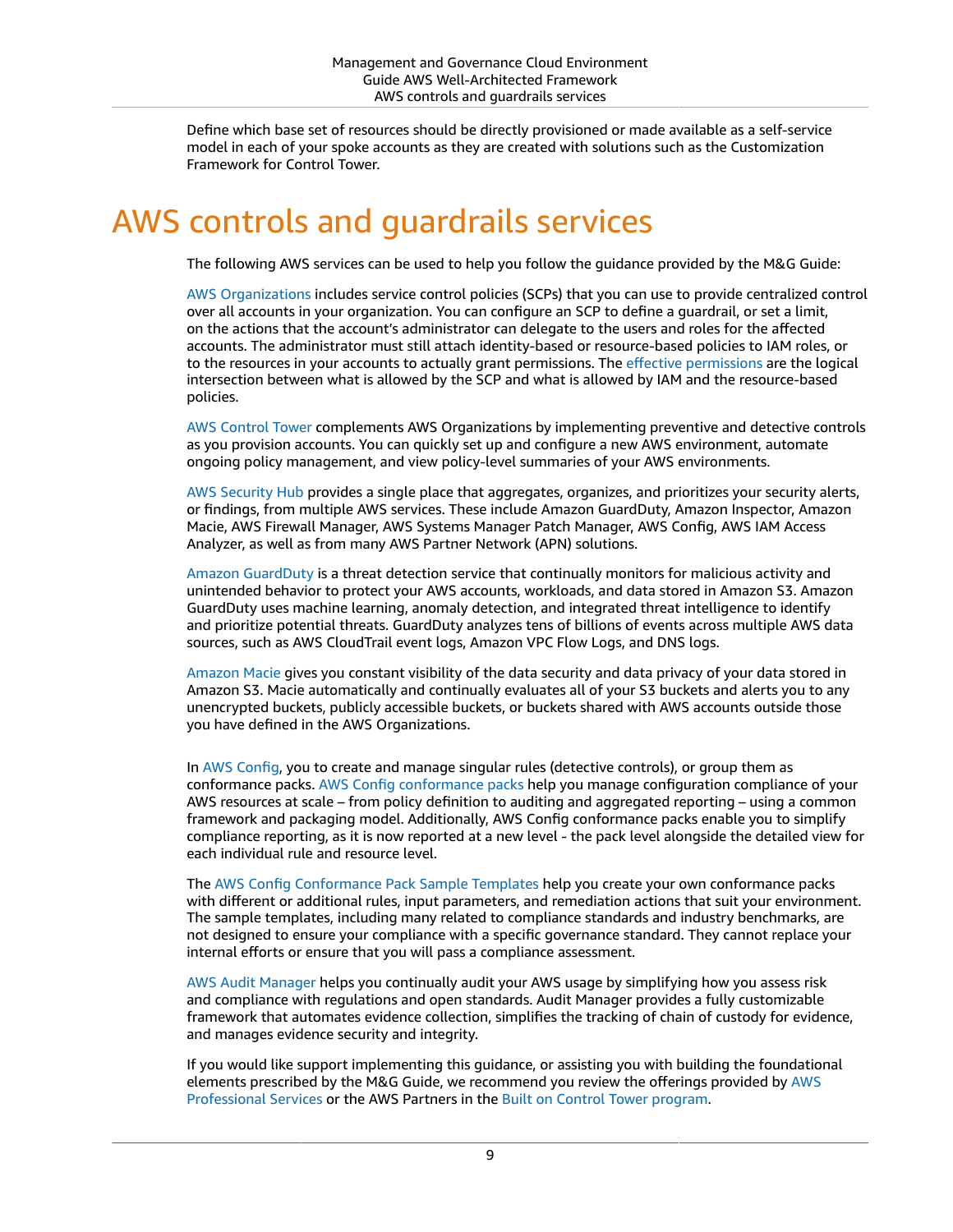Define which base set of resources should be directly provisioned or made available as a self-service model in each of your spoke accounts as they are created with solutions such as the Customization Framework for Control Tower.

# AWS controls and guardrails services

The following AWS services can be used to help you follow the guidance provided by the M&G Guide:

AWS Organizations includes service control policies (SCPs) that you can use to provide centralized control over all accounts in your organization. You can configure an SCP to define a guardrail, or set a limit, on the actions that the account's administrator can delegate to the users and roles for the affected accounts. The administrator must still attach identity-based or resource-based policies to IAM roles, or to the resources in your accounts to actually grant permissions. The effective permissions are the logical intersection between what is allowed by the SCP and what is allowed by IAM and the resource-based policies.

AWS Control Tower complements AWS Organizations by implementing preventive and detective controls as you provision accounts. You can quickly set up and configure a new AWS environment, automate ongoing policy management, and view policy-level summaries of your AWS environments.

AWS Security Hub provides a single place that aggregates, organizes, and prioritizes your security alerts, or findings, from multiple AWS services. These include Amazon GuardDuty, Amazon Inspector, Amazon Macie, AWS Firewall Manager, AWS Systems Manager Patch Manager, AWS Config, AWS IAM Access Analyzer, as well as from many AWS Partner Network (APN) solutions.

Amazon GuardDuty is a threat detection service that continually monitors for malicious activity and unintended behavior to protect your AWS accounts, workloads, and data stored in Amazon S3. Amazon GuardDuty uses machine learning, anomaly detection, and integrated threat intelligence to identify and prioritize potential threats. GuardDuty analyzes tens of billions of events across multiple AWS data sources, such as AWS CloudTrail event logs, Amazon VPC Flow Logs, and DNS logs.

Amazon Macie gives you constant visibility of the data security and data privacy of your data stored in Amazon S3. Macie automatically and continually evaluates all of your S3 buckets and alerts you to any unencrypted buckets, publicly accessible buckets, or buckets shared with AWS accounts outside those you have defined in the AWS Organizations.

In AWS Config, you to create and manage singular rules (detective controls), or group them as conformance packs. AWS Config conformance packs help you manage configuration compliance of your AWS resources at scale – from policy definition to auditing and aggregated reporting – using a common framework and packaging model. Additionally, AWS Config conformance packs enable you to simplify compliance reporting, as it is now reported at a new level - the pack level alongside the detailed view for each individual rule and resource level.

The AWS Config Conformance Pack Sample Templates help you create your own conformance packs with different or additional rules, input parameters, and remediation actions that suit your environment. The sample templates, including many related to compliance standards and industry benchmarks, are not designed to ensure your compliance with a specific governance standard. They cannot replace your internal efforts or ensure that you will pass a compliance assessment.

AWS Audit Manager helps you continually audit your AWS usage by simplifying how you assess risk and compliance with regulations and open standards. Audit Manager provides a fully customizable framework that automates evidence collection, simplifies the tracking of chain of custody for evidence, and manages evidence security and integrity.

If you would like support implementing this guidance, or assisting you with building the foundational elements prescribed by the M&G Guide, we recommend you review the offerings provided by AWS Professional Services or the AWS Partners in the Built on Control Tower program.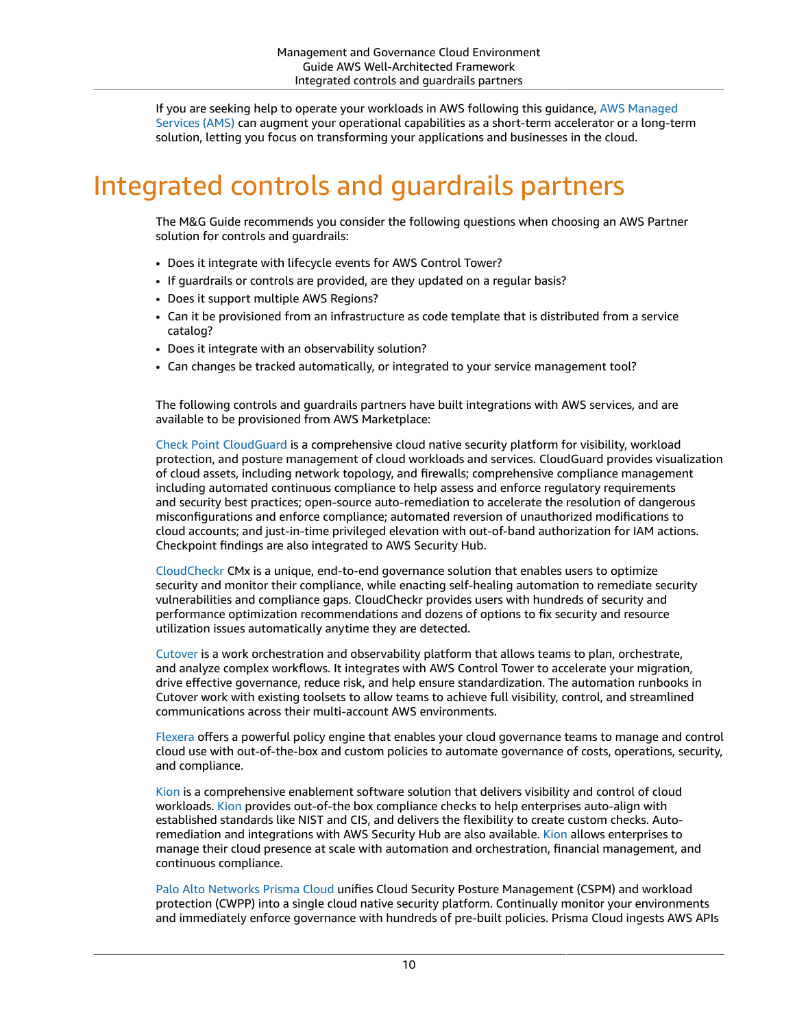If you are seeking help to operate your workloads in AWS following this guidance, AWS Managed Services (AMS) can augment your operational capabilities as a short-term accelerator or a long-term solution, letting you focus on transforming your applications and businesses in the cloud.

# Integrated controls and guardrails partners

The M&G Guide recommends you consider the following questions when choosing an AWS Partner solution for controls and guardrails:

- Does it integrate with lifecycle events for AWS Control Tower?
- If guardrails or controls are provided, are they updated on a regular basis?
- Does it support multiple AWS Regions?
- Can it be provisioned from an infrastructure as code template that is distributed from a service catalog?
- Does it integrate with an observability solution?
- Can changes be tracked automatically, or integrated to your service management tool?

The following controls and guardrails partners have built integrations with AWS services, and are available to be provisioned from AWS Marketplace:

Check Point CloudGuard is a comprehensive cloud native security platform for visibility, workload protection, and posture management of cloud workloads and services. CloudGuard provides visualization of cloud assets, including network topology, and firewalls; comprehensive compliance management including automated continuous compliance to help assess and enforce regulatory requirements and security best practices; open-source auto-remediation to accelerate the resolution of dangerous misconfigurations and enforce compliance; automated reversion of unauthorized modifications to cloud accounts; and just-in-time privileged elevation with out-of-band authorization for IAM actions. Checkpoint findings are also integrated to AWS Security Hub.

CloudCheckr CMx is a unique, end-to-end governance solution that enables users to optimize security and monitor their compliance, while enacting self-healing automation to remediate security vulnerabilities and compliance gaps. CloudCheckr provides users with hundreds of security and performance optimization recommendations and dozens of options to fix security and resource utilization issues automatically anytime they are detected.

Cutover is a work orchestration and observability platform that allows teams to plan, orchestrate, and analyze complex workflows. It integrates with AWS Control Tower to accelerate your migration, drive effective governance, reduce risk, and help ensure standardization. The automation runbooks in Cutover work with existing toolsets to allow teams to achieve full visibility, control, and streamlined communications across their multi-account AWS environments.

Flexera offers a powerful policy engine that enables your cloud governance teams to manage and control cloud use with out-of-the-box and custom policies to automate governance of costs, operations, security, and compliance.

Kion is a comprehensive enablement software solution that delivers visibility and control of cloud workloads. Kion provides out-of-the box compliance checks to help enterprises auto-align with established standards like NIST and CIS, and delivers the flexibility to create custom checks. Auto-remediation and integrations with AWS Security Hub are also available. Kion allows enterprises to manage their cloud presence at scale with automation and orchestration, financial management, and continuous compliance.

Palo Alto Networks Prisma Cloud unifies Cloud Security Posture Management (CSPM) and workload protection (CWPP) into a single cloud native security platform. Continually monitor your environments and immediately enforce governance with hundreds of pre-built policies. Prisma Cloud ingests AWS APIs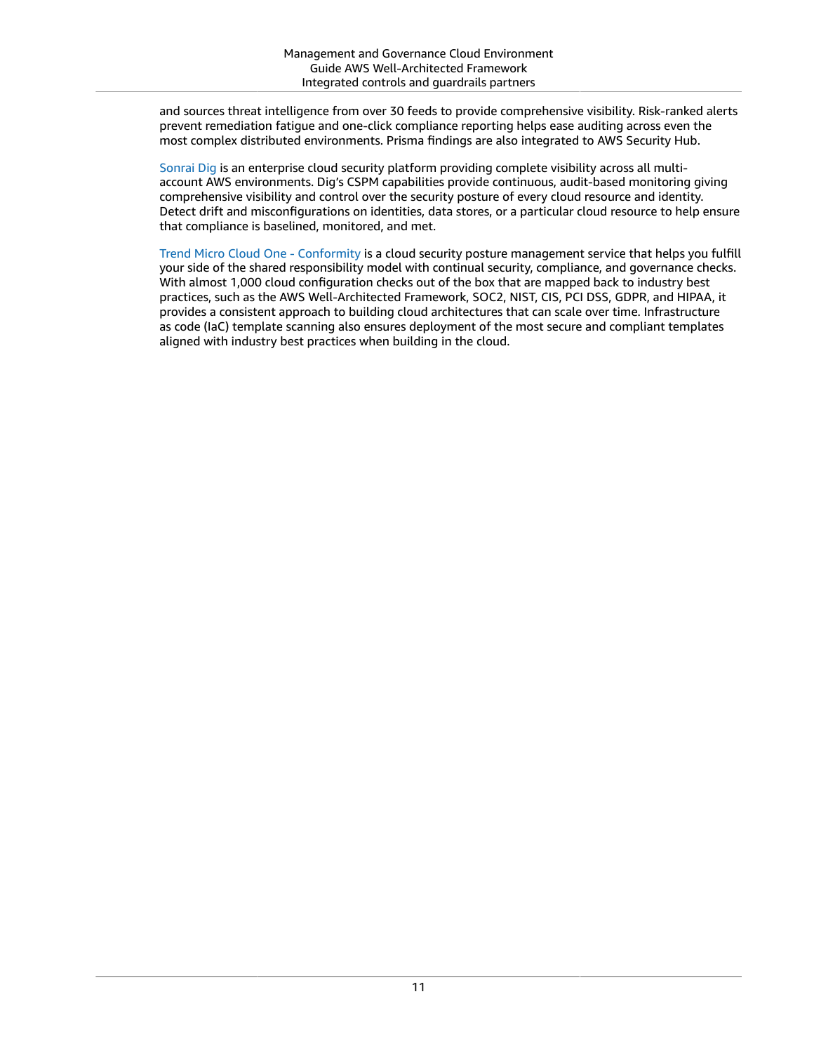and sources threat intelligence from over 30 feeds to provide comprehensive visibility. Risk-ranked alerts prevent remediation fatigue and one-click compliance reporting helps ease auditing across even the most complex distributed environments. Prisma findings are also integrated to AWS Security Hub.

Sonrai Dig is an enterprise cloud security platform providing complete visibility across all multi-account AWS environments. Dig's CSPM capabilities provide continuous, audit-based monitoring giving comprehensive visibility and control over the security posture of every cloud resource and identity. Detect drift and misconfigurations on identities, data stores, or a particular cloud resource to help ensure that compliance is baselined, monitored, and met.

Trend Micro Cloud One - Conformity is a cloud security posture management service that helps you fulfill your side of the shared responsibility model with continual security, compliance, and governance checks. With almost 1,000 cloud configuration checks out of the box that are mapped back to industry best practices, such as the AWS Well-Architected Framework, SOC2, NIST, CIS, PCI DSS, GDPR, and HIPAA, it provides a consistent approach to building cloud architectures that can scale over time. Infrastructure as code (IaC) template scanning also ensures deployment of the most secure and compliant templates aligned with industry best practices when building in the cloud.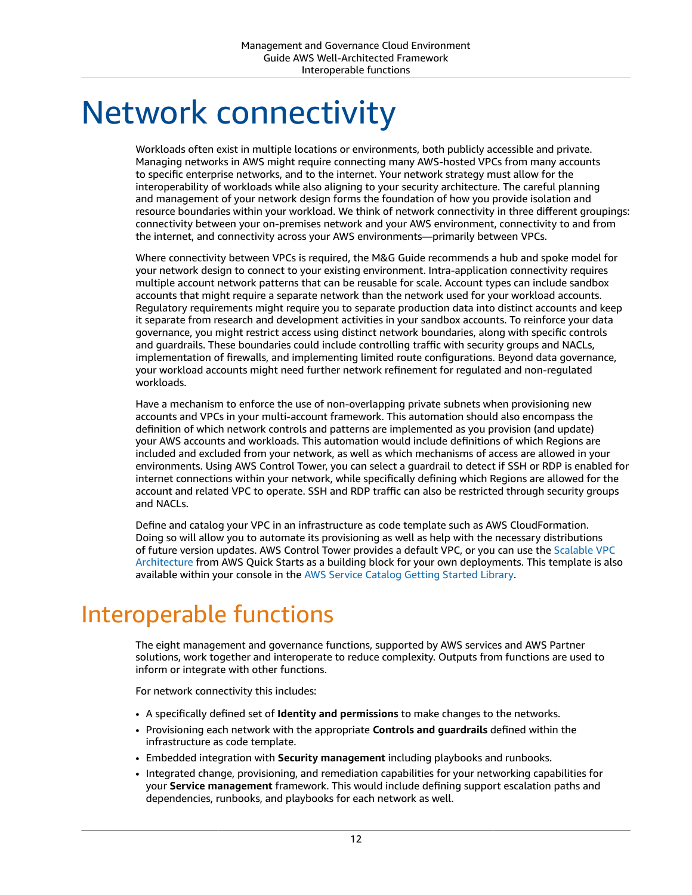# Network connectivity

Workloads often exist in multiple locations or environments, both publicly accessible and private. Managing networks in AWS might require connecting many AWS-hosted VPCs from many accounts to specific enterprise networks, and to the internet. Your network strategy must allow for the interoperability of workloads while also aligning to your security architecture. The careful planning and management of your network design forms the foundation of how you provide isolation and resource boundaries within your workload. We think of network connectivity in three different groupings: connectivity between your on-premises network and your AWS environment, connectivity to and from the internet, and connectivity across your AWS environments—primarily between VPCs.

Where connectivity between VPCs is required, the M&G Guide recommends a hub and spoke model for your network design to connect to your existing environment. Intra-application connectivity requires multiple account network patterns that can be reusable for scale. Account types can include sandbox accounts that might require a separate network than the network used for your workload accounts. Regulatory requirements might require you to separate production data into distinct accounts and keep it separate from research and development activities in your sandbox accounts. To reinforce your data governance, you might restrict access using distinct network boundaries, along with specific controls and guardrails. These boundaries could include controlling traffic with security groups and NACLs, implementation of firewalls, and implementing limited route configurations. Beyond data governance, your workload accounts might need further network refinement for regulated and non-regulated workloads.

Have a mechanism to enforce the use of non-overlapping private subnets when provisioning new accounts and VPCs in your multi-account framework. This automation should also encompass the definition of which network controls and patterns are implemented as you provision (and update) your AWS accounts and workloads. This automation would include definitions of which Regions are included and excluded from your network, as well as which mechanisms of access are allowed in your environments. Using AWS Control Tower, you can select a guardrail to detect if SSH or RDP is enabled for internet connections within your network, while specifically defining which Regions are allowed for the account and related VPC to operate. SSH and RDP traffic can also be restricted through security groups and NACLs.

Define and catalog your VPC in an infrastructure as code template such as AWS CloudFormation. Doing so will allow you to automate its provisioning as well as help with the necessary distributions of future version updates. AWS Control Tower provides a default VPC, or you can use the Scalable VPC Architecture from AWS Quick Starts as a building block for your own deployments. This template is also available within your console in the AWS Service Catalog Getting Started Library.

## Interoperable functions

The eight management and governance functions, supported by AWS services and AWS Partner solutions, work together and interoperate to reduce complexity. Outputs from functions are used to inform or integrate with other functions.

For network connectivity this includes:

- A specifically defined set of **Identity and permissions** to make changes to the networks.
- Provisioning each network with the appropriate **Controls and guardrails** defined within the infrastructure as code template.
- Embedded integration with **Security management** including playbooks and runbooks.
- Integrated change, provisioning, and remediation capabilities for your networking capabilities for your **Service management** framework. This would include defining support escalation paths and dependencies, runbooks, and playbooks for each network as well.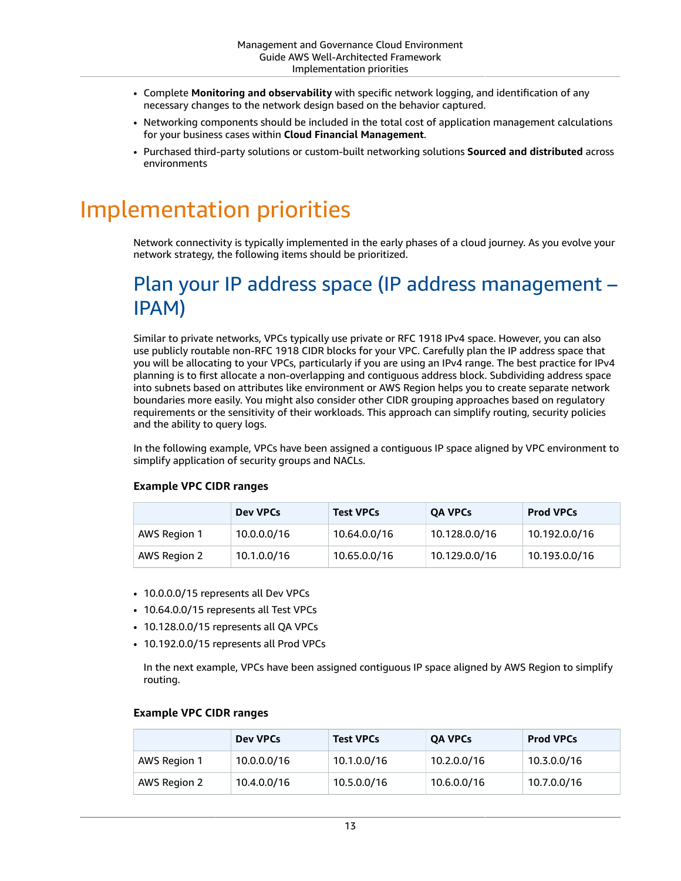- Complete **Monitoring and observability** with specific network logging, and identification of any necessary changes to the network design based on the behavior captured.
- Networking components should be included in the total cost of application management calculations for your business cases within **Cloud Financial Management**.
- Purchased third-party solutions or custom-built networking solutions **Sourced and distributed** across environments

# Implementation priorities

Network connectivity is typically implemented in the early phases of a cloud journey. As you evolve your network strategy, the following items should be prioritized.

## Plan your IP address space (IP address management – IPAM)

Similar to private networks, VPCs typically use private or RFC 1918 IPv4 space. However, you can also use publicly routable non-RFC 1918 CIDR blocks for your VPC. Carefully plan the IP address space that you will be allocating to your VPCs, particularly if you are using an IPv4 range. The best practice for IPv4 planning is to first allocate a non-overlapping and contiguous address block. Subdividing address space into subnets based on attributes like environment or AWS Region helps you to create separate network boundaries more easily. You might also consider other CIDR grouping approaches based on regulatory requirements or the sensitivity of their workloads. This approach can simplify routing, security policies and the ability to query logs.

In the following example, VPCs have been assigned a contiguous IP space aligned by VPC environment to simplify application of security groups and NACLs.

**Example VPC CIDR ranges**

| | Dev VPCs | Test VPCs | QA VPCs | Prod VPCs |
|---|---|---|---|---|
| AWS Region 1 | 10.0.0.0/16 | 10.64.0.0/16 | 10.128.0.0/16 | 10.192.0.0/16 |
| AWS Region 2 | 10.1.0.0/16 | 10.65.0.0/16 | 10.129.0.0/16 | 10.193.0.0/16 |

- 10.0.0.0/15 represents all Dev VPCs
- 10.64.0.0/15 represents all Test VPCs
- 10.128.0.0/15 represents all QA VPCs
- 10.192.0.0/15 represents all Prod VPCs

  In the next example, VPCs have been assigned contiguous IP space aligned by AWS Region to simplify routing.

**Example VPC CIDR ranges**

| | Dev VPCs | Test VPCs | QA VPCs | Prod VPCs |
|---|---|---|---|---|
| AWS Region 1 | 10.0.0.0/16 | 10.1.0.0/16 | 10.2.0.0/16 | 10.3.0.0/16 |
| AWS Region 2 | 10.4.0.0/16 | 10.5.0.0/16 | 10.6.0.0/16 | 10.7.0.0/16 |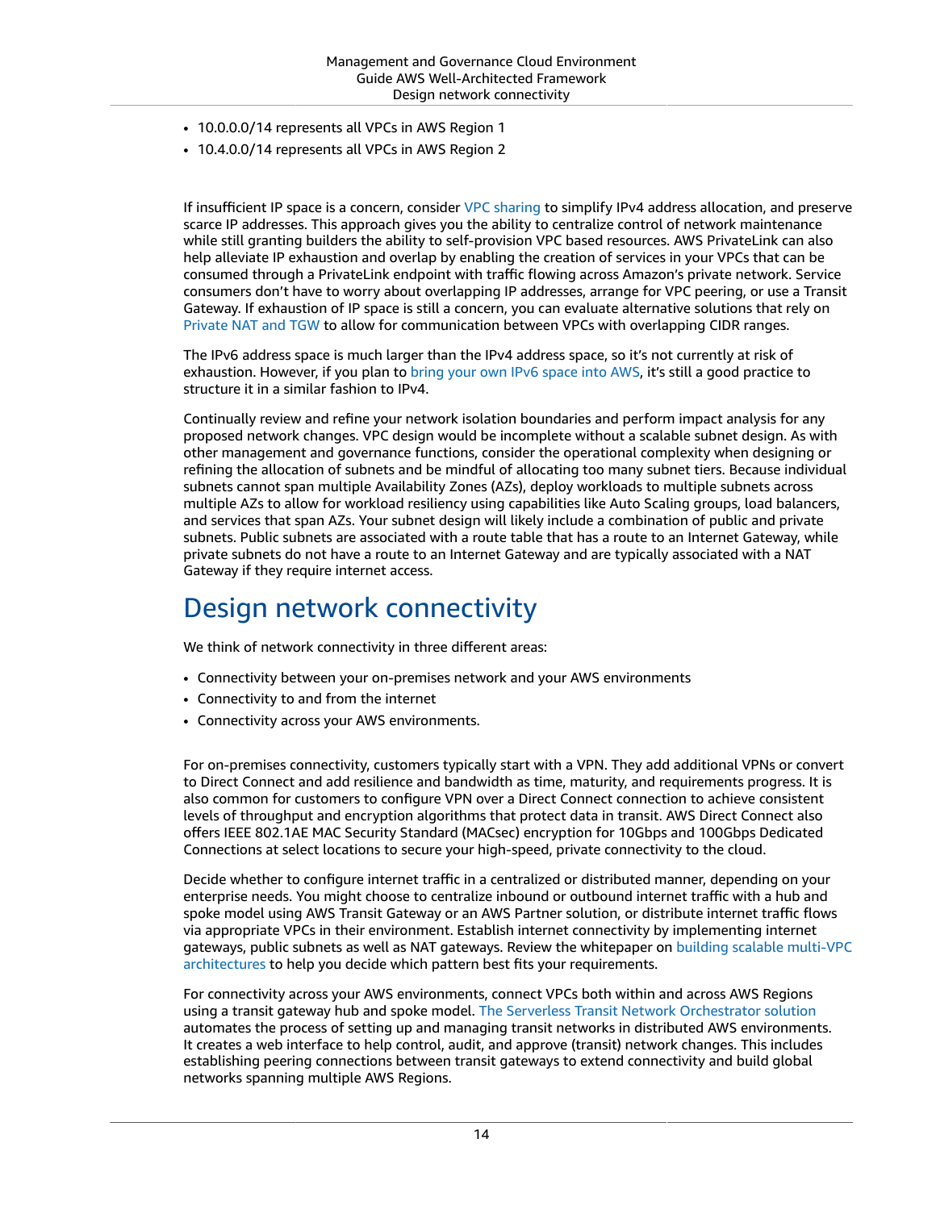- 10.0.0.0/14 represents all VPCs in AWS Region 1
- 10.4.0.0/14 represents all VPCs in AWS Region 2

If insufficient IP space is a concern, consider VPC sharing to simplify IPv4 address allocation, and preserve scarce IP addresses. This approach gives you the ability to centralize control of network maintenance while still granting builders the ability to self-provision VPC based resources. AWS PrivateLink can also help alleviate IP exhaustion and overlap by enabling the creation of services in your VPCs that can be consumed through a PrivateLink endpoint with traffic flowing across Amazon's private network. Service consumers don't have to worry about overlapping IP addresses, arrange for VPC peering, or use a Transit Gateway. If exhaustion of IP space is still a concern, you can evaluate alternative solutions that rely on Private NAT and TGW to allow for communication between VPCs with overlapping CIDR ranges.

The IPv6 address space is much larger than the IPv4 address space, so it's not currently at risk of exhaustion. However, if you plan to bring your own IPv6 space into AWS, it's still a good practice to structure it in a similar fashion to IPv4.

Continually review and refine your network isolation boundaries and perform impact analysis for any proposed network changes. VPC design would be incomplete without a scalable subnet design. As with other management and governance functions, consider the operational complexity when designing or refining the allocation of subnets and be mindful of allocating too many subnet tiers. Because individual subnets cannot span multiple Availability Zones (AZs), deploy workloads to multiple subnets across multiple AZs to allow for workload resiliency using capabilities like Auto Scaling groups, load balancers, and services that span AZs. Your subnet design will likely include a combination of public and private subnets. Public subnets are associated with a route table that has a route to an Internet Gateway, while private subnets do not have a route to an Internet Gateway and are typically associated with a NAT Gateway if they require internet access.

# Design network connectivity

We think of network connectivity in three different areas:

- Connectivity between your on-premises network and your AWS environments
- Connectivity to and from the internet
- Connectivity across your AWS environments.

For on-premises connectivity, customers typically start with a VPN. They add additional VPNs or convert to Direct Connect and add resilience and bandwidth as time, maturity, and requirements progress. It is also common for customers to configure VPN over a Direct Connect connection to achieve consistent levels of throughput and encryption algorithms that protect data in transit. AWS Direct Connect also offers IEEE 802.1AE MAC Security Standard (MACsec) encryption for 10Gbps and 100Gbps Dedicated Connections at select locations to secure your high-speed, private connectivity to the cloud.

Decide whether to configure internet traffic in a centralized or distributed manner, depending on your enterprise needs. You might choose to centralize inbound or outbound internet traffic with a hub and spoke model using AWS Transit Gateway or an AWS Partner solution, or distribute internet traffic flows via appropriate VPCs in their environment. Establish internet connectivity by implementing internet gateways, public subnets as well as NAT gateways. Review the whitepaper on building scalable multi-VPC architectures to help you decide which pattern best fits your requirements.

For connectivity across your AWS environments, connect VPCs both within and across AWS Regions using a transit gateway hub and spoke model. The Serverless Transit Network Orchestrator solution automates the process of setting up and managing transit networks in distributed AWS environments. It creates a web interface to help control, audit, and approve (transit) network changes. This includes establishing peering connections between transit gateways to extend connectivity and build global networks spanning multiple AWS Regions.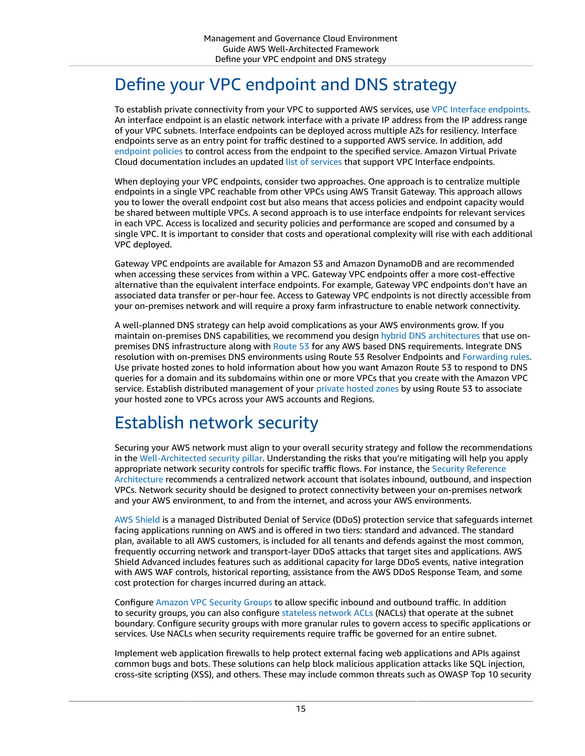# Define your VPC endpoint and DNS strategy

To establish private connectivity from your VPC to supported AWS services, use VPC Interface endpoints. An interface endpoint is an elastic network interface with a private IP address from the IP address range of your VPC subnets. Interface endpoints can be deployed across multiple AZs for resiliency. Interface endpoints serve as an entry point for traffic destined to a supported AWS service. In addition, add endpoint policies to control access from the endpoint to the specified service. Amazon Virtual Private Cloud documentation includes an updated list of services that support VPC Interface endpoints.

When deploying your VPC endpoints, consider two approaches. One approach is to centralize multiple endpoints in a single VPC reachable from other VPCs using AWS Transit Gateway. This approach allows you to lower the overall endpoint cost but also means that access policies and endpoint capacity would be shared between multiple VPCs. A second approach is to use interface endpoints for relevant services in each VPC. Access is localized and security policies and performance are scoped and consumed by a single VPC. It is important to consider that costs and operational complexity will rise with each additional VPC deployed.

Gateway VPC endpoints are available for Amazon S3 and Amazon DynamoDB and are recommended when accessing these services from within a VPC. Gateway VPC endpoints offer a more cost-effective alternative than the equivalent interface endpoints. For example, Gateway VPC endpoints don't have an associated data transfer or per-hour fee. Access to Gateway VPC endpoints is not directly accessible from your on-premises network and will require a proxy farm infrastructure to enable network connectivity.

A well-planned DNS strategy can help avoid complications as your AWS environments grow. If you maintain on-premises DNS capabilities, we recommend you design hybrid DNS architectures that use on-premises DNS infrastructure along with Route 53 for any AWS based DNS requirements. Integrate DNS resolution with on-premises DNS environments using Route 53 Resolver Endpoints and Forwarding rules. Use private hosted zones to hold information about how you want Amazon Route 53 to respond to DNS queries for a domain and its subdomains within one or more VPCs that you create with the Amazon VPC service. Establish distributed management of your private hosted zones by using Route 53 to associate your hosted zone to VPCs across your AWS accounts and Regions.

# Establish network security

Securing your AWS network must align to your overall security strategy and follow the recommendations in the Well-Architected security pillar. Understanding the risks that you're mitigating will help you apply appropriate network security controls for specific traffic flows. For instance, the Security Reference Architecture recommends a centralized network account that isolates inbound, outbound, and inspection VPCs. Network security should be designed to protect connectivity between your on-premises network and your AWS environment, to and from the internet, and across your AWS environments.

AWS Shield is a managed Distributed Denial of Service (DDoS) protection service that safeguards internet facing applications running on AWS and is offered in two tiers: standard and advanced. The standard plan, available to all AWS customers, is included for all tenants and defends against the most common, frequently occurring network and transport-layer DDoS attacks that target sites and applications. AWS Shield Advanced includes features such as additional capacity for large DDoS events, native integration with AWS WAF controls, historical reporting, assistance from the AWS DDoS Response Team, and some cost protection for charges incurred during an attack.

Configure Amazon VPC Security Groups to allow specific inbound and outbound traffic. In addition to security groups, you can also configure stateless network ACLs (NACLs) that operate at the subnet boundary. Configure security groups with more granular rules to govern access to specific applications or services. Use NACLs when security requirements require traffic be governed for an entire subnet.

Implement web application firewalls to help protect external facing web applications and APIs against common bugs and bots. These solutions can help block malicious application attacks like SQL injection, cross-site scripting (XSS), and others. These may include common threats such as OWASP Top 10 security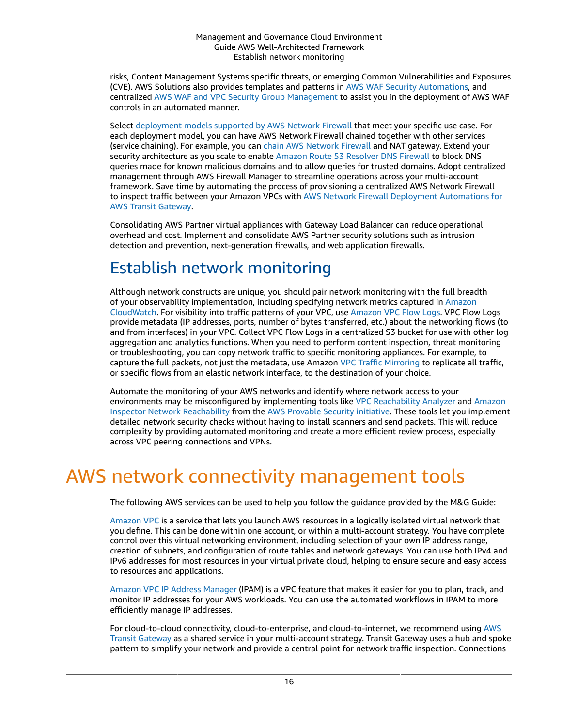risks, Content Management Systems specific threats, or emerging Common Vulnerabilities and Exposures (CVE). AWS Solutions also provides templates and patterns in AWS WAF Security Automations, and centralized AWS WAF and VPC Security Group Management to assist you in the deployment of AWS WAF controls in an automated manner.

Select deployment models supported by AWS Network Firewall that meet your specific use case. For each deployment model, you can have AWS Network Firewall chained together with other services (service chaining). For example, you can chain AWS Network Firewall and NAT gateway. Extend your security architecture as you scale to enable Amazon Route 53 Resolver DNS Firewall to block DNS queries made for known malicious domains and to allow queries for trusted domains. Adopt centralized management through AWS Firewall Manager to streamline operations across your multi-account framework. Save time by automating the process of provisioning a centralized AWS Network Firewall to inspect traffic between your Amazon VPCs with AWS Network Firewall Deployment Automations for AWS Transit Gateway.

Consolidating AWS Partner virtual appliances with Gateway Load Balancer can reduce operational overhead and cost. Implement and consolidate AWS Partner security solutions such as intrusion detection and prevention, next-generation firewalls, and web application firewalls.

## Establish network monitoring

Although network constructs are unique, you should pair network monitoring with the full breadth of your observability implementation, including specifying network metrics captured in Amazon CloudWatch. For visibility into traffic patterns of your VPC, use Amazon VPC Flow Logs. VPC Flow Logs provide metadata (IP addresses, ports, number of bytes transferred, etc.) about the networking flows (to and from interfaces) in your VPC. Collect VPC Flow Logs in a centralized S3 bucket for use with other log aggregation and analytics functions. When you need to perform content inspection, threat monitoring or troubleshooting, you can copy network traffic to specific monitoring appliances. For example, to capture the full packets, not just the metadata, use Amazon VPC Traffic Mirroring to replicate all traffic, or specific flows from an elastic network interface, to the destination of your choice.

Automate the monitoring of your AWS networks and identify where network access to your environments may be misconfigured by implementing tools like VPC Reachability Analyzer and Amazon Inspector Network Reachability from the AWS Provable Security initiative. These tools let you implement detailed network security checks without having to install scanners and send packets. This will reduce complexity by providing automated monitoring and create a more efficient review process, especially across VPC peering connections and VPNs.

# AWS network connectivity management tools

The following AWS services can be used to help you follow the guidance provided by the M&G Guide:

Amazon VPC is a service that lets you launch AWS resources in a logically isolated virtual network that you define. This can be done within one account, or within a multi-account strategy. You have complete control over this virtual networking environment, including selection of your own IP address range, creation of subnets, and configuration of route tables and network gateways. You can use both IPv4 and IPv6 addresses for most resources in your virtual private cloud, helping to ensure secure and easy access to resources and applications.

Amazon VPC IP Address Manager (IPAM) is a VPC feature that makes it easier for you to plan, track, and monitor IP addresses for your AWS workloads. You can use the automated workflows in IPAM to more efficiently manage IP addresses.

For cloud-to-cloud connectivity, cloud-to-enterprise, and cloud-to-internet, we recommend using AWS Transit Gateway as a shared service in your multi-account strategy. Transit Gateway uses a hub and spoke pattern to simplify your network and provide a central point for network traffic inspection. Connections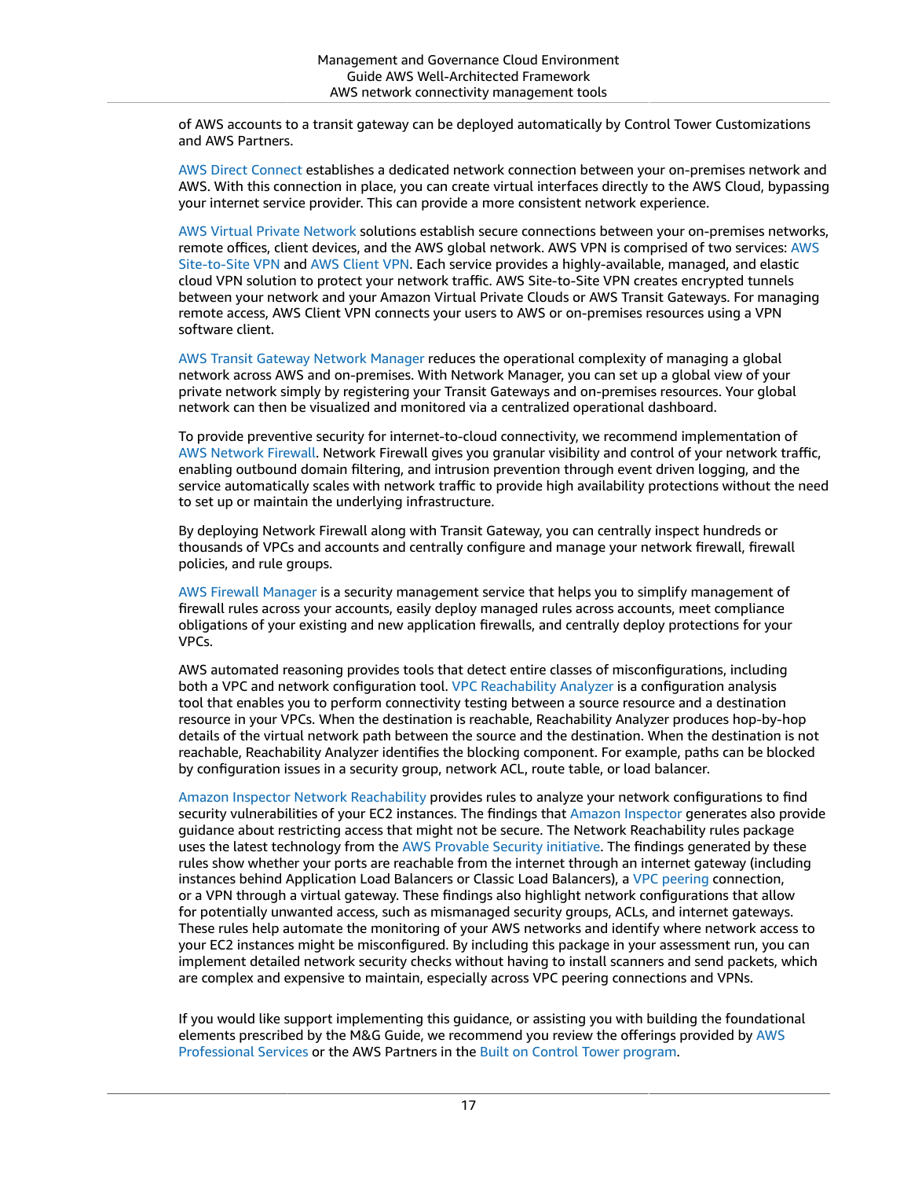of AWS accounts to a transit gateway can be deployed automatically by Control Tower Customizations and AWS Partners.

AWS Direct Connect establishes a dedicated network connection between your on-premises network and AWS. With this connection in place, you can create virtual interfaces directly to the AWS Cloud, bypassing your internet service provider. This can provide a more consistent network experience.

AWS Virtual Private Network solutions establish secure connections between your on-premises networks, remote offices, client devices, and the AWS global network. AWS VPN is comprised of two services: AWS Site-to-Site VPN and AWS Client VPN. Each service provides a highly-available, managed, and elastic cloud VPN solution to protect your network traffic. AWS Site-to-Site VPN creates encrypted tunnels between your network and your Amazon Virtual Private Clouds or AWS Transit Gateways. For managing remote access, AWS Client VPN connects your users to AWS or on-premises resources using a VPN software client.

AWS Transit Gateway Network Manager reduces the operational complexity of managing a global network across AWS and on-premises. With Network Manager, you can set up a global view of your private network simply by registering your Transit Gateways and on-premises resources. Your global network can then be visualized and monitored via a centralized operational dashboard.

To provide preventive security for internet-to-cloud connectivity, we recommend implementation of AWS Network Firewall. Network Firewall gives you granular visibility and control of your network traffic, enabling outbound domain filtering, and intrusion prevention through event driven logging, and the service automatically scales with network traffic to provide high availability protections without the need to set up or maintain the underlying infrastructure.

By deploying Network Firewall along with Transit Gateway, you can centrally inspect hundreds or thousands of VPCs and accounts and centrally configure and manage your network firewall, firewall policies, and rule groups.

AWS Firewall Manager is a security management service that helps you to simplify management of firewall rules across your accounts, easily deploy managed rules across accounts, meet compliance obligations of your existing and new application firewalls, and centrally deploy protections for your VPCs.

AWS automated reasoning provides tools that detect entire classes of misconfigurations, including both a VPC and network configuration tool. VPC Reachability Analyzer is a configuration analysis tool that enables you to perform connectivity testing between a source resource and a destination resource in your VPCs. When the destination is reachable, Reachability Analyzer produces hop-by-hop details of the virtual network path between the source and the destination. When the destination is not reachable, Reachability Analyzer identifies the blocking component. For example, paths can be blocked by configuration issues in a security group, network ACL, route table, or load balancer.

Amazon Inspector Network Reachability provides rules to analyze your network configurations to find security vulnerabilities of your EC2 instances. The findings that Amazon Inspector generates also provide guidance about restricting access that might not be secure. The Network Reachability rules package uses the latest technology from the AWS Provable Security initiative. The findings generated by these rules show whether your ports are reachable from the internet through an internet gateway (including instances behind Application Load Balancers or Classic Load Balancers), a VPC peering connection, or a VPN through a virtual gateway. These findings also highlight network configurations that allow for potentially unwanted access, such as mismanaged security groups, ACLs, and internet gateways. These rules help automate the monitoring of your AWS networks and identify where network access to your EC2 instances might be misconfigured. By including this package in your assessment run, you can implement detailed network security checks without having to install scanners and send packets, which are complex and expensive to maintain, especially across VPC peering connections and VPNs.

If you would like support implementing this guidance, or assisting you with building the foundational elements prescribed by the M&G Guide, we recommend you review the offerings provided by AWS Professional Services or the AWS Partners in the Built on Control Tower program.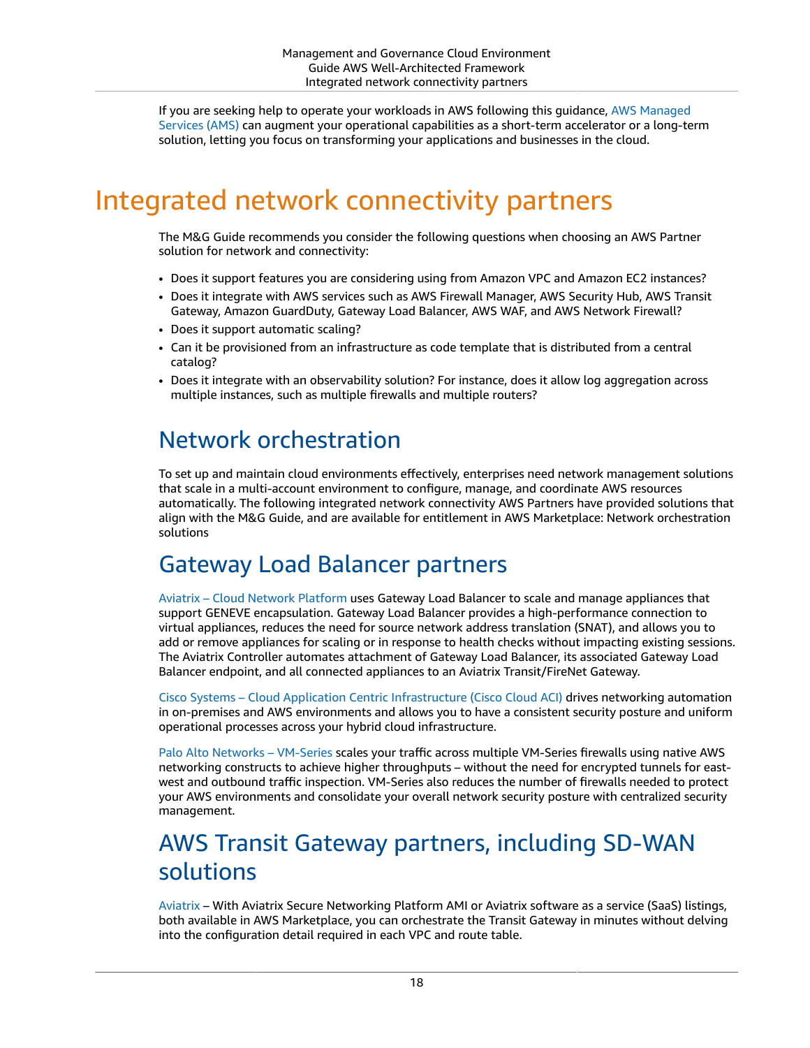If you are seeking help to operate your workloads in AWS following this guidance, AWS Managed Services (AMS) can augment your operational capabilities as a short-term accelerator or a long-term solution, letting you focus on transforming your applications and businesses in the cloud.

# Integrated network connectivity partners

The M&G Guide recommends you consider the following questions when choosing an AWS Partner solution for network and connectivity:

- Does it support features you are considering using from Amazon VPC and Amazon EC2 instances?
- Does it integrate with AWS services such as AWS Firewall Manager, AWS Security Hub, AWS Transit Gateway, Amazon GuardDuty, Gateway Load Balancer, AWS WAF, and AWS Network Firewall?
- Does it support automatic scaling?
- Can it be provisioned from an infrastructure as code template that is distributed from a central catalog?
- Does it integrate with an observability solution? For instance, does it allow log aggregation across multiple instances, such as multiple firewalls and multiple routers?

## Network orchestration

To set up and maintain cloud environments effectively, enterprises need network management solutions that scale in a multi-account environment to configure, manage, and coordinate AWS resources automatically. The following integrated network connectivity AWS Partners have provided solutions that align with the M&G Guide, and are available for entitlement in AWS Marketplace: Network orchestration solutions

## Gateway Load Balancer partners

Aviatrix – Cloud Network Platform uses Gateway Load Balancer to scale and manage appliances that support GENEVE encapsulation. Gateway Load Balancer provides a high-performance connection to virtual appliances, reduces the need for source network address translation (SNAT), and allows you to add or remove appliances for scaling or in response to health checks without impacting existing sessions. The Aviatrix Controller automates attachment of Gateway Load Balancer, its associated Gateway Load Balancer endpoint, and all connected appliances to an Aviatrix Transit/FireNet Gateway.

Cisco Systems – Cloud Application Centric Infrastructure (Cisco Cloud ACI) drives networking automation in on-premises and AWS environments and allows you to have a consistent security posture and uniform operational processes across your hybrid cloud infrastructure.

Palo Alto Networks – VM-Series scales your traffic across multiple VM-Series firewalls using native AWS networking constructs to achieve higher throughputs – without the need for encrypted tunnels for east-west and outbound traffic inspection. VM-Series also reduces the number of firewalls needed to protect your AWS environments and consolidate your overall network security posture with centralized security management.

## AWS Transit Gateway partners, including SD-WAN solutions

Aviatrix – With Aviatrix Secure Networking Platform AMI or Aviatrix software as a service (SaaS) listings, both available in AWS Marketplace, you can orchestrate the Transit Gateway in minutes without delving into the configuration detail required in each VPC and route table.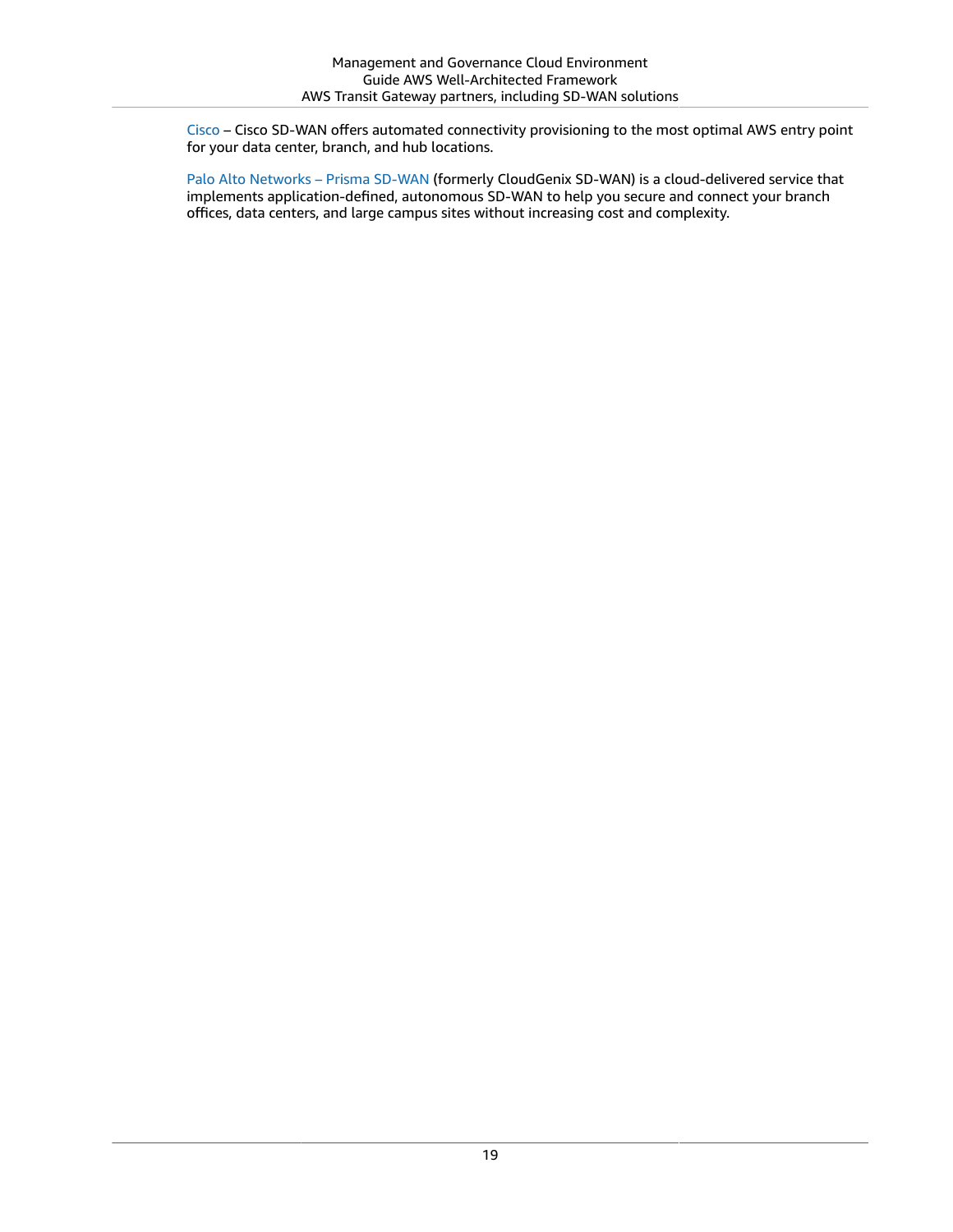Cisco – Cisco SD-WAN offers automated connectivity provisioning to the most optimal AWS entry point for your data center, branch, and hub locations.

Palo Alto Networks – Prisma SD-WAN (formerly CloudGenix SD-WAN) is a cloud-delivered service that implements application-defined, autonomous SD-WAN to help you secure and connect your branch offices, data centers, and large campus sites without increasing cost and complexity.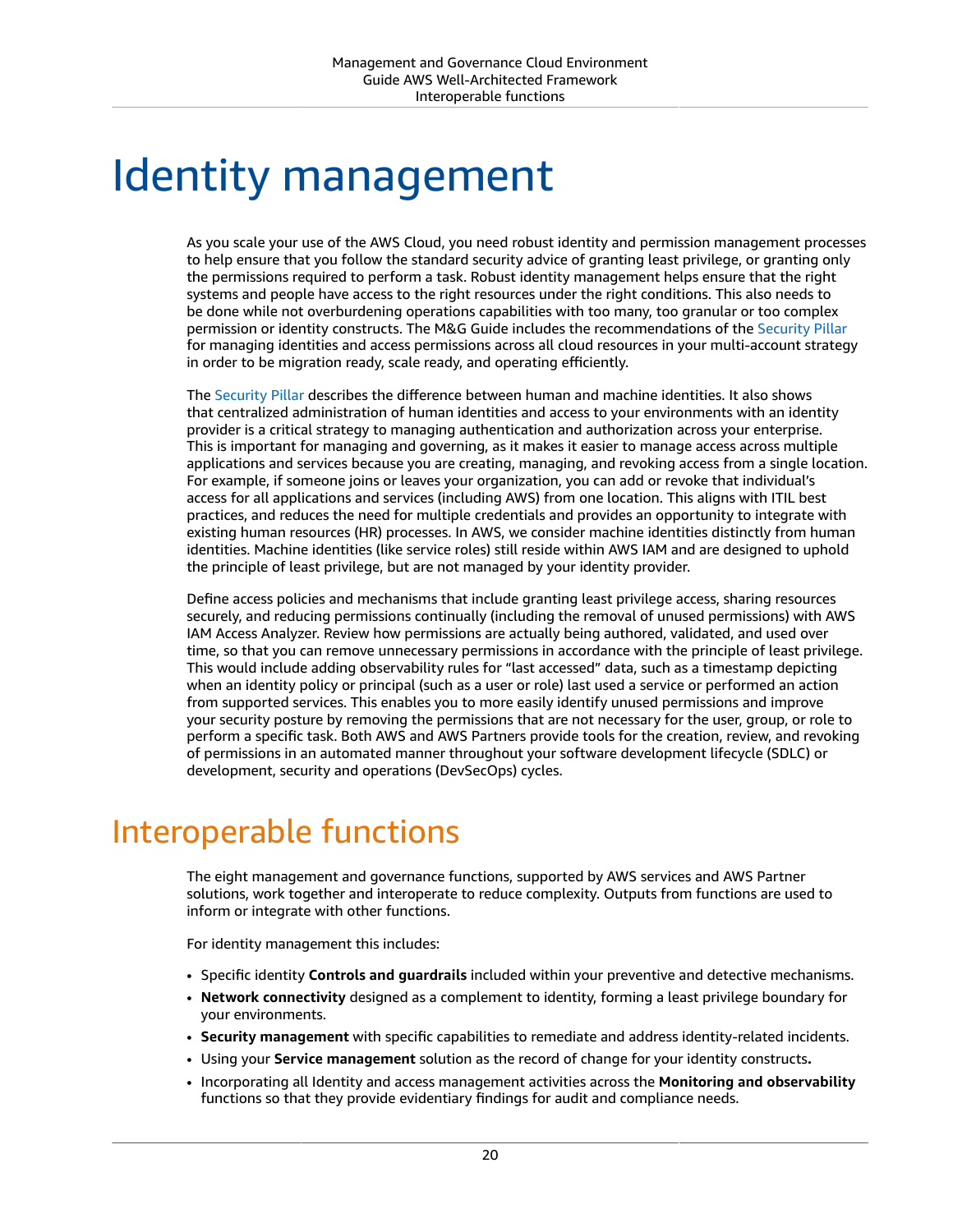# Identity management

As you scale your use of the AWS Cloud, you need robust identity and permission management processes to help ensure that you follow the standard security advice of granting least privilege, or granting only the permissions required to perform a task. Robust identity management helps ensure that the right systems and people have access to the right resources under the right conditions. This also needs to be done while not overburdening operations capabilities with too many, too granular or too complex permission or identity constructs. The M&G Guide includes the recommendations of the Security Pillar for managing identities and access permissions across all cloud resources in your multi-account strategy in order to be migration ready, scale ready, and operating efficiently.

The Security Pillar describes the difference between human and machine identities. It also shows that centralized administration of human identities and access to your environments with an identity provider is a critical strategy to managing authentication and authorization across your enterprise. This is important for managing and governing, as it makes it easier to manage access across multiple applications and services because you are creating, managing, and revoking access from a single location. For example, if someone joins or leaves your organization, you can add or revoke that individual's access for all applications and services (including AWS) from one location. This aligns with ITIL best practices, and reduces the need for multiple credentials and provides an opportunity to integrate with existing human resources (HR) processes. In AWS, we consider machine identities distinctly from human identities. Machine identities (like service roles) still reside within AWS IAM and are designed to uphold the principle of least privilege, but are not managed by your identity provider.

Define access policies and mechanisms that include granting least privilege access, sharing resources securely, and reducing permissions continually (including the removal of unused permissions) with AWS IAM Access Analyzer. Review how permissions are actually being authored, validated, and used over time, so that you can remove unnecessary permissions in accordance with the principle of least privilege. This would include adding observability rules for "last accessed" data, such as a timestamp depicting when an identity policy or principal (such as a user or role) last used a service or performed an action from supported services. This enables you to more easily identify unused permissions and improve your security posture by removing the permissions that are not necessary for the user, group, or role to perform a specific task. Both AWS and AWS Partners provide tools for the creation, review, and revoking of permissions in an automated manner throughout your software development lifecycle (SDLC) or development, security and operations (DevSecOps) cycles.

## Interoperable functions

The eight management and governance functions, supported by AWS services and AWS Partner solutions, work together and interoperate to reduce complexity. Outputs from functions are used to inform or integrate with other functions.

For identity management this includes:

- Specific identity **Controls and guardrails** included within your preventive and detective mechanisms.
- **Network connectivity** designed as a complement to identity, forming a least privilege boundary for your environments.
- **Security management** with specific capabilities to remediate and address identity-related incidents.
- Using your **Service management** solution as the record of change for your identity constructs**.**
- Incorporating all Identity and access management activities across the **Monitoring and observability** functions so that they provide evidentiary findings for audit and compliance needs.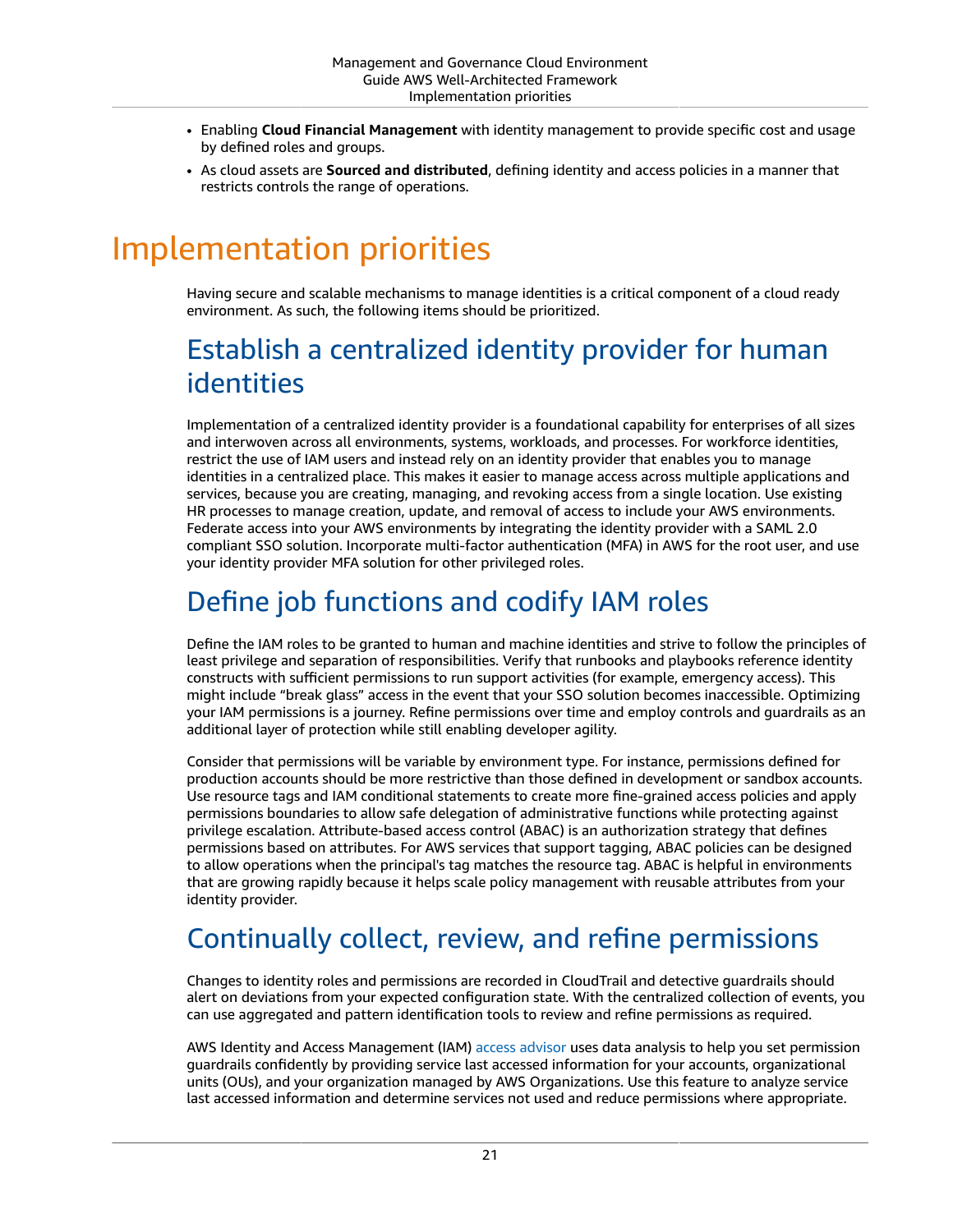- Enabling **Cloud Financial Management** with identity management to provide specific cost and usage by defined roles and groups.
- As cloud assets are **Sourced and distributed**, defining identity and access policies in a manner that restricts controls the range of operations.

# Implementation priorities

Having secure and scalable mechanisms to manage identities is a critical component of a cloud ready environment. As such, the following items should be prioritized.

## Establish a centralized identity provider for human identities

Implementation of a centralized identity provider is a foundational capability for enterprises of all sizes and interwoven across all environments, systems, workloads, and processes. For workforce identities, restrict the use of IAM users and instead rely on an identity provider that enables you to manage identities in a centralized place. This makes it easier to manage access across multiple applications and services, because you are creating, managing, and revoking access from a single location. Use existing HR processes to manage creation, update, and removal of access to include your AWS environments. Federate access into your AWS environments by integrating the identity provider with a SAML 2.0 compliant SSO solution. Incorporate multi-factor authentication (MFA) in AWS for the root user, and use your identity provider MFA solution for other privileged roles.

## Define job functions and codify IAM roles

Define the IAM roles to be granted to human and machine identities and strive to follow the principles of least privilege and separation of responsibilities. Verify that runbooks and playbooks reference identity constructs with sufficient permissions to run support activities (for example, emergency access). This might include "break glass" access in the event that your SSO solution becomes inaccessible. Optimizing your IAM permissions is a journey. Refine permissions over time and employ controls and guardrails as an additional layer of protection while still enabling developer agility.

Consider that permissions will be variable by environment type. For instance, permissions defined for production accounts should be more restrictive than those defined in development or sandbox accounts. Use resource tags and IAM conditional statements to create more fine-grained access policies and apply permissions boundaries to allow safe delegation of administrative functions while protecting against privilege escalation. Attribute-based access control (ABAC) is an authorization strategy that defines permissions based on attributes. For AWS services that support tagging, ABAC policies can be designed to allow operations when the principal's tag matches the resource tag. ABAC is helpful in environments that are growing rapidly because it helps scale policy management with reusable attributes from your identity provider.

## Continually collect, review, and refine permissions

Changes to identity roles and permissions are recorded in CloudTrail and detective guardrails should alert on deviations from your expected configuration state. With the centralized collection of events, you can use aggregated and pattern identification tools to review and refine permissions as required.

AWS Identity and Access Management (IAM) access advisor uses data analysis to help you set permission guardrails confidently by providing service last accessed information for your accounts, organizational units (OUs), and your organization managed by AWS Organizations. Use this feature to analyze service last accessed information and determine services not used and reduce permissions where appropriate.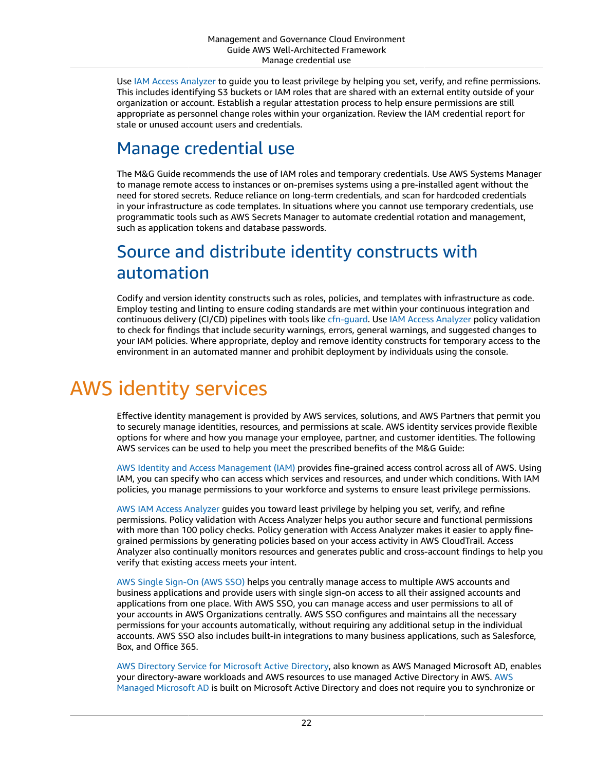Use IAM Access Analyzer to guide you to least privilege by helping you set, verify, and refine permissions. This includes identifying S3 buckets or IAM roles that are shared with an external entity outside of your organization or account. Establish a regular attestation process to help ensure permissions are still appropriate as personnel change roles within your organization. Review the IAM credential report for stale or unused account users and credentials.

## Manage credential use

The M&G Guide recommends the use of IAM roles and temporary credentials. Use AWS Systems Manager to manage remote access to instances or on-premises systems using a pre-installed agent without the need for stored secrets. Reduce reliance on long-term credentials, and scan for hardcoded credentials in your infrastructure as code templates. In situations where you cannot use temporary credentials, use programmatic tools such as AWS Secrets Manager to automate credential rotation and management, such as application tokens and database passwords.

## Source and distribute identity constructs with automation

Codify and version identity constructs such as roles, policies, and templates with infrastructure as code. Employ testing and linting to ensure coding standards are met within your continuous integration and continuous delivery (CI/CD) pipelines with tools like cfn-guard. Use IAM Access Analyzer policy validation to check for findings that include security warnings, errors, general warnings, and suggested changes to your IAM policies. Where appropriate, deploy and remove identity constructs for temporary access to the environment in an automated manner and prohibit deployment by individuals using the console.

# AWS identity services

Effective identity management is provided by AWS services, solutions, and AWS Partners that permit you to securely manage identities, resources, and permissions at scale. AWS identity services provide flexible options for where and how you manage your employee, partner, and customer identities. The following AWS services can be used to help you meet the prescribed benefits of the M&G Guide:

AWS Identity and Access Management (IAM) provides fine-grained access control across all of AWS. Using IAM, you can specify who can access which services and resources, and under which conditions. With IAM policies, you manage permissions to your workforce and systems to ensure least privilege permissions.

AWS IAM Access Analyzer guides you toward least privilege by helping you set, verify, and refine permissions. Policy validation with Access Analyzer helps you author secure and functional permissions with more than 100 policy checks. Policy generation with Access Analyzer makes it easier to apply fine-grained permissions by generating policies based on your access activity in AWS CloudTrail. Access Analyzer also continually monitors resources and generates public and cross-account findings to help you verify that existing access meets your intent.

AWS Single Sign-On (AWS SSO) helps you centrally manage access to multiple AWS accounts and business applications and provide users with single sign-on access to all their assigned accounts and applications from one place. With AWS SSO, you can manage access and user permissions to all of your accounts in AWS Organizations centrally. AWS SSO configures and maintains all the necessary permissions for your accounts automatically, without requiring any additional setup in the individual accounts. AWS SSO also includes built-in integrations to many business applications, such as Salesforce, Box, and Office 365.

AWS Directory Service for Microsoft Active Directory, also known as AWS Managed Microsoft AD, enables your directory-aware workloads and AWS resources to use managed Active Directory in AWS. AWS Managed Microsoft AD is built on Microsoft Active Directory and does not require you to synchronize or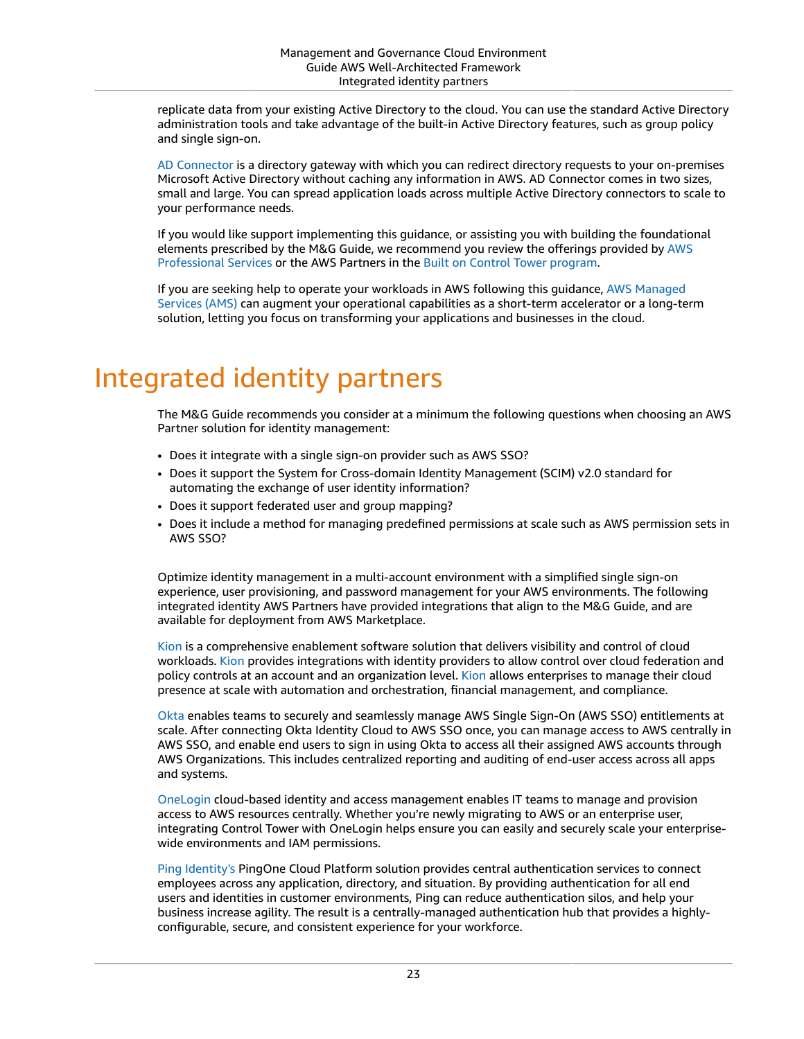replicate data from your existing Active Directory to the cloud. You can use the standard Active Directory administration tools and take advantage of the built-in Active Directory features, such as group policy and single sign-on.

AD Connector is a directory gateway with which you can redirect directory requests to your on-premises Microsoft Active Directory without caching any information in AWS. AD Connector comes in two sizes, small and large. You can spread application loads across multiple Active Directory connectors to scale to your performance needs.

If you would like support implementing this guidance, or assisting you with building the foundational elements prescribed by the M&G Guide, we recommend you review the offerings provided by AWS Professional Services or the AWS Partners in the Built on Control Tower program.

If you are seeking help to operate your workloads in AWS following this guidance, AWS Managed Services (AMS) can augment your operational capabilities as a short-term accelerator or a long-term solution, letting you focus on transforming your applications and businesses in the cloud.

# Integrated identity partners

The M&G Guide recommends you consider at a minimum the following questions when choosing an AWS Partner solution for identity management:

- Does it integrate with a single sign-on provider such as AWS SSO?
- Does it support the System for Cross-domain Identity Management (SCIM) v2.0 standard for automating the exchange of user identity information?
- Does it support federated user and group mapping?
- Does it include a method for managing predefined permissions at scale such as AWS permission sets in AWS SSO?

Optimize identity management in a multi-account environment with a simplified single sign-on experience, user provisioning, and password management for your AWS environments. The following integrated identity AWS Partners have provided integrations that align to the M&G Guide, and are available for deployment from AWS Marketplace.

Kion is a comprehensive enablement software solution that delivers visibility and control of cloud workloads. Kion provides integrations with identity providers to allow control over cloud federation and policy controls at an account and an organization level. Kion allows enterprises to manage their cloud presence at scale with automation and orchestration, financial management, and compliance.

Okta enables teams to securely and seamlessly manage AWS Single Sign-On (AWS SSO) entitlements at scale. After connecting Okta Identity Cloud to AWS SSO once, you can manage access to AWS centrally in AWS SSO, and enable end users to sign in using Okta to access all their assigned AWS accounts through AWS Organizations. This includes centralized reporting and auditing of end-user access across all apps and systems.

OneLogin cloud-based identity and access management enables IT teams to manage and provision access to AWS resources centrally. Whether you're newly migrating to AWS or an enterprise user, integrating Control Tower with OneLogin helps ensure you can easily and securely scale your enterprise-wide environments and IAM permissions.

Ping Identity's PingOne Cloud Platform solution provides central authentication services to connect employees across any application, directory, and situation. By providing authentication for all end users and identities in customer environments, Ping can reduce authentication silos, and help your business increase agility. The result is a centrally-managed authentication hub that provides a highly-configurable, secure, and consistent experience for your workforce.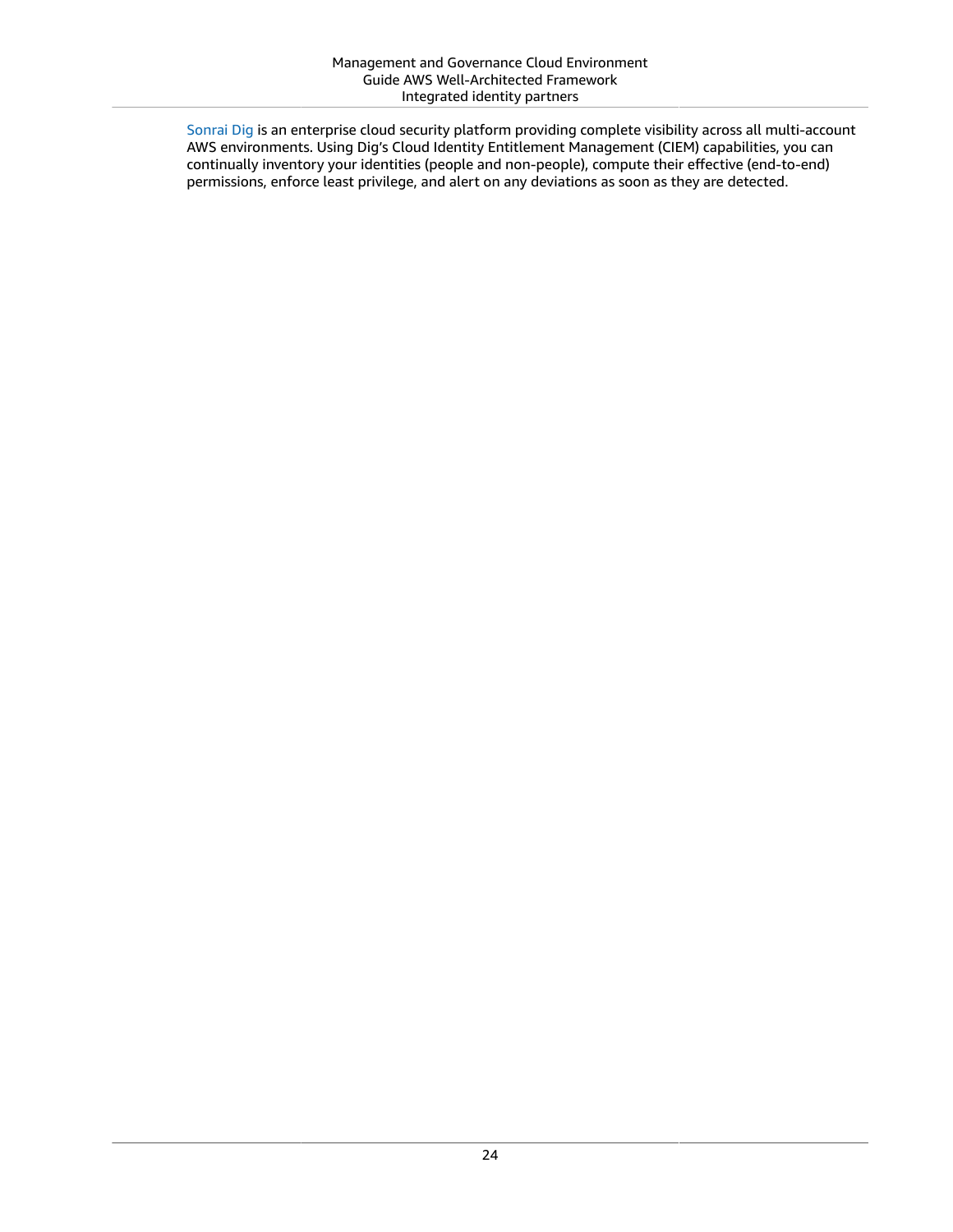Sonrai Dig is an enterprise cloud security platform providing complete visibility across all multi-account AWS environments. Using Dig's Cloud Identity Entitlement Management (CIEM) capabilities, you can continually inventory your identities (people and non-people), compute their effective (end-to-end) permissions, enforce least privilege, and alert on any deviations as soon as they are detected.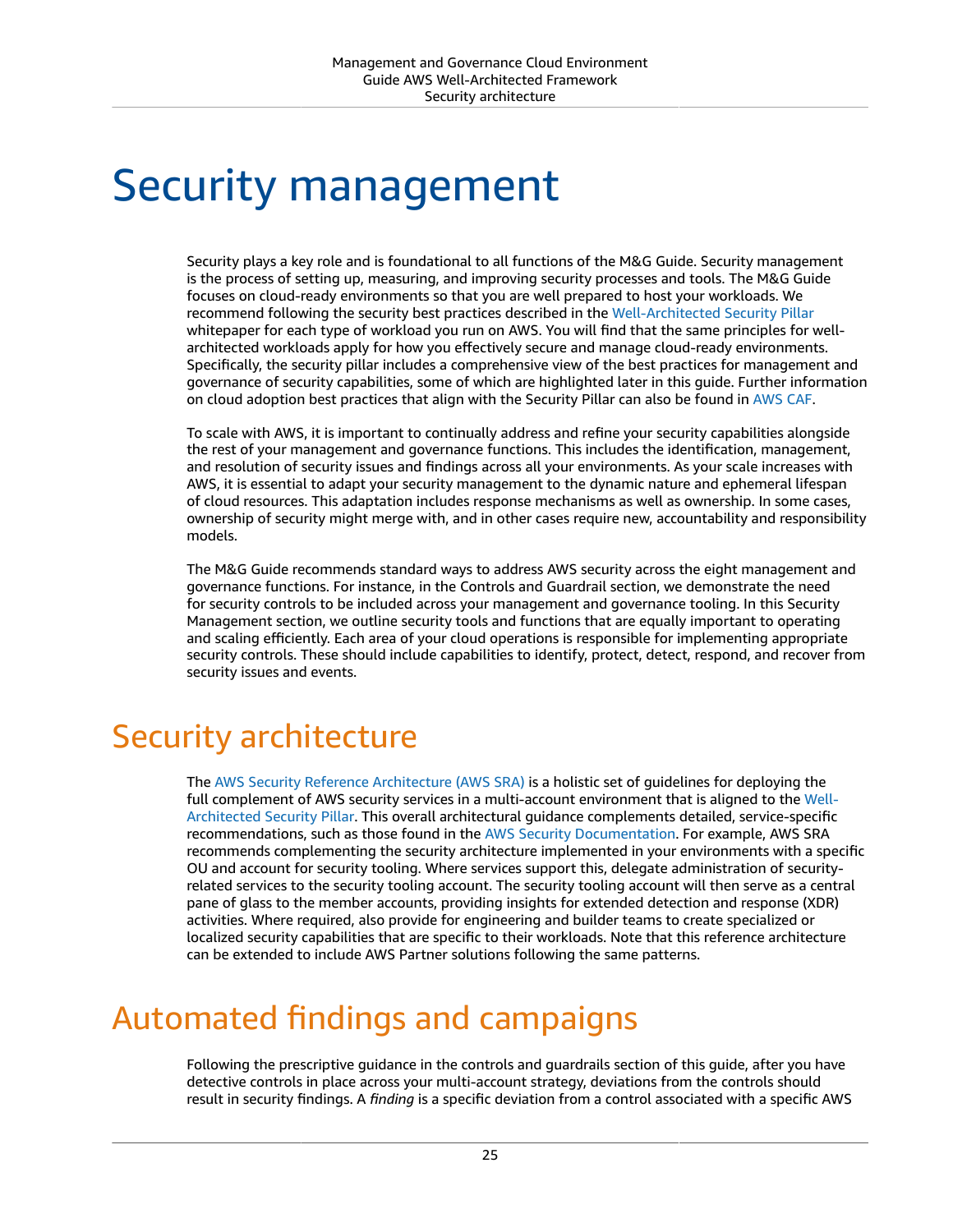# Security management

Security plays a key role and is foundational to all functions of the M&G Guide. Security management is the process of setting up, measuring, and improving security processes and tools. The M&G Guide focuses on cloud-ready environments so that you are well prepared to host your workloads. We recommend following the security best practices described in the Well-Architected Security Pillar whitepaper for each type of workload you run on AWS. You will find that the same principles for well-architected workloads apply for how you effectively secure and manage cloud-ready environments. Specifically, the security pillar includes a comprehensive view of the best practices for management and governance of security capabilities, some of which are highlighted later in this guide. Further information on cloud adoption best practices that align with the Security Pillar can also be found in AWS CAF.

To scale with AWS, it is important to continually address and refine your security capabilities alongside the rest of your management and governance functions. This includes the identification, management, and resolution of security issues and findings across all your environments. As your scale increases with AWS, it is essential to adapt your security management to the dynamic nature and ephemeral lifespan of cloud resources. This adaptation includes response mechanisms as well as ownership. In some cases, ownership of security might merge with, and in other cases require new, accountability and responsibility models.

The M&G Guide recommends standard ways to address AWS security across the eight management and governance functions. For instance, in the Controls and Guardrail section, we demonstrate the need for security controls to be included across your management and governance tooling. In this Security Management section, we outline security tools and functions that are equally important to operating and scaling efficiently. Each area of your cloud operations is responsible for implementing appropriate security controls. These should include capabilities to identify, protect, detect, respond, and recover from security issues and events.

## Security architecture

The AWS Security Reference Architecture (AWS SRA) is a holistic set of guidelines for deploying the full complement of AWS security services in a multi-account environment that is aligned to the Well-Architected Security Pillar. This overall architectural guidance complements detailed, service-specific recommendations, such as those found in the AWS Security Documentation. For example, AWS SRA recommends complementing the security architecture implemented in your environments with a specific OU and account for security tooling. Where services support this, delegate administration of security-related services to the security tooling account. The security tooling account will then serve as a central pane of glass to the member accounts, providing insights for extended detection and response (XDR) activities. Where required, also provide for engineering and builder teams to create specialized or localized security capabilities that are specific to their workloads. Note that this reference architecture can be extended to include AWS Partner solutions following the same patterns.

## Automated findings and campaigns

Following the prescriptive guidance in the controls and guardrails section of this guide, after you have detective controls in place across your multi-account strategy, deviations from the controls should result in security findings. A *finding* is a specific deviation from a control associated with a specific AWS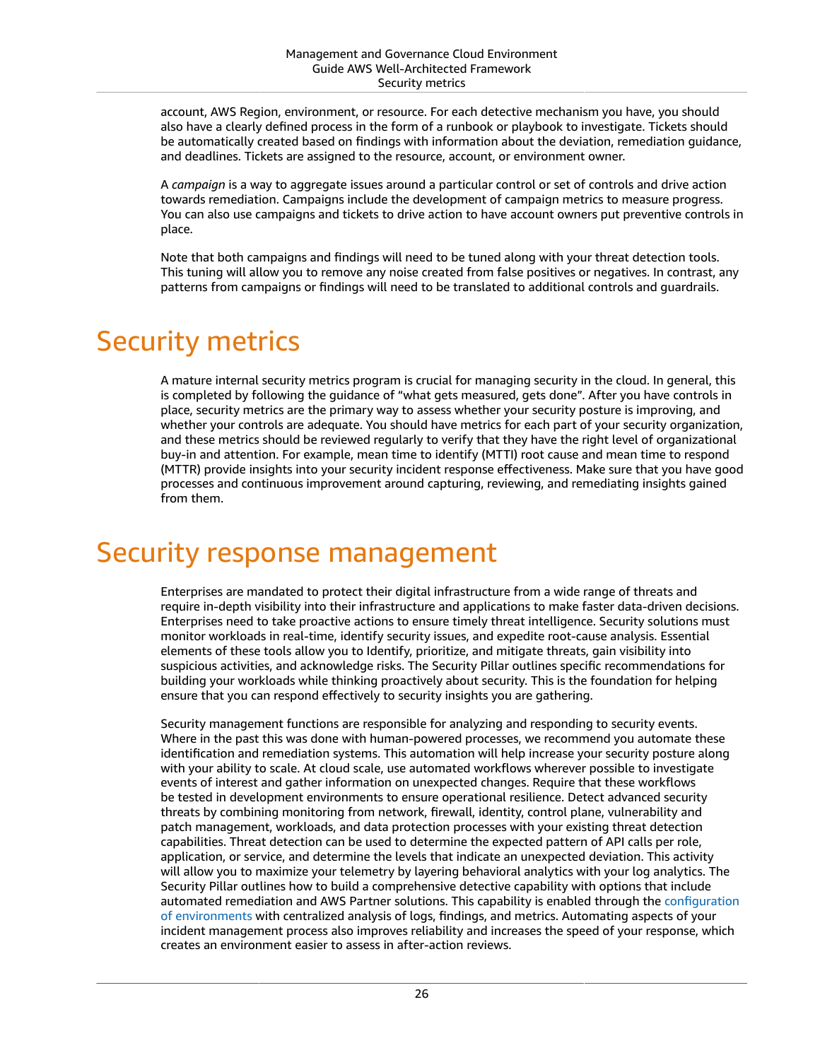account, AWS Region, environment, or resource. For each detective mechanism you have, you should also have a clearly defined process in the form of a runbook or playbook to investigate. Tickets should be automatically created based on findings with information about the deviation, remediation guidance, and deadlines. Tickets are assigned to the resource, account, or environment owner.

A *campaign* is a way to aggregate issues around a particular control or set of controls and drive action towards remediation. Campaigns include the development of campaign metrics to measure progress. You can also use campaigns and tickets to drive action to have account owners put preventive controls in place.

Note that both campaigns and findings will need to be tuned along with your threat detection tools. This tuning will allow you to remove any noise created from false positives or negatives. In contrast, any patterns from campaigns or findings will need to be translated to additional controls and guardrails.

# Security metrics

A mature internal security metrics program is crucial for managing security in the cloud. In general, this is completed by following the guidance of "what gets measured, gets done". After you have controls in place, security metrics are the primary way to assess whether your security posture is improving, and whether your controls are adequate. You should have metrics for each part of your security organization, and these metrics should be reviewed regularly to verify that they have the right level of organizational buy-in and attention. For example, mean time to identify (MTTI) root cause and mean time to respond (MTTR) provide insights into your security incident response effectiveness. Make sure that you have good processes and continuous improvement around capturing, reviewing, and remediating insights gained from them.

# Security response management

Enterprises are mandated to protect their digital infrastructure from a wide range of threats and require in-depth visibility into their infrastructure and applications to make faster data-driven decisions. Enterprises need to take proactive actions to ensure timely threat intelligence. Security solutions must monitor workloads in real-time, identify security issues, and expedite root-cause analysis. Essential elements of these tools allow you to Identify, prioritize, and mitigate threats, gain visibility into suspicious activities, and acknowledge risks. The Security Pillar outlines specific recommendations for building your workloads while thinking proactively about security. This is the foundation for helping ensure that you can respond effectively to security insights you are gathering.

Security management functions are responsible for analyzing and responding to security events. Where in the past this was done with human-powered processes, we recommend you automate these identification and remediation systems. This automation will help increase your security posture along with your ability to scale. At cloud scale, use automated workflows wherever possible to investigate events of interest and gather information on unexpected changes. Require that these workflows be tested in development environments to ensure operational resilience. Detect advanced security threats by combining monitoring from network, firewall, identity, control plane, vulnerability and patch management, workloads, and data protection processes with your existing threat detection capabilities. Threat detection can be used to determine the expected pattern of API calls per role, application, or service, and determine the levels that indicate an unexpected deviation. This activity will allow you to maximize your telemetry by layering behavioral analytics with your log analytics. The Security Pillar outlines how to build a comprehensive detective capability with options that include automated remediation and AWS Partner solutions. This capability is enabled through the configuration of environments with centralized analysis of logs, findings, and metrics. Automating aspects of your incident management process also improves reliability and increases the speed of your response, which creates an environment easier to assess in after-action reviews.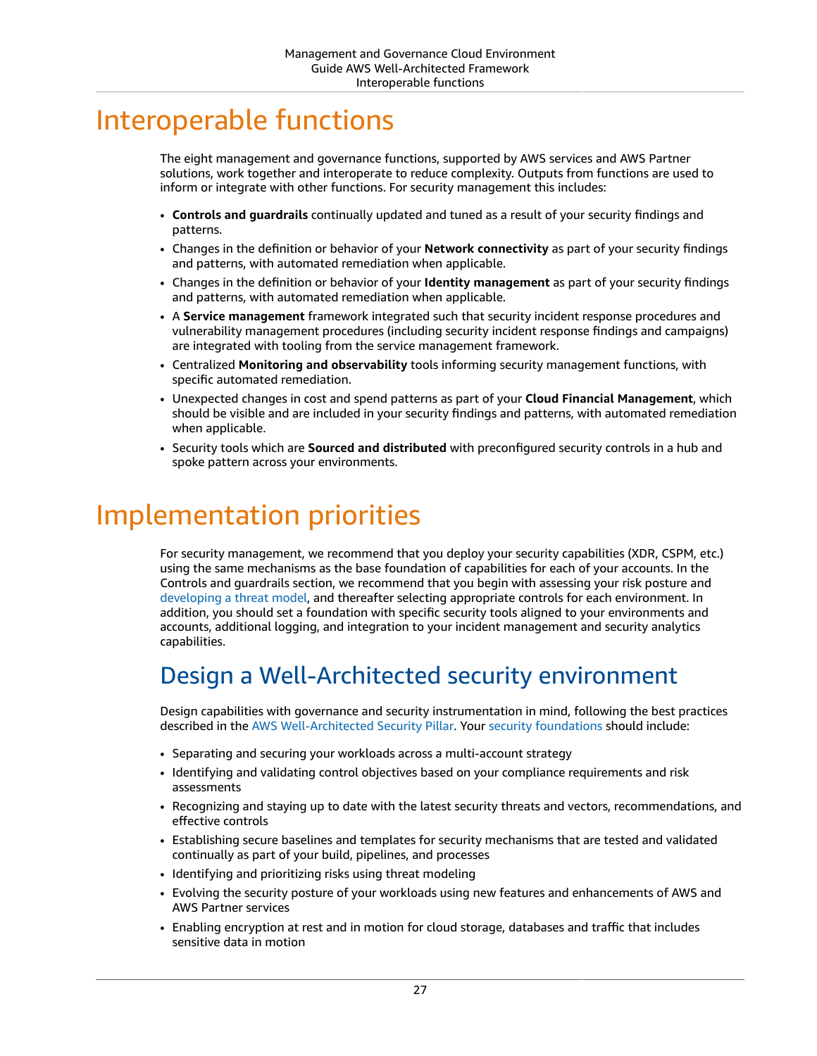# Interoperable functions

The eight management and governance functions, supported by AWS services and AWS Partner solutions, work together and interoperate to reduce complexity. Outputs from functions are used to inform or integrate with other functions. For security management this includes:

- **Controls and guardrails** continually updated and tuned as a result of your security findings and patterns.
- Changes in the definition or behavior of your **Network connectivity** as part of your security findings and patterns, with automated remediation when applicable.
- Changes in the definition or behavior of your **Identity management** as part of your security findings and patterns, with automated remediation when applicable.
- A **Service management** framework integrated such that security incident response procedures and vulnerability management procedures (including security incident response findings and campaigns) are integrated with tooling from the service management framework.
- Centralized **Monitoring and observability** tools informing security management functions, with specific automated remediation.
- Unexpected changes in cost and spend patterns as part of your **Cloud Financial Management**, which should be visible and are included in your security findings and patterns, with automated remediation when applicable.
- Security tools which are **Sourced and distributed** with preconfigured security controls in a hub and spoke pattern across your environments.

# Implementation priorities

For security management, we recommend that you deploy your security capabilities (XDR, CSPM, etc.) using the same mechanisms as the base foundation of capabilities for each of your accounts. In the Controls and guardrails section, we recommend that you begin with assessing your risk posture and developing a threat model, and thereafter selecting appropriate controls for each environment. In addition, you should set a foundation with specific security tools aligned to your environments and accounts, additional logging, and integration to your incident management and security analytics capabilities.

## Design a Well-Architected security environment

Design capabilities with governance and security instrumentation in mind, following the best practices described in the AWS Well-Architected Security Pillar. Your security foundations should include:

- Separating and securing your workloads across a multi-account strategy
- Identifying and validating control objectives based on your compliance requirements and risk assessments
- Recognizing and staying up to date with the latest security threats and vectors, recommendations, and effective controls
- Establishing secure baselines and templates for security mechanisms that are tested and validated continually as part of your build, pipelines, and processes
- Identifying and prioritizing risks using threat modeling
- Evolving the security posture of your workloads using new features and enhancements of AWS and AWS Partner services
- Enabling encryption at rest and in motion for cloud storage, databases and traffic that includes sensitive data in motion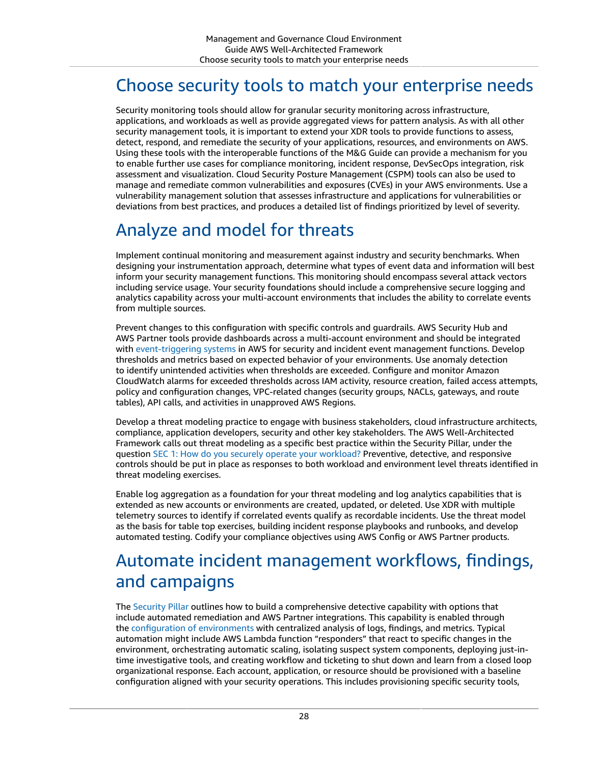# Choose security tools to match your enterprise needs

Security monitoring tools should allow for granular security monitoring across infrastructure, applications, and workloads as well as provide aggregated views for pattern analysis. As with all other security management tools, it is important to extend your XDR tools to provide functions to assess, detect, respond, and remediate the security of your applications, resources, and environments on AWS. Using these tools with the interoperable functions of the M&G Guide can provide a mechanism for you to enable further use cases for compliance monitoring, incident response, DevSecOps integration, risk assessment and visualization. Cloud Security Posture Management (CSPM) tools can also be used to manage and remediate common vulnerabilities and exposures (CVEs) in your AWS environments. Use a vulnerability management solution that assesses infrastructure and applications for vulnerabilities or deviations from best practices, and produces a detailed list of findings prioritized by level of severity.

# Analyze and model for threats

Implement continual monitoring and measurement against industry and security benchmarks. When designing your instrumentation approach, determine what types of event data and information will best inform your security management functions. This monitoring should encompass several attack vectors including service usage. Your security foundations should include a comprehensive secure logging and analytics capability across your multi-account environments that includes the ability to correlate events from multiple sources.

Prevent changes to this configuration with specific controls and guardrails. AWS Security Hub and AWS Partner tools provide dashboards across a multi-account environment and should be integrated with event-triggering systems in AWS for security and incident event management functions. Develop thresholds and metrics based on expected behavior of your environments. Use anomaly detection to identify unintended activities when thresholds are exceeded. Configure and monitor Amazon CloudWatch alarms for exceeded thresholds across IAM activity, resource creation, failed access attempts, policy and configuration changes, VPC-related changes (security groups, NACLs, gateways, and route tables), API calls, and activities in unapproved AWS Regions.

Develop a threat modeling practice to engage with business stakeholders, cloud infrastructure architects, compliance, application developers, security and other key stakeholders. The AWS Well-Architected Framework calls out threat modeling as a specific best practice within the Security Pillar, under the question SEC 1: How do you securely operate your workload? Preventive, detective, and responsive controls should be put in place as responses to both workload and environment level threats identified in threat modeling exercises.

Enable log aggregation as a foundation for your threat modeling and log analytics capabilities that is extended as new accounts or environments are created, updated, or deleted. Use XDR with multiple telemetry sources to identify if correlated events qualify as recordable incidents. Use the threat model as the basis for table top exercises, building incident response playbooks and runbooks, and develop automated testing. Codify your compliance objectives using AWS Config or AWS Partner products.

# Automate incident management workflows, findings, and campaigns

The Security Pillar outlines how to build a comprehensive detective capability with options that include automated remediation and AWS Partner integrations. This capability is enabled through the configuration of environments with centralized analysis of logs, findings, and metrics. Typical automation might include AWS Lambda function "responders" that react to specific changes in the environment, orchestrating automatic scaling, isolating suspect system components, deploying just-in-time investigative tools, and creating workflow and ticketing to shut down and learn from a closed loop organizational response. Each account, application, or resource should be provisioned with a baseline configuration aligned with your security operations. This includes provisioning specific security tools,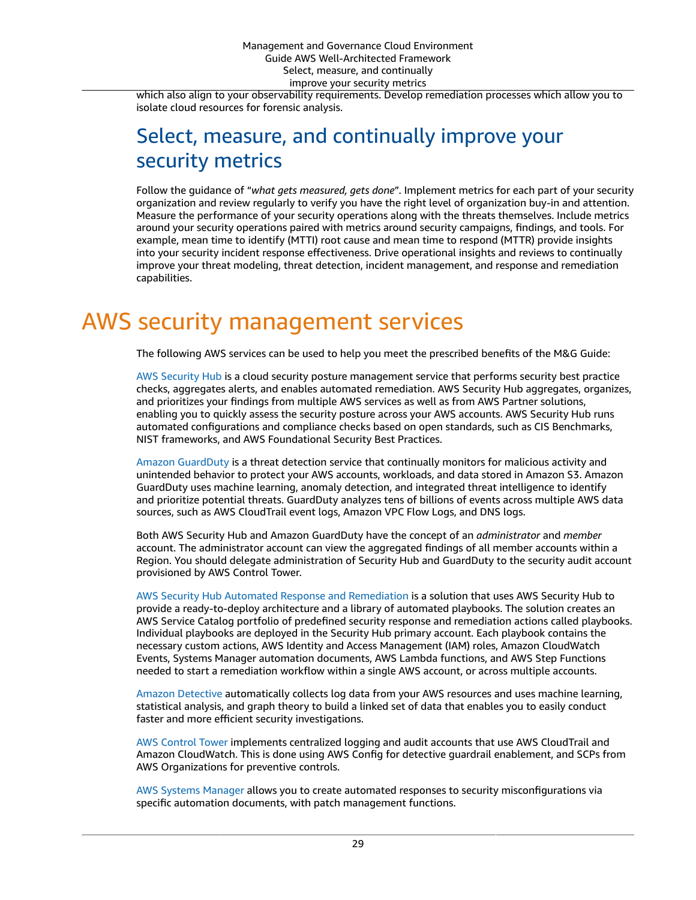which also align to your observability requirements. Develop remediation processes which allow you to isolate cloud resources for forensic analysis.

## Select, measure, and continually improve your security metrics

Follow the guidance of "*what gets measured, gets done*". Implement metrics for each part of your security organization and review regularly to verify you have the right level of organization buy-in and attention. Measure the performance of your security operations along with the threats themselves. Include metrics around your security operations paired with metrics around security campaigns, findings, and tools. For example, mean time to identify (MTTI) root cause and mean time to respond (MTTR) provide insights into your security incident response effectiveness. Drive operational insights and reviews to continually improve your threat modeling, threat detection, incident management, and response and remediation capabilities.

# AWS security management services

The following AWS services can be used to help you meet the prescribed benefits of the M&G Guide:

AWS Security Hub is a cloud security posture management service that performs security best practice checks, aggregates alerts, and enables automated remediation. AWS Security Hub aggregates, organizes, and prioritizes your findings from multiple AWS services as well as from AWS Partner solutions, enabling you to quickly assess the security posture across your AWS accounts. AWS Security Hub runs automated configurations and compliance checks based on open standards, such as CIS Benchmarks, NIST frameworks, and AWS Foundational Security Best Practices.

Amazon GuardDuty is a threat detection service that continually monitors for malicious activity and unintended behavior to protect your AWS accounts, workloads, and data stored in Amazon S3. Amazon GuardDuty uses machine learning, anomaly detection, and integrated threat intelligence to identify and prioritize potential threats. GuardDuty analyzes tens of billions of events across multiple AWS data sources, such as AWS CloudTrail event logs, Amazon VPC Flow Logs, and DNS logs.

Both AWS Security Hub and Amazon GuardDuty have the concept of an *administrator* and *member* account. The administrator account can view the aggregated findings of all member accounts within a Region. You should delegate administration of Security Hub and GuardDuty to the security audit account provisioned by AWS Control Tower.

AWS Security Hub Automated Response and Remediation is a solution that uses AWS Security Hub to provide a ready-to-deploy architecture and a library of automated playbooks. The solution creates an AWS Service Catalog portfolio of predefined security response and remediation actions called playbooks. Individual playbooks are deployed in the Security Hub primary account. Each playbook contains the necessary custom actions, AWS Identity and Access Management (IAM) roles, Amazon CloudWatch Events, Systems Manager automation documents, AWS Lambda functions, and AWS Step Functions needed to start a remediation workflow within a single AWS account, or across multiple accounts.

Amazon Detective automatically collects log data from your AWS resources and uses machine learning, statistical analysis, and graph theory to build a linked set of data that enables you to easily conduct faster and more efficient security investigations.

AWS Control Tower implements centralized logging and audit accounts that use AWS CloudTrail and Amazon CloudWatch. This is done using AWS Config for detective guardrail enablement, and SCPs from AWS Organizations for preventive controls.

AWS Systems Manager allows you to create automated responses to security misconfigurations via specific automation documents, with patch management functions.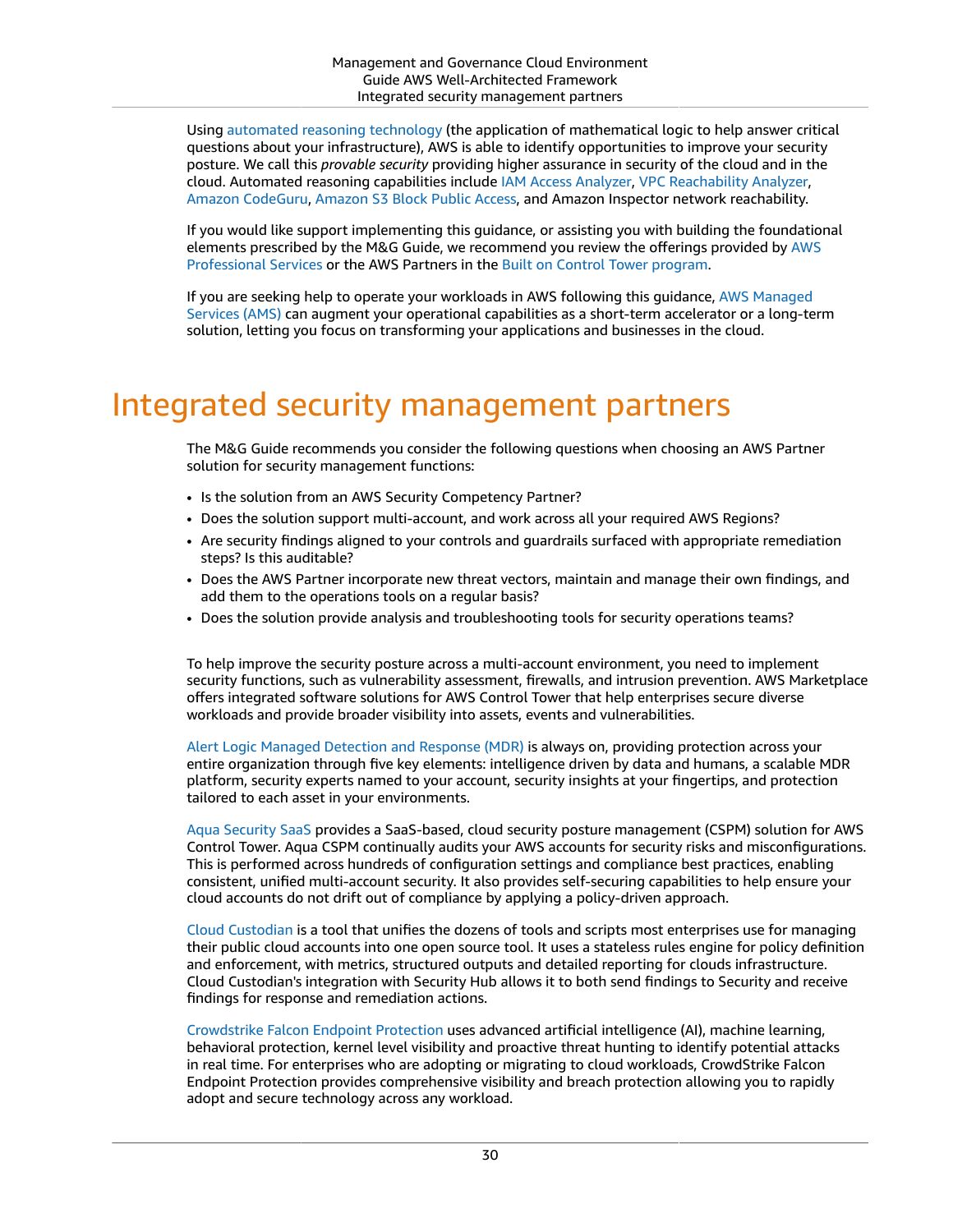Using automated reasoning technology (the application of mathematical logic to help answer critical questions about your infrastructure), AWS is able to identify opportunities to improve your security posture. We call this *provable security* providing higher assurance in security of the cloud and in the cloud. Automated reasoning capabilities include IAM Access Analyzer, VPC Reachability Analyzer, Amazon CodeGuru, Amazon S3 Block Public Access, and Amazon Inspector network reachability.

If you would like support implementing this guidance, or assisting you with building the foundational elements prescribed by the M&G Guide, we recommend you review the offerings provided by AWS Professional Services or the AWS Partners in the Built on Control Tower program.

If you are seeking help to operate your workloads in AWS following this guidance, AWS Managed Services (AMS) can augment your operational capabilities as a short-term accelerator or a long-term solution, letting you focus on transforming your applications and businesses in the cloud.

# Integrated security management partners

The M&G Guide recommends you consider the following questions when choosing an AWS Partner solution for security management functions:

- Is the solution from an AWS Security Competency Partner?
- Does the solution support multi-account, and work across all your required AWS Regions?
- Are security findings aligned to your controls and guardrails surfaced with appropriate remediation steps? Is this auditable?
- Does the AWS Partner incorporate new threat vectors, maintain and manage their own findings, and add them to the operations tools on a regular basis?
- Does the solution provide analysis and troubleshooting tools for security operations teams?

To help improve the security posture across a multi-account environment, you need to implement security functions, such as vulnerability assessment, firewalls, and intrusion prevention. AWS Marketplace offers integrated software solutions for AWS Control Tower that help enterprises secure diverse workloads and provide broader visibility into assets, events and vulnerabilities.

Alert Logic Managed Detection and Response (MDR) is always on, providing protection across your entire organization through five key elements: intelligence driven by data and humans, a scalable MDR platform, security experts named to your account, security insights at your fingertips, and protection tailored to each asset in your environments.

Aqua Security SaaS provides a SaaS-based, cloud security posture management (CSPM) solution for AWS Control Tower. Aqua CSPM continually audits your AWS accounts for security risks and misconfigurations. This is performed across hundreds of configuration settings and compliance best practices, enabling consistent, unified multi-account security. It also provides self-securing capabilities to help ensure your cloud accounts do not drift out of compliance by applying a policy-driven approach.

Cloud Custodian is a tool that unifies the dozens of tools and scripts most enterprises use for managing their public cloud accounts into one open source tool. It uses a stateless rules engine for policy definition and enforcement, with metrics, structured outputs and detailed reporting for clouds infrastructure. Cloud Custodian's integration with Security Hub allows it to both send findings to Security and receive findings for response and remediation actions.

Crowdstrike Falcon Endpoint Protection uses advanced artificial intelligence (AI), machine learning, behavioral protection, kernel level visibility and proactive threat hunting to identify potential attacks in real time. For enterprises who are adopting or migrating to cloud workloads, CrowdStrike Falcon Endpoint Protection provides comprehensive visibility and breach protection allowing you to rapidly adopt and secure technology across any workload.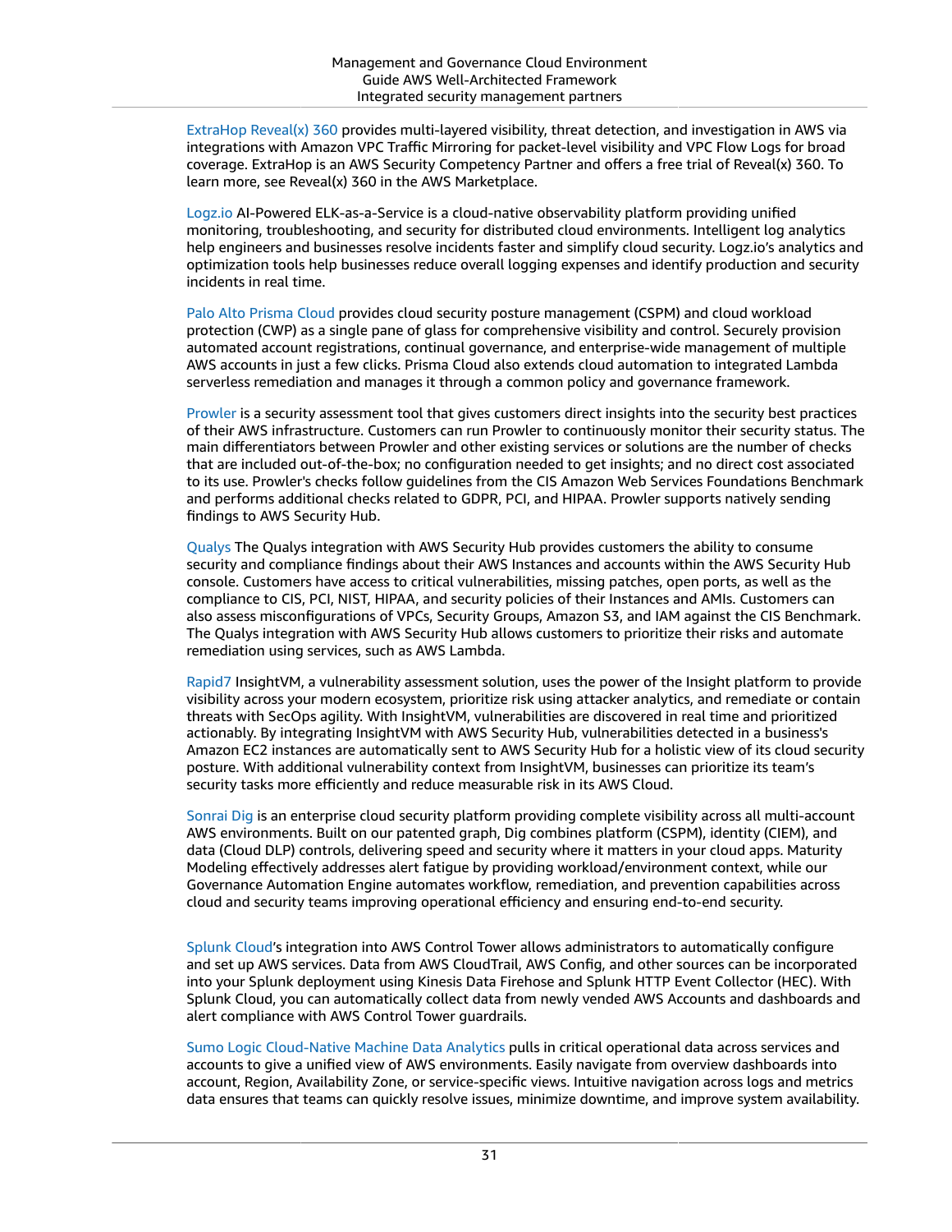ExtraHop Reveal(x) 360 provides multi-layered visibility, threat detection, and investigation in AWS via integrations with Amazon VPC Traffic Mirroring for packet-level visibility and VPC Flow Logs for broad coverage. ExtraHop is an AWS Security Competency Partner and offers a free trial of Reveal(x) 360. To learn more, see Reveal(x) 360 in the AWS Marketplace.

Logz.io AI-Powered ELK-as-a-Service is a cloud-native observability platform providing unified monitoring, troubleshooting, and security for distributed cloud environments. Intelligent log analytics help engineers and businesses resolve incidents faster and simplify cloud security. Logz.io's analytics and optimization tools help businesses reduce overall logging expenses and identify production and security incidents in real time.

Palo Alto Prisma Cloud provides cloud security posture management (CSPM) and cloud workload protection (CWP) as a single pane of glass for comprehensive visibility and control. Securely provision automated account registrations, continual governance, and enterprise-wide management of multiple AWS accounts in just a few clicks. Prisma Cloud also extends cloud automation to integrated Lambda serverless remediation and manages it through a common policy and governance framework.

Prowler is a security assessment tool that gives customers direct insights into the security best practices of their AWS infrastructure. Customers can run Prowler to continuously monitor their security status. The main differentiators between Prowler and other existing services or solutions are the number of checks that are included out-of-the-box; no configuration needed to get insights; and no direct cost associated to its use. Prowler's checks follow guidelines from the CIS Amazon Web Services Foundations Benchmark and performs additional checks related to GDPR, PCI, and HIPAA. Prowler supports natively sending findings to AWS Security Hub.

Qualys The Qualys integration with AWS Security Hub provides customers the ability to consume security and compliance findings about their AWS Instances and accounts within the AWS Security Hub console. Customers have access to critical vulnerabilities, missing patches, open ports, as well as the compliance to CIS, PCI, NIST, HIPAA, and security policies of their Instances and AMIs. Customers can also assess misconfigurations of VPCs, Security Groups, Amazon S3, and IAM against the CIS Benchmark. The Qualys integration with AWS Security Hub allows customers to prioritize their risks and automate remediation using services, such as AWS Lambda.

Rapid7 InsightVM, a vulnerability assessment solution, uses the power of the Insight platform to provide visibility across your modern ecosystem, prioritize risk using attacker analytics, and remediate or contain threats with SecOps agility. With InsightVM, vulnerabilities are discovered in real time and prioritized actionably. By integrating InsightVM with AWS Security Hub, vulnerabilities detected in a business's Amazon EC2 instances are automatically sent to AWS Security Hub for a holistic view of its cloud security posture. With additional vulnerability context from InsightVM, businesses can prioritize its team's security tasks more efficiently and reduce measurable risk in its AWS Cloud.

Sonrai Dig is an enterprise cloud security platform providing complete visibility across all multi-account AWS environments. Built on our patented graph, Dig combines platform (CSPM), identity (CIEM), and data (Cloud DLP) controls, delivering speed and security where it matters in your cloud apps. Maturity Modeling effectively addresses alert fatigue by providing workload/environment context, while our Governance Automation Engine automates workflow, remediation, and prevention capabilities across cloud and security teams improving operational efficiency and ensuring end-to-end security.

Splunk Cloud's integration into AWS Control Tower allows administrators to automatically configure and set up AWS services. Data from AWS CloudTrail, AWS Config, and other sources can be incorporated into your Splunk deployment using Kinesis Data Firehose and Splunk HTTP Event Collector (HEC). With Splunk Cloud, you can automatically collect data from newly vended AWS Accounts and dashboards and alert compliance with AWS Control Tower guardrails.

Sumo Logic Cloud-Native Machine Data Analytics pulls in critical operational data across services and accounts to give a unified view of AWS environments. Easily navigate from overview dashboards into account, Region, Availability Zone, or service-specific views. Intuitive navigation across logs and metrics data ensures that teams can quickly resolve issues, minimize downtime, and improve system availability.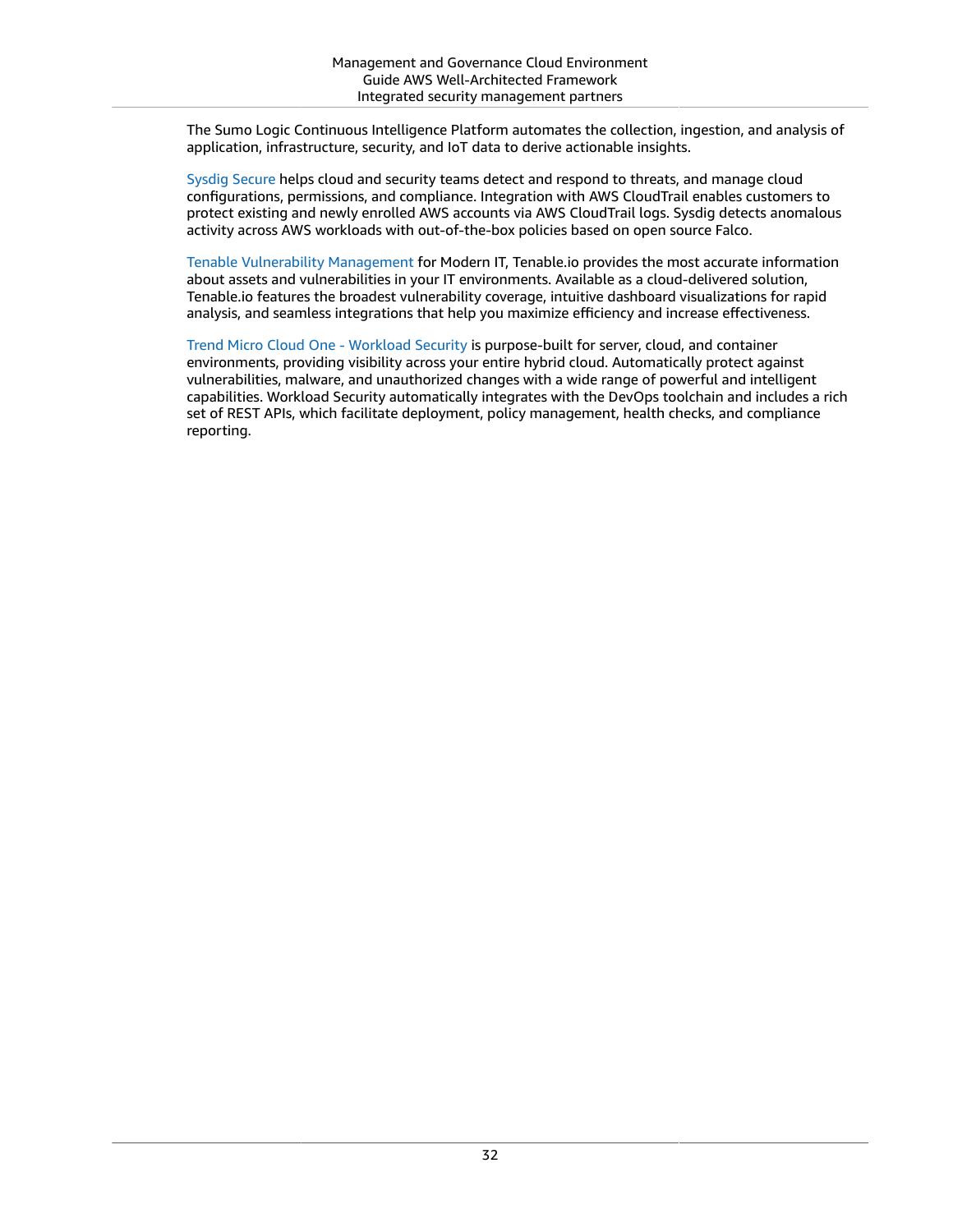The Sumo Logic Continuous Intelligence Platform automates the collection, ingestion, and analysis of application, infrastructure, security, and IoT data to derive actionable insights.

Sysdig Secure helps cloud and security teams detect and respond to threats, and manage cloud configurations, permissions, and compliance. Integration with AWS CloudTrail enables customers to protect existing and newly enrolled AWS accounts via AWS CloudTrail logs. Sysdig detects anomalous activity across AWS workloads with out-of-the-box policies based on open source Falco.

Tenable Vulnerability Management for Modern IT, Tenable.io provides the most accurate information about assets and vulnerabilities in your IT environments. Available as a cloud-delivered solution, Tenable.io features the broadest vulnerability coverage, intuitive dashboard visualizations for rapid analysis, and seamless integrations that help you maximize efficiency and increase effectiveness.

Trend Micro Cloud One - Workload Security is purpose-built for server, cloud, and container environments, providing visibility across your entire hybrid cloud. Automatically protect against vulnerabilities, malware, and unauthorized changes with a wide range of powerful and intelligent capabilities. Workload Security automatically integrates with the DevOps toolchain and includes a rich set of REST APIs, which facilitate deployment, policy management, health checks, and compliance reporting.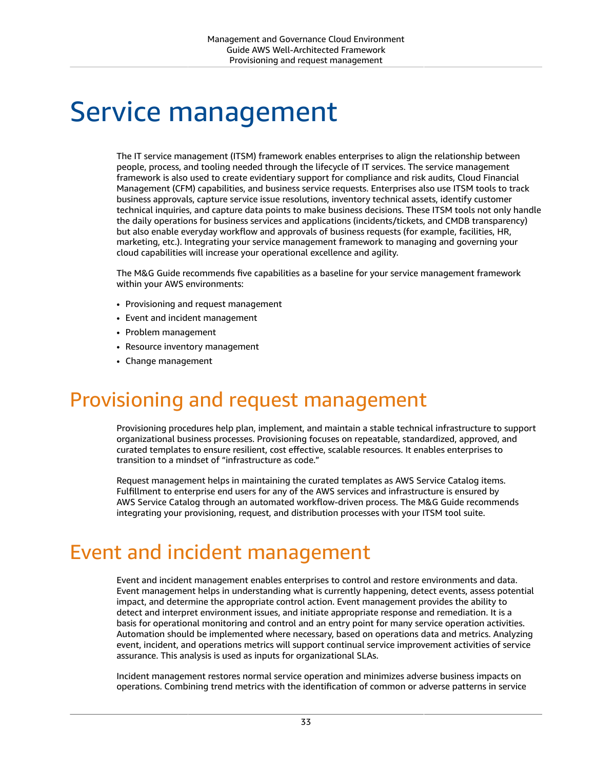# Service management

The IT service management (ITSM) framework enables enterprises to align the relationship between people, process, and tooling needed through the lifecycle of IT services. The service management framework is also used to create evidentiary support for compliance and risk audits, Cloud Financial Management (CFM) capabilities, and business service requests. Enterprises also use ITSM tools to track business approvals, capture service issue resolutions, inventory technical assets, identify customer technical inquiries, and capture data points to make business decisions. These ITSM tools not only handle the daily operations for business services and applications (incidents/tickets, and CMDB transparency) but also enable everyday workflow and approvals of business requests (for example, facilities, HR, marketing, etc.). Integrating your service management framework to managing and governing your cloud capabilities will increase your operational excellence and agility.

The M&G Guide recommends five capabilities as a baseline for your service management framework within your AWS environments:

- Provisioning and request management
- Event and incident management
- Problem management
- Resource inventory management
- Change management

## Provisioning and request management

Provisioning procedures help plan, implement, and maintain a stable technical infrastructure to support organizational business processes. Provisioning focuses on repeatable, standardized, approved, and curated templates to ensure resilient, cost effective, scalable resources. It enables enterprises to transition to a mindset of "infrastructure as code."

Request management helps in maintaining the curated templates as AWS Service Catalog items. Fulfillment to enterprise end users for any of the AWS services and infrastructure is ensured by AWS Service Catalog through an automated workflow-driven process. The M&G Guide recommends integrating your provisioning, request, and distribution processes with your ITSM tool suite.

## Event and incident management

Event and incident management enables enterprises to control and restore environments and data. Event management helps in understanding what is currently happening, detect events, assess potential impact, and determine the appropriate control action. Event management provides the ability to detect and interpret environment issues, and initiate appropriate response and remediation. It is a basis for operational monitoring and control and an entry point for many service operation activities. Automation should be implemented where necessary, based on operations data and metrics. Analyzing event, incident, and operations metrics will support continual service improvement activities of service assurance. This analysis is used as inputs for organizational SLAs.

Incident management restores normal service operation and minimizes adverse business impacts on operations. Combining trend metrics with the identification of common or adverse patterns in service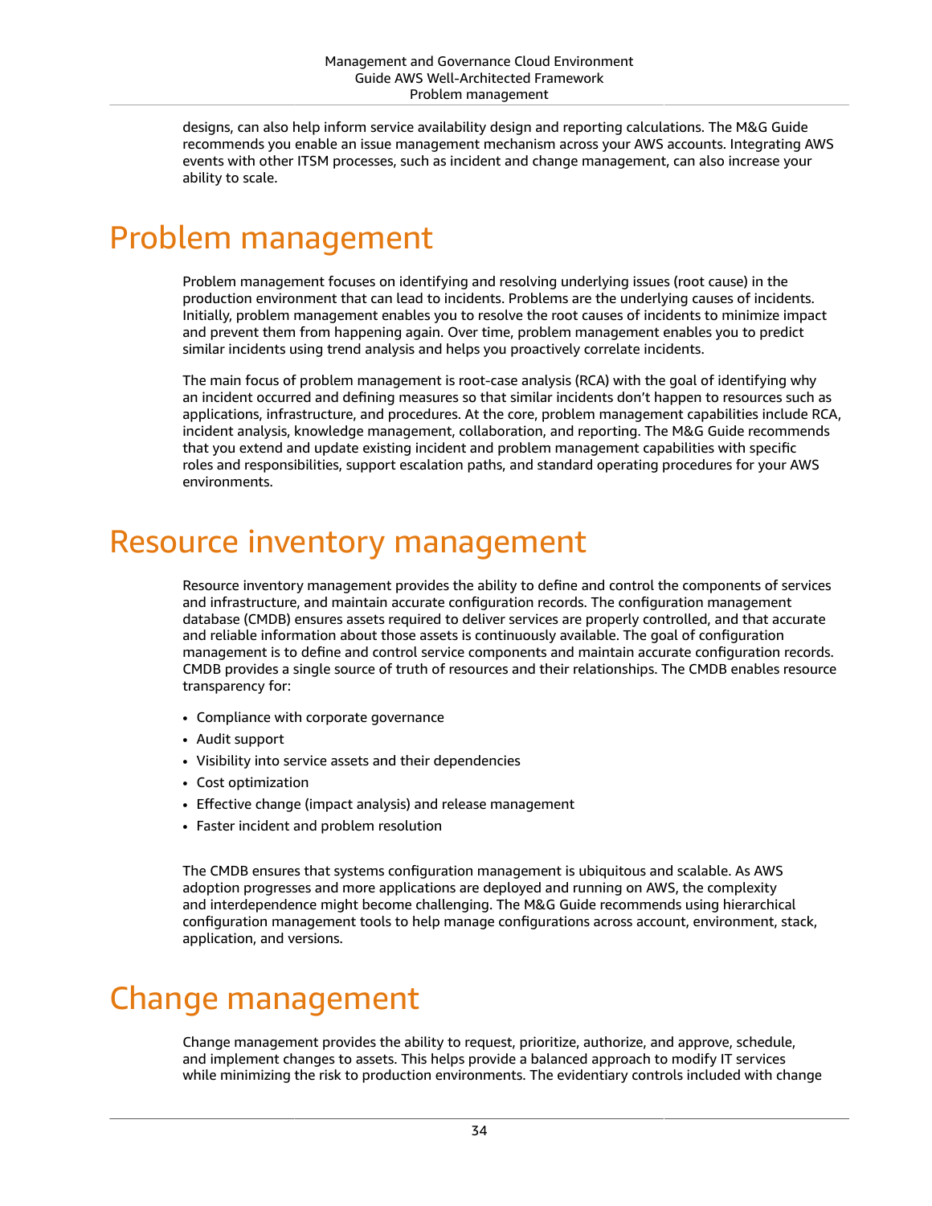designs, can also help inform service availability design and reporting calculations. The M&G Guide recommends you enable an issue management mechanism across your AWS accounts. Integrating AWS events with other ITSM processes, such as incident and change management, can also increase your ability to scale.

# Problem management

Problem management focuses on identifying and resolving underlying issues (root cause) in the production environment that can lead to incidents. Problems are the underlying causes of incidents. Initially, problem management enables you to resolve the root causes of incidents to minimize impact and prevent them from happening again. Over time, problem management enables you to predict similar incidents using trend analysis and helps you proactively correlate incidents.

The main focus of problem management is root-case analysis (RCA) with the goal of identifying why an incident occurred and defining measures so that similar incidents don't happen to resources such as applications, infrastructure, and procedures. At the core, problem management capabilities include RCA, incident analysis, knowledge management, collaboration, and reporting. The M&G Guide recommends that you extend and update existing incident and problem management capabilities with specific roles and responsibilities, support escalation paths, and standard operating procedures for your AWS environments.

# Resource inventory management

Resource inventory management provides the ability to define and control the components of services and infrastructure, and maintain accurate configuration records. The configuration management database (CMDB) ensures assets required to deliver services are properly controlled, and that accurate and reliable information about those assets is continuously available. The goal of configuration management is to define and control service components and maintain accurate configuration records. CMDB provides a single source of truth of resources and their relationships. The CMDB enables resource transparency for:

- Compliance with corporate governance
- Audit support
- Visibility into service assets and their dependencies
- Cost optimization
- Effective change (impact analysis) and release management
- Faster incident and problem resolution

The CMDB ensures that systems configuration management is ubiquitous and scalable. As AWS adoption progresses and more applications are deployed and running on AWS, the complexity and interdependence might become challenging. The M&G Guide recommends using hierarchical configuration management tools to help manage configurations across account, environment, stack, application, and versions.

# Change management

Change management provides the ability to request, prioritize, authorize, and approve, schedule, and implement changes to assets. This helps provide a balanced approach to modify IT services while minimizing the risk to production environments. The evidentiary controls included with change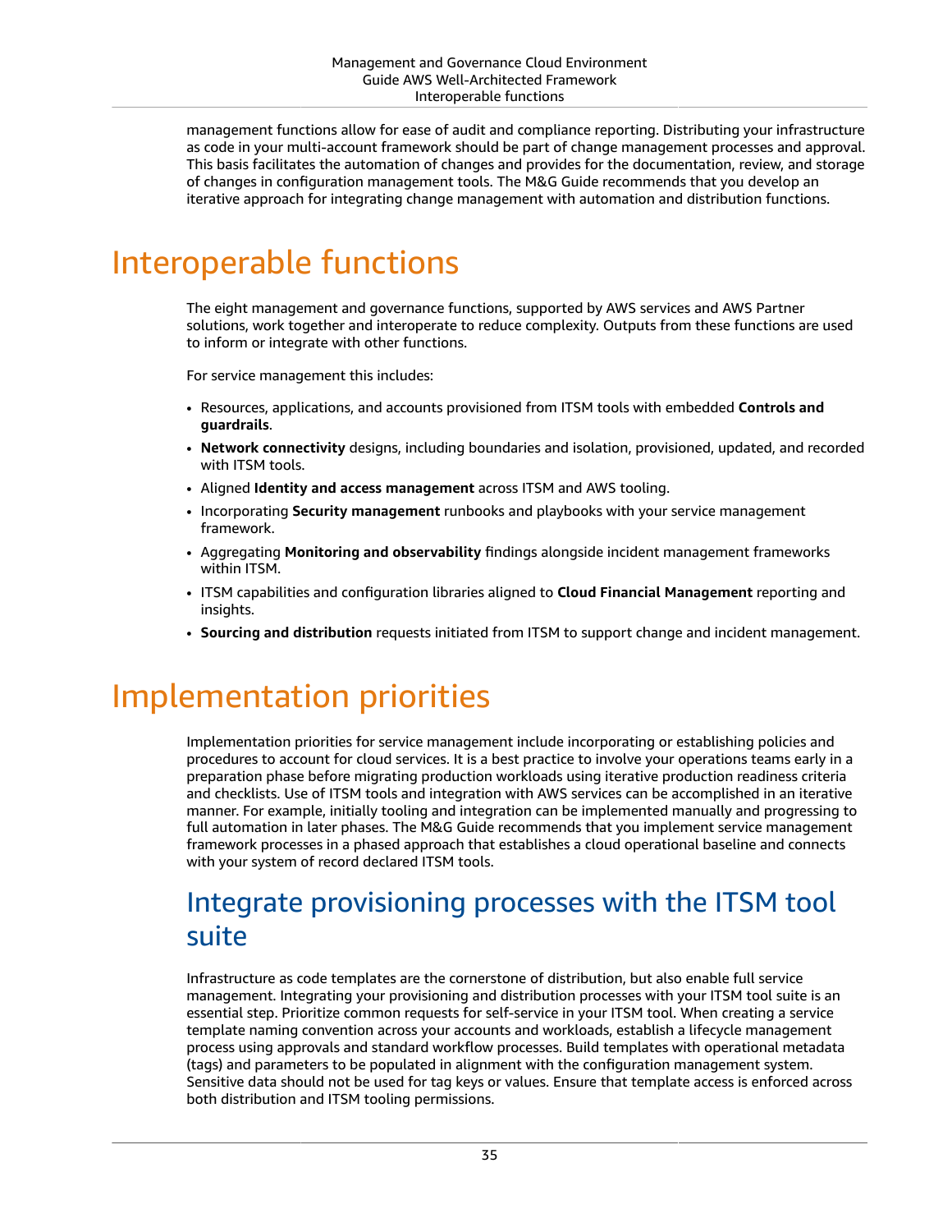management functions allow for ease of audit and compliance reporting. Distributing your infrastructure as code in your multi-account framework should be part of change management processes and approval. This basis facilitates the automation of changes and provides for the documentation, review, and storage of changes in configuration management tools. The M&G Guide recommends that you develop an iterative approach for integrating change management with automation and distribution functions.

# Interoperable functions

The eight management and governance functions, supported by AWS services and AWS Partner solutions, work together and interoperate to reduce complexity. Outputs from these functions are used to inform or integrate with other functions.

For service management this includes:

- Resources, applications, and accounts provisioned from ITSM tools with embedded **Controls and guardrails**.
- **Network connectivity** designs, including boundaries and isolation, provisioned, updated, and recorded with ITSM tools.
- Aligned **Identity and access management** across ITSM and AWS tooling.
- Incorporating **Security management** runbooks and playbooks with your service management framework.
- Aggregating **Monitoring and observability** findings alongside incident management frameworks within ITSM.
- ITSM capabilities and configuration libraries aligned to **Cloud Financial Management** reporting and insights.
- **Sourcing and distribution** requests initiated from ITSM to support change and incident management.

# Implementation priorities

Implementation priorities for service management include incorporating or establishing policies and procedures to account for cloud services. It is a best practice to involve your operations teams early in a preparation phase before migrating production workloads using iterative production readiness criteria and checklists. Use of ITSM tools and integration with AWS services can be accomplished in an iterative manner. For example, initially tooling and integration can be implemented manually and progressing to full automation in later phases. The M&G Guide recommends that you implement service management framework processes in a phased approach that establishes a cloud operational baseline and connects with your system of record declared ITSM tools.

## Integrate provisioning processes with the ITSM tool suite

Infrastructure as code templates are the cornerstone of distribution, but also enable full service management. Integrating your provisioning and distribution processes with your ITSM tool suite is an essential step. Prioritize common requests for self-service in your ITSM tool. When creating a service template naming convention across your accounts and workloads, establish a lifecycle management process using approvals and standard workflow processes. Build templates with operational metadata (tags) and parameters to be populated in alignment with the configuration management system. Sensitive data should not be used for tag keys or values. Ensure that template access is enforced across both distribution and ITSM tooling permissions.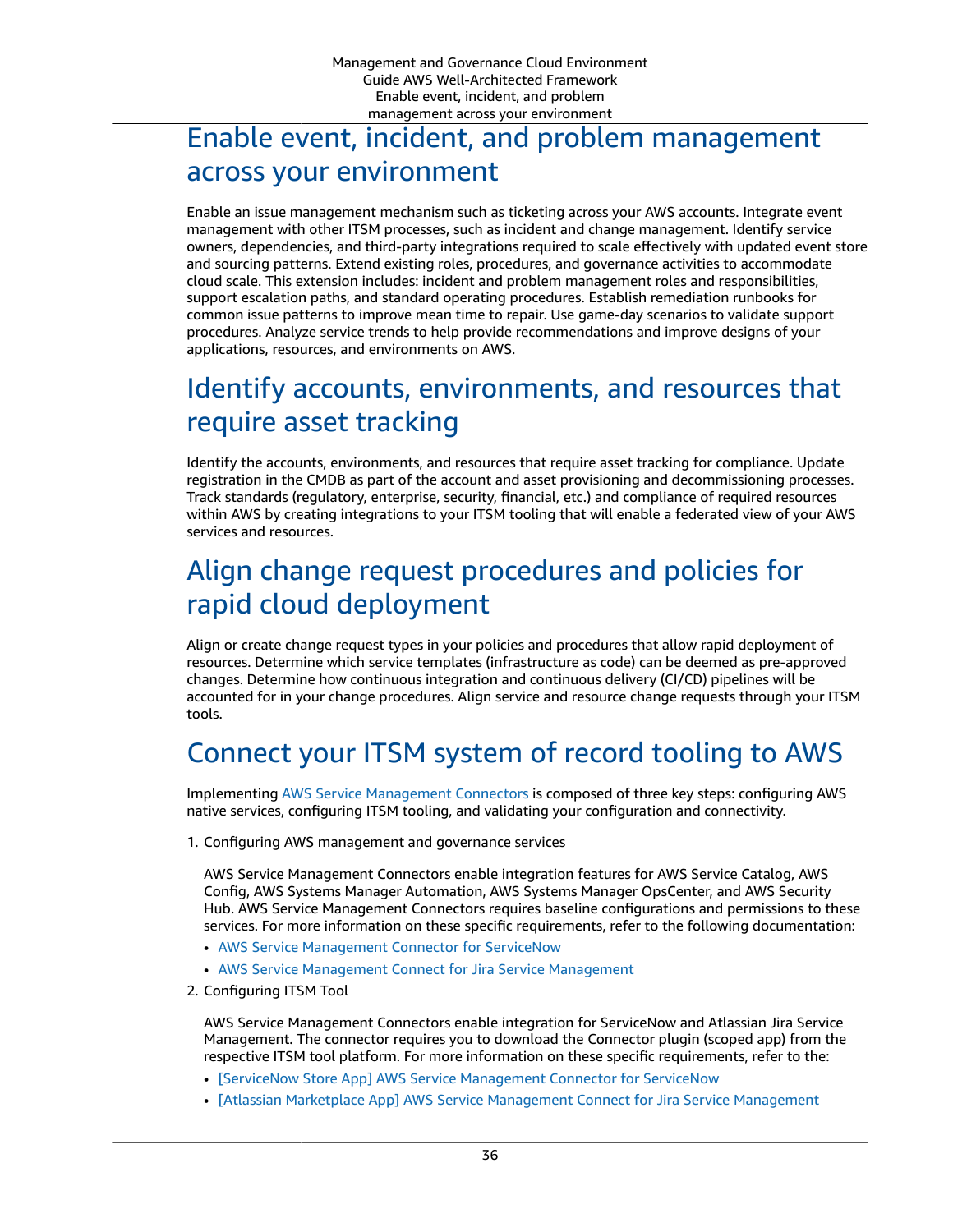## Enable event, incident, and problem management across your environment

Enable an issue management mechanism such as ticketing across your AWS accounts. Integrate event management with other ITSM processes, such as incident and change management. Identify service owners, dependencies, and third-party integrations required to scale effectively with updated event store and sourcing patterns. Extend existing roles, procedures, and governance activities to accommodate cloud scale. This extension includes: incident and problem management roles and responsibilities, support escalation paths, and standard operating procedures. Establish remediation runbooks for common issue patterns to improve mean time to repair. Use game-day scenarios to validate support procedures. Analyze service trends to help provide recommendations and improve designs of your applications, resources, and environments on AWS.

## Identify accounts, environments, and resources that require asset tracking

Identify the accounts, environments, and resources that require asset tracking for compliance. Update registration in the CMDB as part of the account and asset provisioning and decommissioning processes. Track standards (regulatory, enterprise, security, financial, etc.) and compliance of required resources within AWS by creating integrations to your ITSM tooling that will enable a federated view of your AWS services and resources.

## Align change request procedures and policies for rapid cloud deployment

Align or create change request types in your policies and procedures that allow rapid deployment of resources. Determine which service templates (infrastructure as code) can be deemed as pre-approved changes. Determine how continuous integration and continuous delivery (CI/CD) pipelines will be accounted for in your change procedures. Align service and resource change requests through your ITSM tools.

## Connect your ITSM system of record tooling to AWS

Implementing AWS Service Management Connectors is composed of three key steps: configuring AWS native services, configuring ITSM tooling, and validating your configuration and connectivity.

1. Configuring AWS management and governance services

   AWS Service Management Connectors enable integration features for AWS Service Catalog, AWS Config, AWS Systems Manager Automation, AWS Systems Manager OpsCenter, and AWS Security Hub. AWS Service Management Connectors requires baseline configurations and permissions to these services. For more information on these specific requirements, refer to the following documentation:

   - AWS Service Management Connector for ServiceNow
   - AWS Service Management Connect for Jira Service Management

2. Configuring ITSM Tool

   AWS Service Management Connectors enable integration for ServiceNow and Atlassian Jira Service Management. The connector requires you to download the Connector plugin (scoped app) from the respective ITSM tool platform. For more information on these specific requirements, refer to the:

   - [ServiceNow Store App] AWS Service Management Connector for ServiceNow
   - [Atlassian Marketplace App] AWS Service Management Connect for Jira Service Management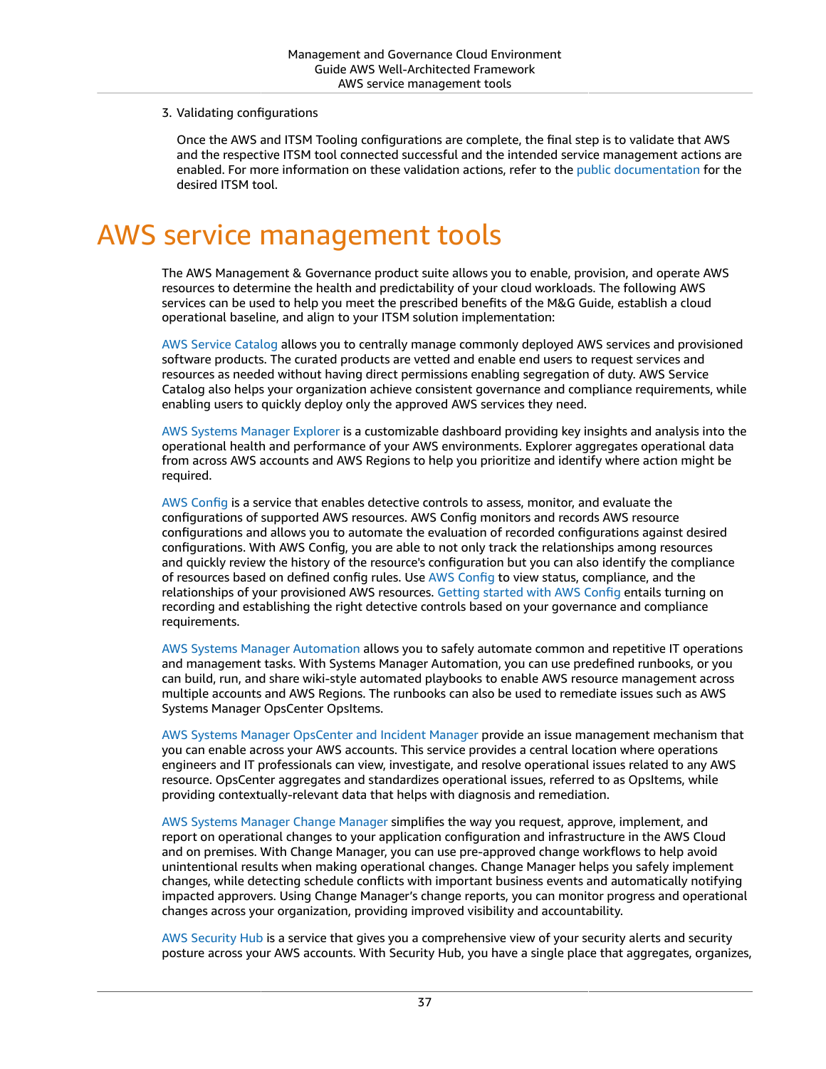3. Validating configurations

   Once the AWS and ITSM Tooling configurations are complete, the final step is to validate that AWS and the respective ITSM tool connected successful and the intended service management actions are enabled. For more information on these validation actions, refer to the public documentation for the desired ITSM tool.

# AWS service management tools

The AWS Management & Governance product suite allows you to enable, provision, and operate AWS resources to determine the health and predictability of your cloud workloads. The following AWS services can be used to help you meet the prescribed benefits of the M&G Guide, establish a cloud operational baseline, and align to your ITSM solution implementation:

AWS Service Catalog allows you to centrally manage commonly deployed AWS services and provisioned software products. The curated products are vetted and enable end users to request services and resources as needed without having direct permissions enabling segregation of duty. AWS Service Catalog also helps your organization achieve consistent governance and compliance requirements, while enabling users to quickly deploy only the approved AWS services they need.

AWS Systems Manager Explorer is a customizable dashboard providing key insights and analysis into the operational health and performance of your AWS environments. Explorer aggregates operational data from across AWS accounts and AWS Regions to help you prioritize and identify where action might be required.

AWS Config is a service that enables detective controls to assess, monitor, and evaluate the configurations of supported AWS resources. AWS Config monitors and records AWS resource configurations and allows you to automate the evaluation of recorded configurations against desired configurations. With AWS Config, you are able to not only track the relationships among resources and quickly review the history of the resource's configuration but you can also identify the compliance of resources based on defined config rules. Use AWS Config to view status, compliance, and the relationships of your provisioned AWS resources. Getting started with AWS Config entails turning on recording and establishing the right detective controls based on your governance and compliance requirements.

AWS Systems Manager Automation allows you to safely automate common and repetitive IT operations and management tasks. With Systems Manager Automation, you can use predefined runbooks, or you can build, run, and share wiki-style automated playbooks to enable AWS resource management across multiple accounts and AWS Regions. The runbooks can also be used to remediate issues such as AWS Systems Manager OpsCenter OpsItems.

AWS Systems Manager OpsCenter and Incident Manager provide an issue management mechanism that you can enable across your AWS accounts. This service provides a central location where operations engineers and IT professionals can view, investigate, and resolve operational issues related to any AWS resource. OpsCenter aggregates and standardizes operational issues, referred to as OpsItems, while providing contextually-relevant data that helps with diagnosis and remediation.

AWS Systems Manager Change Manager simplifies the way you request, approve, implement, and report on operational changes to your application configuration and infrastructure in the AWS Cloud and on premises. With Change Manager, you can use pre-approved change workflows to help avoid unintentional results when making operational changes. Change Manager helps you safely implement changes, while detecting schedule conflicts with important business events and automatically notifying impacted approvers. Using Change Manager's change reports, you can monitor progress and operational changes across your organization, providing improved visibility and accountability.

AWS Security Hub is a service that gives you a comprehensive view of your security alerts and security posture across your AWS accounts. With Security Hub, you have a single place that aggregates, organizes,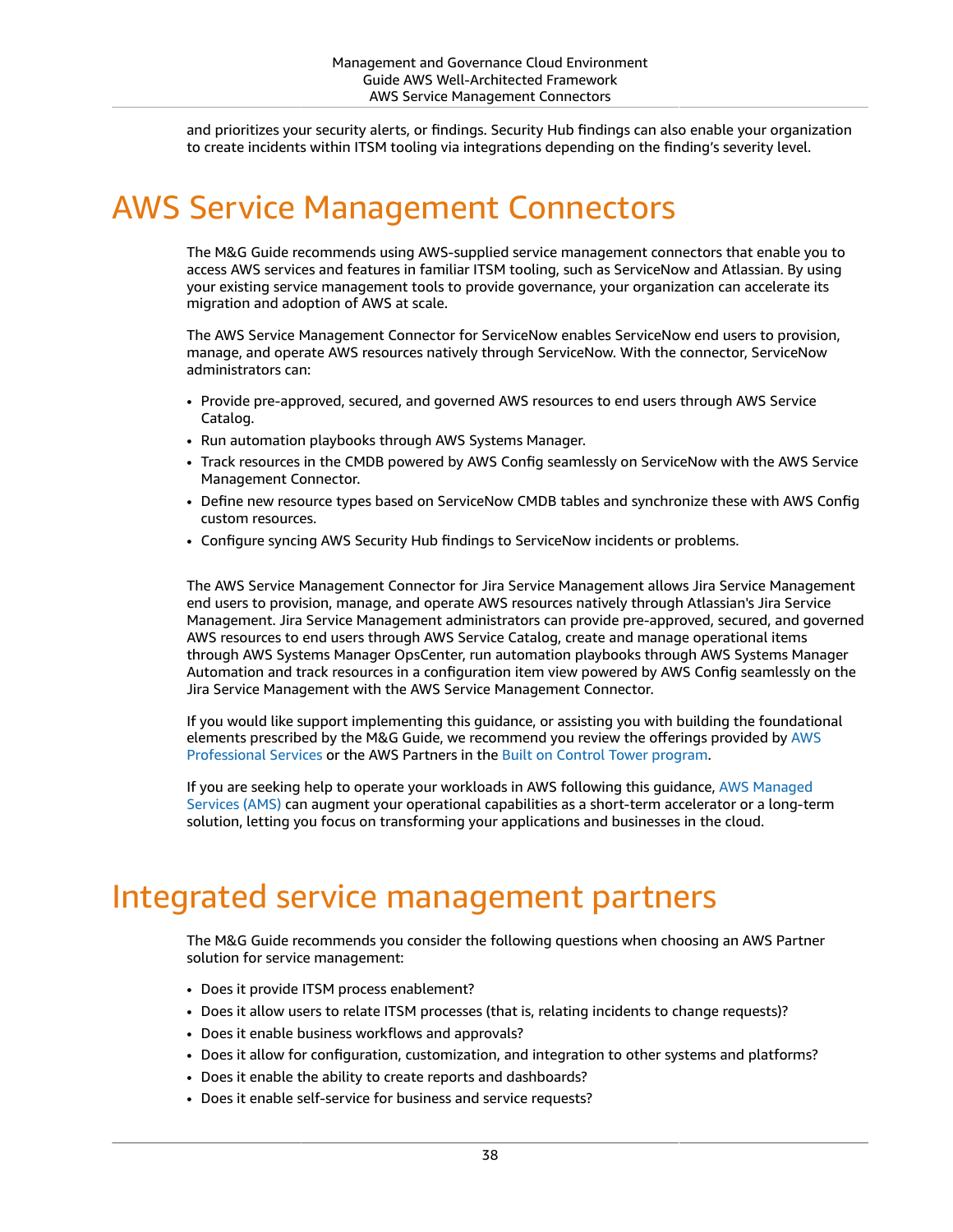and prioritizes your security alerts, or findings. Security Hub findings can also enable your organization to create incidents within ITSM tooling via integrations depending on the finding's severity level.

# AWS Service Management Connectors

The M&G Guide recommends using AWS-supplied service management connectors that enable you to access AWS services and features in familiar ITSM tooling, such as ServiceNow and Atlassian. By using your existing service management tools to provide governance, your organization can accelerate its migration and adoption of AWS at scale.

The AWS Service Management Connector for ServiceNow enables ServiceNow end users to provision, manage, and operate AWS resources natively through ServiceNow. With the connector, ServiceNow administrators can:

- Provide pre-approved, secured, and governed AWS resources to end users through AWS Service Catalog.
- Run automation playbooks through AWS Systems Manager.
- Track resources in the CMDB powered by AWS Config seamlessly on ServiceNow with the AWS Service Management Connector.
- Define new resource types based on ServiceNow CMDB tables and synchronize these with AWS Config custom resources.
- Configure syncing AWS Security Hub findings to ServiceNow incidents or problems.

The AWS Service Management Connector for Jira Service Management allows Jira Service Management end users to provision, manage, and operate AWS resources natively through Atlassian's Jira Service Management. Jira Service Management administrators can provide pre-approved, secured, and governed AWS resources to end users through AWS Service Catalog, create and manage operational items through AWS Systems Manager OpsCenter, run automation playbooks through AWS Systems Manager Automation and track resources in a configuration item view powered by AWS Config seamlessly on the Jira Service Management with the AWS Service Management Connector.

If you would like support implementing this guidance, or assisting you with building the foundational elements prescribed by the M&G Guide, we recommend you review the offerings provided by AWS Professional Services or the AWS Partners in the Built on Control Tower program.

If you are seeking help to operate your workloads in AWS following this guidance, AWS Managed Services (AMS) can augment your operational capabilities as a short-term accelerator or a long-term solution, letting you focus on transforming your applications and businesses in the cloud.

# Integrated service management partners

The M&G Guide recommends you consider the following questions when choosing an AWS Partner solution for service management:

- Does it provide ITSM process enablement?
- Does it allow users to relate ITSM processes (that is, relating incidents to change requests)?
- Does it enable business workflows and approvals?
- Does it allow for configuration, customization, and integration to other systems and platforms?
- Does it enable the ability to create reports and dashboards?
- Does it enable self-service for business and service requests?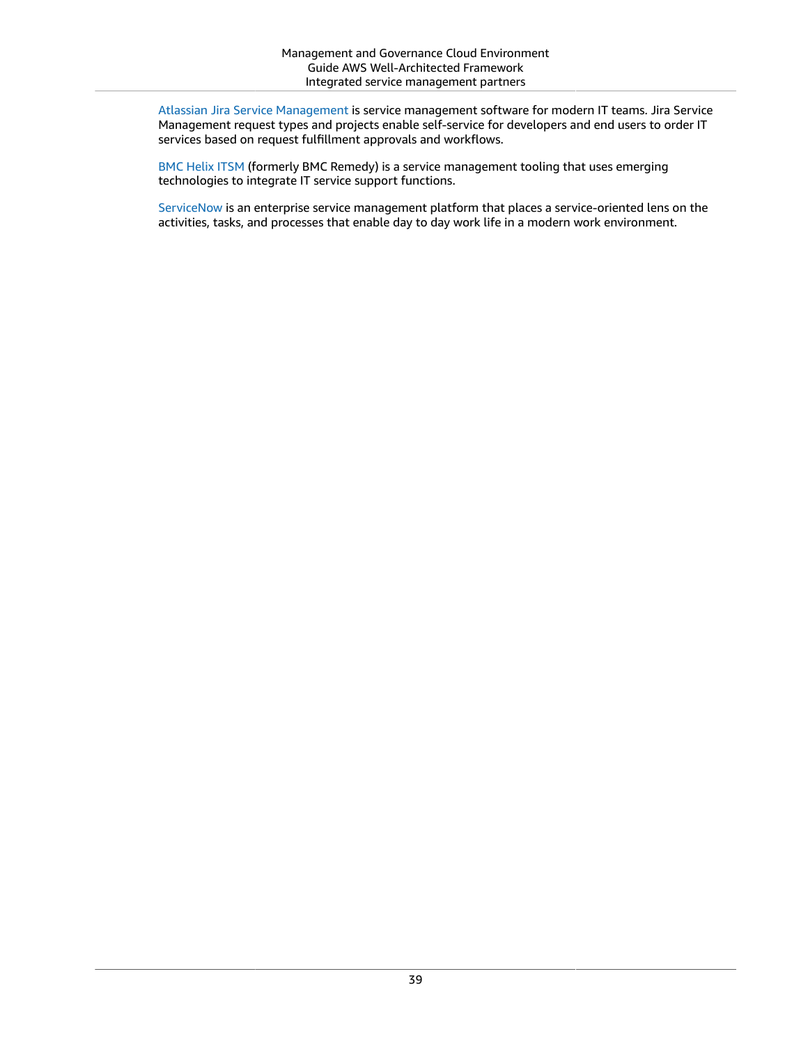Atlassian Jira Service Management is service management software for modern IT teams. Jira Service Management request types and projects enable self-service for developers and end users to order IT services based on request fulfillment approvals and workflows.

BMC Helix ITSM (formerly BMC Remedy) is a service management tooling that uses emerging technologies to integrate IT service support functions.

ServiceNow is an enterprise service management platform that places a service-oriented lens on the activities, tasks, and processes that enable day to day work life in a modern work environment.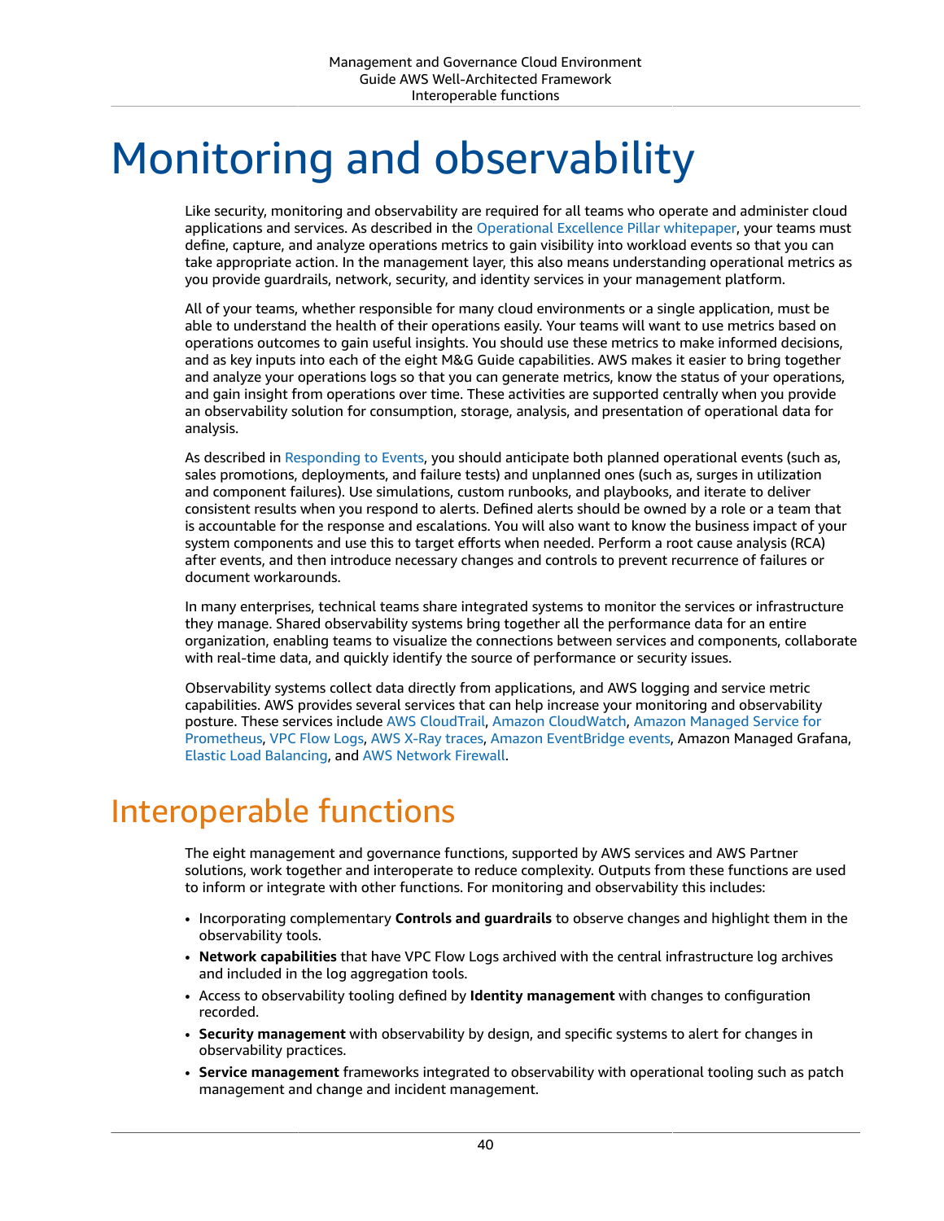# Monitoring and observability

Like security, monitoring and observability are required for all teams who operate and administer cloud applications and services. As described in the Operational Excellence Pillar whitepaper, your teams must define, capture, and analyze operations metrics to gain visibility into workload events so that you can take appropriate action. In the management layer, this also means understanding operational metrics as you provide guardrails, network, security, and identity services in your management platform.

All of your teams, whether responsible for many cloud environments or a single application, must be able to understand the health of their operations easily. Your teams will want to use metrics based on operations outcomes to gain useful insights. You should use these metrics to make informed decisions, and as key inputs into each of the eight M&G Guide capabilities. AWS makes it easier to bring together and analyze your operations logs so that you can generate metrics, know the status of your operations, and gain insight from operations over time. These activities are supported centrally when you provide an observability solution for consumption, storage, analysis, and presentation of operational data for analysis.

As described in Responding to Events, you should anticipate both planned operational events (such as, sales promotions, deployments, and failure tests) and unplanned ones (such as, surges in utilization and component failures). Use simulations, custom runbooks, and playbooks, and iterate to deliver consistent results when you respond to alerts. Defined alerts should be owned by a role or a team that is accountable for the response and escalations. You will also want to know the business impact of your system components and use this to target efforts when needed. Perform a root cause analysis (RCA) after events, and then introduce necessary changes and controls to prevent recurrence of failures or document workarounds.

In many enterprises, technical teams share integrated systems to monitor the services or infrastructure they manage. Shared observability systems bring together all the performance data for an entire organization, enabling teams to visualize the connections between services and components, collaborate with real-time data, and quickly identify the source of performance or security issues.

Observability systems collect data directly from applications, and AWS logging and service metric capabilities. AWS provides several services that can help increase your monitoring and observability posture. These services include AWS CloudTrail, Amazon CloudWatch, Amazon Managed Service for Prometheus, VPC Flow Logs, AWS X-Ray traces, Amazon EventBridge events, Amazon Managed Grafana, Elastic Load Balancing, and AWS Network Firewall.

## Interoperable functions

The eight management and governance functions, supported by AWS services and AWS Partner solutions, work together and interoperate to reduce complexity. Outputs from these functions are used to inform or integrate with other functions. For monitoring and observability this includes:

- Incorporating complementary **Controls and guardrails** to observe changes and highlight them in the observability tools.
- **Network capabilities** that have VPC Flow Logs archived with the central infrastructure log archives and included in the log aggregation tools.
- Access to observability tooling defined by **Identity management** with changes to configuration recorded.
- **Security management** with observability by design, and specific systems to alert for changes in observability practices.
- **Service management** frameworks integrated to observability with operational tooling such as patch management and change and incident management.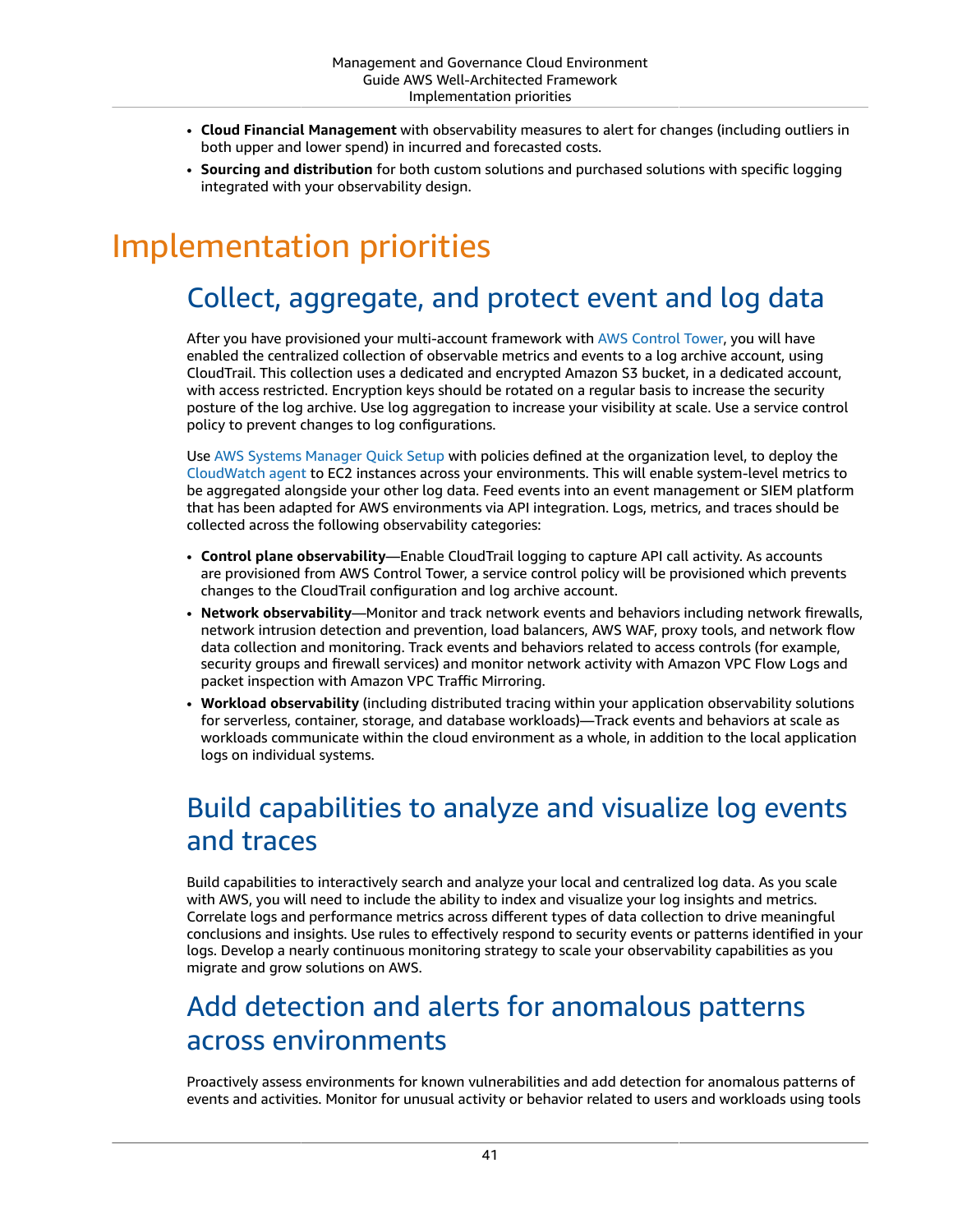- **Cloud Financial Management** with observability measures to alert for changes (including outliers in both upper and lower spend) in incurred and forecasted costs.
- **Sourcing and distribution** for both custom solutions and purchased solutions with specific logging integrated with your observability design.

# Implementation priorities

## Collect, aggregate, and protect event and log data

After you have provisioned your multi-account framework with AWS Control Tower, you will have enabled the centralized collection of observable metrics and events to a log archive account, using CloudTrail. This collection uses a dedicated and encrypted Amazon S3 bucket, in a dedicated account, with access restricted. Encryption keys should be rotated on a regular basis to increase the security posture of the log archive. Use log aggregation to increase your visibility at scale. Use a service control policy to prevent changes to log configurations.

Use AWS Systems Manager Quick Setup with policies defined at the organization level, to deploy the CloudWatch agent to EC2 instances across your environments. This will enable system-level metrics to be aggregated alongside your other log data. Feed events into an event management or SIEM platform that has been adapted for AWS environments via API integration. Logs, metrics, and traces should be collected across the following observability categories:

- **Control plane observability**—Enable CloudTrail logging to capture API call activity. As accounts are provisioned from AWS Control Tower, a service control policy will be provisioned which prevents changes to the CloudTrail configuration and log archive account.
- **Network observability**—Monitor and track network events and behaviors including network firewalls, network intrusion detection and prevention, load balancers, AWS WAF, proxy tools, and network flow data collection and monitoring. Track events and behaviors related to access controls (for example, security groups and firewall services) and monitor network activity with Amazon VPC Flow Logs and packet inspection with Amazon VPC Traffic Mirroring.
- **Workload observability** (including distributed tracing within your application observability solutions for serverless, container, storage, and database workloads)—Track events and behaviors at scale as workloads communicate within the cloud environment as a whole, in addition to the local application logs on individual systems.

## Build capabilities to analyze and visualize log events and traces

Build capabilities to interactively search and analyze your local and centralized log data. As you scale with AWS, you will need to include the ability to index and visualize your log insights and metrics. Correlate logs and performance metrics across different types of data collection to drive meaningful conclusions and insights. Use rules to effectively respond to security events or patterns identified in your logs. Develop a nearly continuous monitoring strategy to scale your observability capabilities as you migrate and grow solutions on AWS.

## Add detection and alerts for anomalous patterns across environments

Proactively assess environments for known vulnerabilities and add detection for anomalous patterns of events and activities. Monitor for unusual activity or behavior related to users and workloads using tools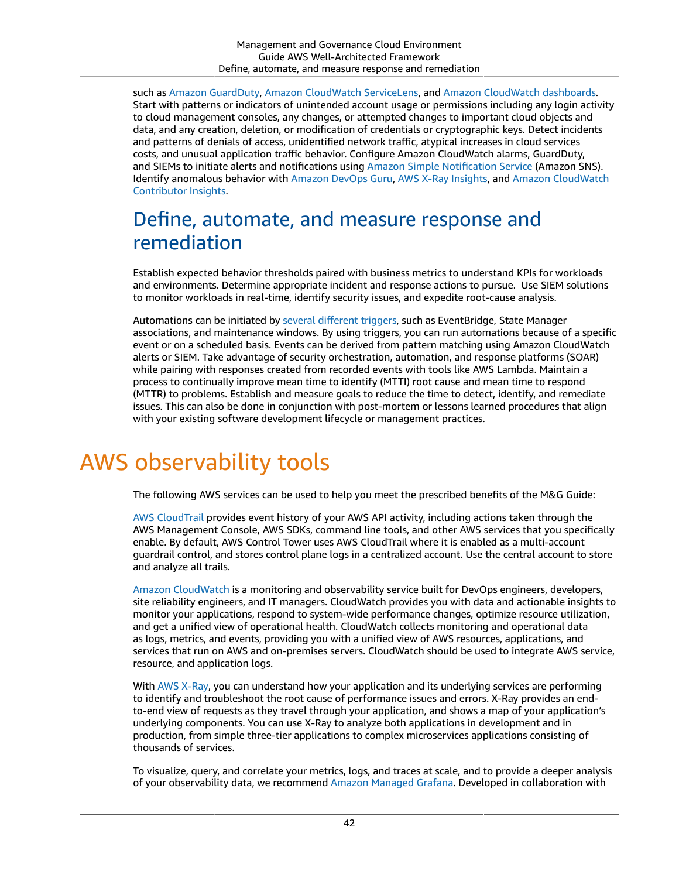such as Amazon GuardDuty, Amazon CloudWatch ServiceLens, and Amazon CloudWatch dashboards. Start with patterns or indicators of unintended account usage or permissions including any login activity to cloud management consoles, any changes, or attempted changes to important cloud objects and data, and any creation, deletion, or modification of credentials or cryptographic keys. Detect incidents and patterns of denials of access, unidentified network traffic, atypical increases in cloud services costs, and unusual application traffic behavior. Configure Amazon CloudWatch alarms, GuardDuty, and SIEMs to initiate alerts and notifications using Amazon Simple Notification Service (Amazon SNS). Identify anomalous behavior with Amazon DevOps Guru, AWS X-Ray Insights, and Amazon CloudWatch Contributor Insights.

## Define, automate, and measure response and remediation

Establish expected behavior thresholds paired with business metrics to understand KPIs for workloads and environments. Determine appropriate incident and response actions to pursue. Use SIEM solutions to monitor workloads in real-time, identify security issues, and expedite root-cause analysis.

Automations can be initiated by several different triggers, such as EventBridge, State Manager associations, and maintenance windows. By using triggers, you can run automations because of a specific event or on a scheduled basis. Events can be derived from pattern matching using Amazon CloudWatch alerts or SIEM. Take advantage of security orchestration, automation, and response platforms (SOAR) while pairing with responses created from recorded events with tools like AWS Lambda. Maintain a process to continually improve mean time to identify (MTTI) root cause and mean time to respond (MTTR) to problems. Establish and measure goals to reduce the time to detect, identify, and remediate issues. This can also be done in conjunction with post-mortem or lessons learned procedures that align with your existing software development lifecycle or management practices.

# AWS observability tools

The following AWS services can be used to help you meet the prescribed benefits of the M&G Guide:

AWS CloudTrail provides event history of your AWS API activity, including actions taken through the AWS Management Console, AWS SDKs, command line tools, and other AWS services that you specifically enable. By default, AWS Control Tower uses AWS CloudTrail where it is enabled as a multi-account guardrail control, and stores control plane logs in a centralized account. Use the central account to store and analyze all trails.

Amazon CloudWatch is a monitoring and observability service built for DevOps engineers, developers, site reliability engineers, and IT managers. CloudWatch provides you with data and actionable insights to monitor your applications, respond to system-wide performance changes, optimize resource utilization, and get a unified view of operational health. CloudWatch collects monitoring and operational data as logs, metrics, and events, providing you with a unified view of AWS resources, applications, and services that run on AWS and on-premises servers. CloudWatch should be used to integrate AWS service, resource, and application logs.

With AWS X-Ray, you can understand how your application and its underlying services are performing to identify and troubleshoot the root cause of performance issues and errors. X-Ray provides an end-to-end view of requests as they travel through your application, and shows a map of your application's underlying components. You can use X-Ray to analyze both applications in development and in production, from simple three-tier applications to complex microservices applications consisting of thousands of services.

To visualize, query, and correlate your metrics, logs, and traces at scale, and to provide a deeper analysis of your observability data, we recommend Amazon Managed Grafana. Developed in collaboration with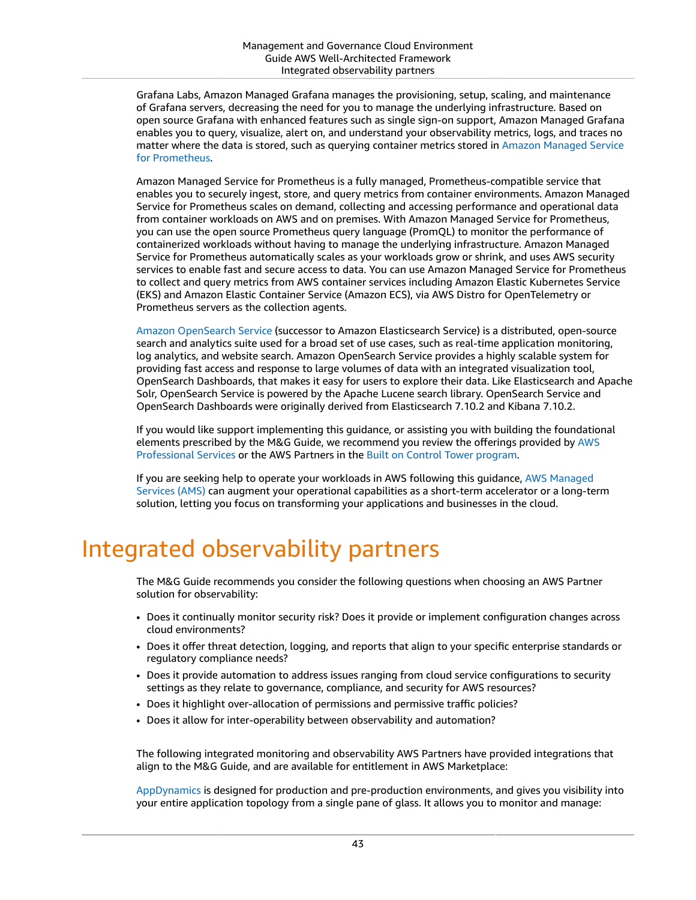Grafana Labs, Amazon Managed Grafana manages the provisioning, setup, scaling, and maintenance of Grafana servers, decreasing the need for you to manage the underlying infrastructure. Based on open source Grafana with enhanced features such as single sign-on support, Amazon Managed Grafana enables you to query, visualize, alert on, and understand your observability metrics, logs, and traces no matter where the data is stored, such as querying container metrics stored in Amazon Managed Service for Prometheus.

Amazon Managed Service for Prometheus is a fully managed, Prometheus-compatible service that enables you to securely ingest, store, and query metrics from container environments. Amazon Managed Service for Prometheus scales on demand, collecting and accessing performance and operational data from container workloads on AWS and on premises. With Amazon Managed Service for Prometheus, you can use the open source Prometheus query language (PromQL) to monitor the performance of containerized workloads without having to manage the underlying infrastructure. Amazon Managed Service for Prometheus automatically scales as your workloads grow or shrink, and uses AWS security services to enable fast and secure access to data. You can use Amazon Managed Service for Prometheus to collect and query metrics from AWS container services including Amazon Elastic Kubernetes Service (EKS) and Amazon Elastic Container Service (Amazon ECS), via AWS Distro for OpenTelemetry or Prometheus servers as the collection agents.

Amazon OpenSearch Service (successor to Amazon Elasticsearch Service) is a distributed, open-source search and analytics suite used for a broad set of use cases, such as real-time application monitoring, log analytics, and website search. Amazon OpenSearch Service provides a highly scalable system for providing fast access and response to large volumes of data with an integrated visualization tool, OpenSearch Dashboards, that makes it easy for users to explore their data. Like Elasticsearch and Apache Solr, OpenSearch Service is powered by the Apache Lucene search library. OpenSearch Service and OpenSearch Dashboards were originally derived from Elasticsearch 7.10.2 and Kibana 7.10.2.

If you would like support implementing this guidance, or assisting you with building the foundational elements prescribed by the M&G Guide, we recommend you review the offerings provided by AWS Professional Services or the AWS Partners in the Built on Control Tower program.

If you are seeking help to operate your workloads in AWS following this guidance, AWS Managed Services (AMS) can augment your operational capabilities as a short-term accelerator or a long-term solution, letting you focus on transforming your applications and businesses in the cloud.

# Integrated observability partners

The M&G Guide recommends you consider the following questions when choosing an AWS Partner solution for observability:

- Does it continually monitor security risk? Does it provide or implement configuration changes across cloud environments?
- Does it offer threat detection, logging, and reports that align to your specific enterprise standards or regulatory compliance needs?
- Does it provide automation to address issues ranging from cloud service configurations to security settings as they relate to governance, compliance, and security for AWS resources?
- Does it highlight over-allocation of permissions and permissive traffic policies?
- Does it allow for inter-operability between observability and automation?

The following integrated monitoring and observability AWS Partners have provided integrations that align to the M&G Guide, and are available for entitlement in AWS Marketplace:

AppDynamics is designed for production and pre-production environments, and gives you visibility into your entire application topology from a single pane of glass. It allows you to monitor and manage: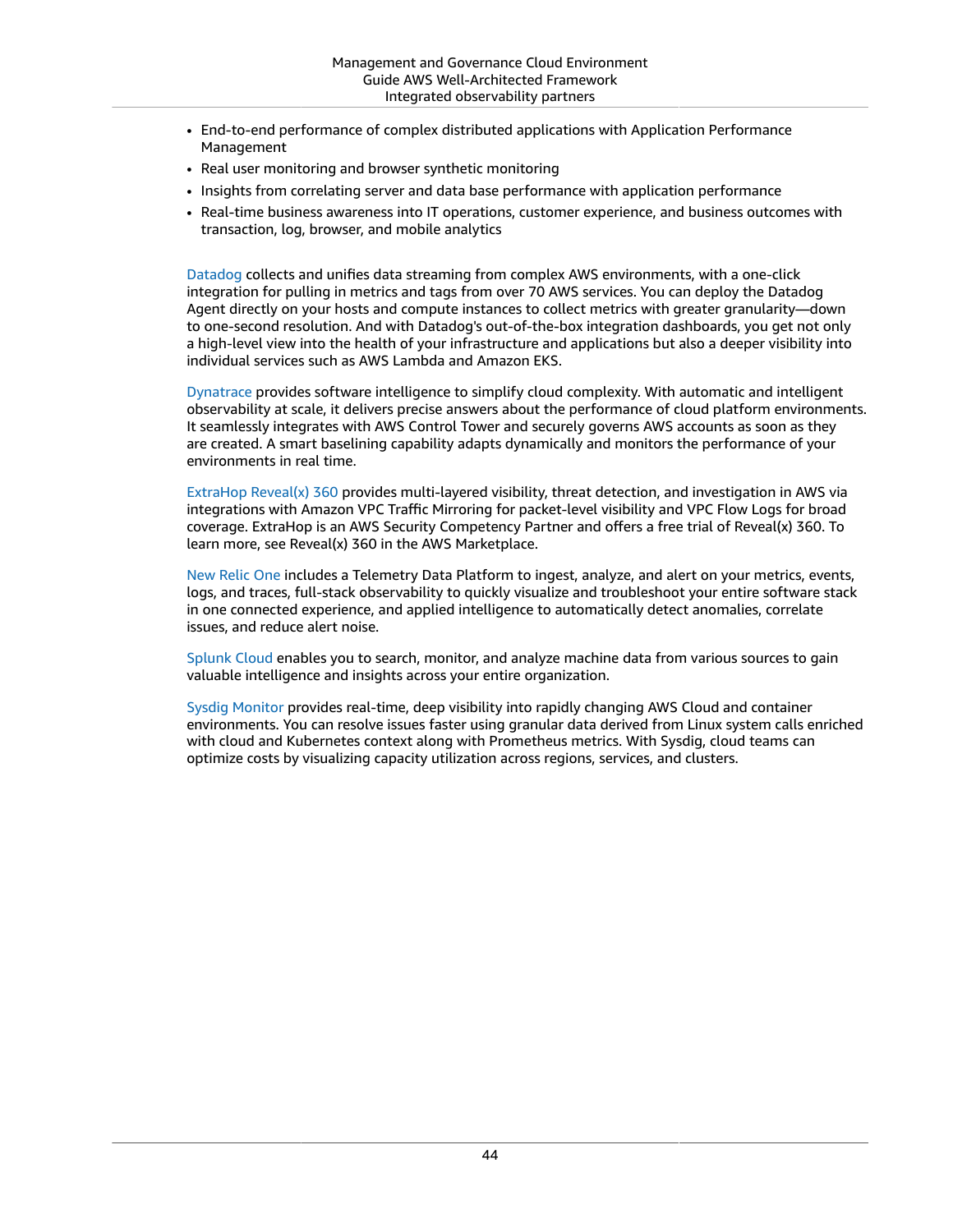- End-to-end performance of complex distributed applications with Application Performance Management
- Real user monitoring and browser synthetic monitoring
- Insights from correlating server and data base performance with application performance
- Real-time business awareness into IT operations, customer experience, and business outcomes with transaction, log, browser, and mobile analytics

Datadog collects and unifies data streaming from complex AWS environments, with a one-click integration for pulling in metrics and tags from over 70 AWS services. You can deploy the Datadog Agent directly on your hosts and compute instances to collect metrics with greater granularity—down to one-second resolution. And with Datadog's out-of-the-box integration dashboards, you get not only a high-level view into the health of your infrastructure and applications but also a deeper visibility into individual services such as AWS Lambda and Amazon EKS.

Dynatrace provides software intelligence to simplify cloud complexity. With automatic and intelligent observability at scale, it delivers precise answers about the performance of cloud platform environments. It seamlessly integrates with AWS Control Tower and securely governs AWS accounts as soon as they are created. A smart baselining capability adapts dynamically and monitors the performance of your environments in real time.

ExtraHop Reveal(x) 360 provides multi-layered visibility, threat detection, and investigation in AWS via integrations with Amazon VPC Traffic Mirroring for packet-level visibility and VPC Flow Logs for broad coverage. ExtraHop is an AWS Security Competency Partner and offers a free trial of Reveal(x) 360. To learn more, see Reveal(x) 360 in the AWS Marketplace.

New Relic One includes a Telemetry Data Platform to ingest, analyze, and alert on your metrics, events, logs, and traces, full-stack observability to quickly visualize and troubleshoot your entire software stack in one connected experience, and applied intelligence to automatically detect anomalies, correlate issues, and reduce alert noise.

Splunk Cloud enables you to search, monitor, and analyze machine data from various sources to gain valuable intelligence and insights across your entire organization.

Sysdig Monitor provides real-time, deep visibility into rapidly changing AWS Cloud and container environments. You can resolve issues faster using granular data derived from Linux system calls enriched with cloud and Kubernetes context along with Prometheus metrics. With Sysdig, cloud teams can optimize costs by visualizing capacity utilization across regions, services, and clusters.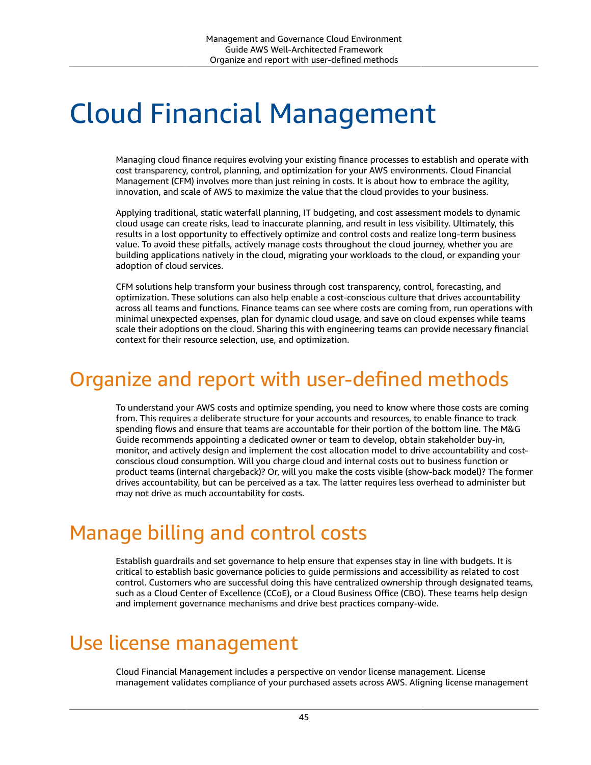# Cloud Financial Management

Managing cloud finance requires evolving your existing finance processes to establish and operate with cost transparency, control, planning, and optimization for your AWS environments. Cloud Financial Management (CFM) involves more than just reining in costs. It is about how to embrace the agility, innovation, and scale of AWS to maximize the value that the cloud provides to your business.

Applying traditional, static waterfall planning, IT budgeting, and cost assessment models to dynamic cloud usage can create risks, lead to inaccurate planning, and result in less visibility. Ultimately, this results in a lost opportunity to effectively optimize and control costs and realize long-term business value. To avoid these pitfalls, actively manage costs throughout the cloud journey, whether you are building applications natively in the cloud, migrating your workloads to the cloud, or expanding your adoption of cloud services.

CFM solutions help transform your business through cost transparency, control, forecasting, and optimization. These solutions can also help enable a cost-conscious culture that drives accountability across all teams and functions. Finance teams can see where costs are coming from, run operations with minimal unexpected expenses, plan for dynamic cloud usage, and save on cloud expenses while teams scale their adoptions on the cloud. Sharing this with engineering teams can provide necessary financial context for their resource selection, use, and optimization.

## Organize and report with user-defined methods

To understand your AWS costs and optimize spending, you need to know where those costs are coming from. This requires a deliberate structure for your accounts and resources, to enable finance to track spending flows and ensure that teams are accountable for their portion of the bottom line. The M&G Guide recommends appointing a dedicated owner or team to develop, obtain stakeholder buy-in, monitor, and actively design and implement the cost allocation model to drive accountability and cost-conscious cloud consumption. Will you charge cloud and internal costs out to business function or product teams (internal chargeback)? Or, will you make the costs visible (show-back model)? The former drives accountability, but can be perceived as a tax. The latter requires less overhead to administer but may not drive as much accountability for costs.

## Manage billing and control costs

Establish guardrails and set governance to help ensure that expenses stay in line with budgets. It is critical to establish basic governance policies to guide permissions and accessibility as related to cost control. Customers who are successful doing this have centralized ownership through designated teams, such as a Cloud Center of Excellence (CCoE), or a Cloud Business Office (CBO). These teams help design and implement governance mechanisms and drive best practices company-wide.

## Use license management

Cloud Financial Management includes a perspective on vendor license management. License management validates compliance of your purchased assets across AWS. Aligning license management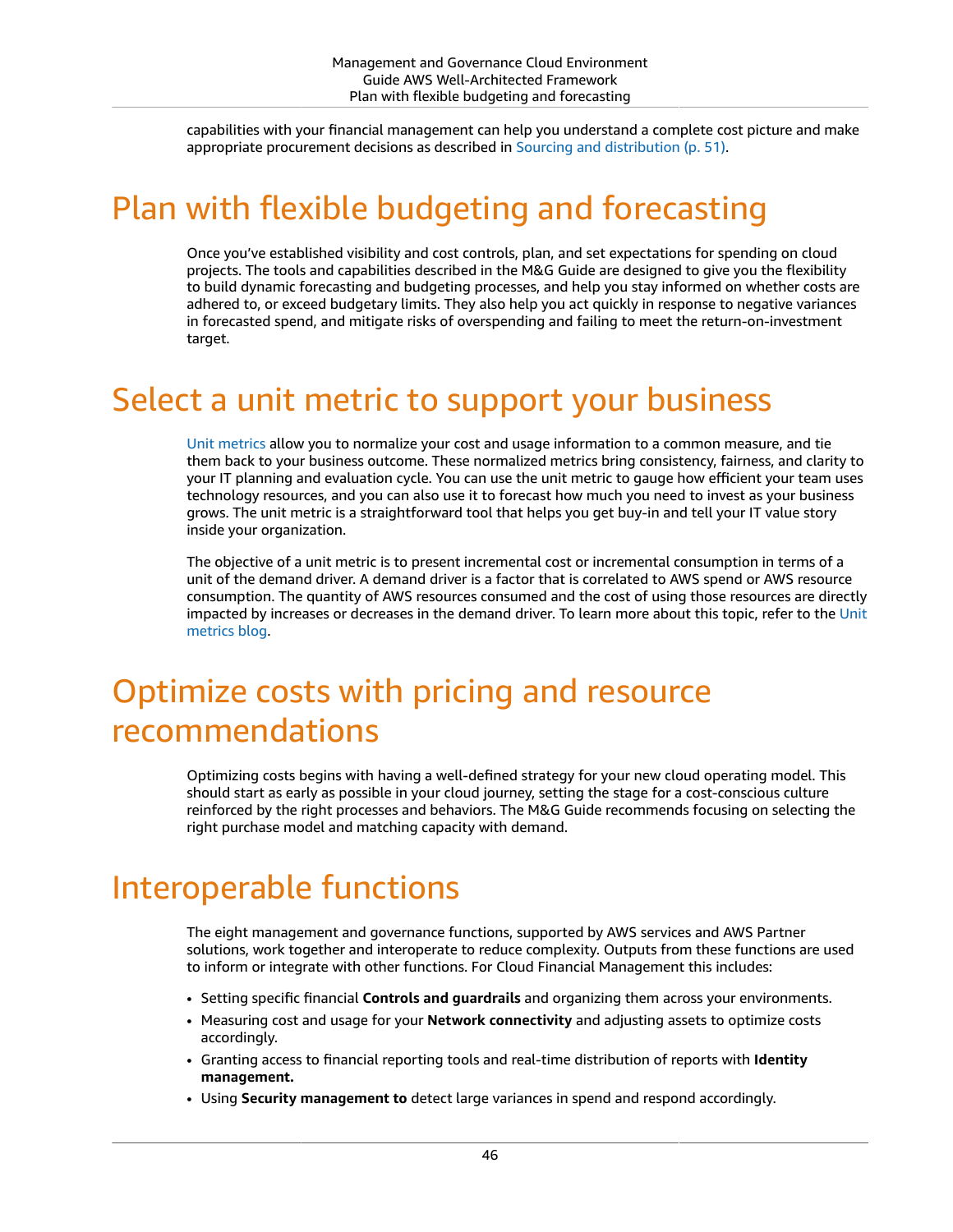capabilities with your financial management can help you understand a complete cost picture and make appropriate procurement decisions as described in Sourcing and distribution (p. 51).

# Plan with flexible budgeting and forecasting

Once you've established visibility and cost controls, plan, and set expectations for spending on cloud projects. The tools and capabilities described in the M&G Guide are designed to give you the flexibility to build dynamic forecasting and budgeting processes, and help you stay informed on whether costs are adhered to, or exceed budgetary limits. They also help you act quickly in response to negative variances in forecasted spend, and mitigate risks of overspending and failing to meet the return-on-investment target.

# Select a unit metric to support your business

Unit metrics allow you to normalize your cost and usage information to a common measure, and tie them back to your business outcome. These normalized metrics bring consistency, fairness, and clarity to your IT planning and evaluation cycle. You can use the unit metric to gauge how efficient your team uses technology resources, and you can also use it to forecast how much you need to invest as your business grows. The unit metric is a straightforward tool that helps you get buy-in and tell your IT value story inside your organization.

The objective of a unit metric is to present incremental cost or incremental consumption in terms of a unit of the demand driver. A demand driver is a factor that is correlated to AWS spend or AWS resource consumption. The quantity of AWS resources consumed and the cost of using those resources are directly impacted by increases or decreases in the demand driver. To learn more about this topic, refer to the Unit metrics blog.

# Optimize costs with pricing and resource recommendations

Optimizing costs begins with having a well-defined strategy for your new cloud operating model. This should start as early as possible in your cloud journey, setting the stage for a cost-conscious culture reinforced by the right processes and behaviors. The M&G Guide recommends focusing on selecting the right purchase model and matching capacity with demand.

# Interoperable functions

The eight management and governance functions, supported by AWS services and AWS Partner solutions, work together and interoperate to reduce complexity. Outputs from these functions are used to inform or integrate with other functions. For Cloud Financial Management this includes:

- Setting specific financial **Controls and guardrails** and organizing them across your environments.
- Measuring cost and usage for your **Network connectivity** and adjusting assets to optimize costs accordingly.
- Granting access to financial reporting tools and real-time distribution of reports with **Identity management.**
- Using **Security management to** detect large variances in spend and respond accordingly.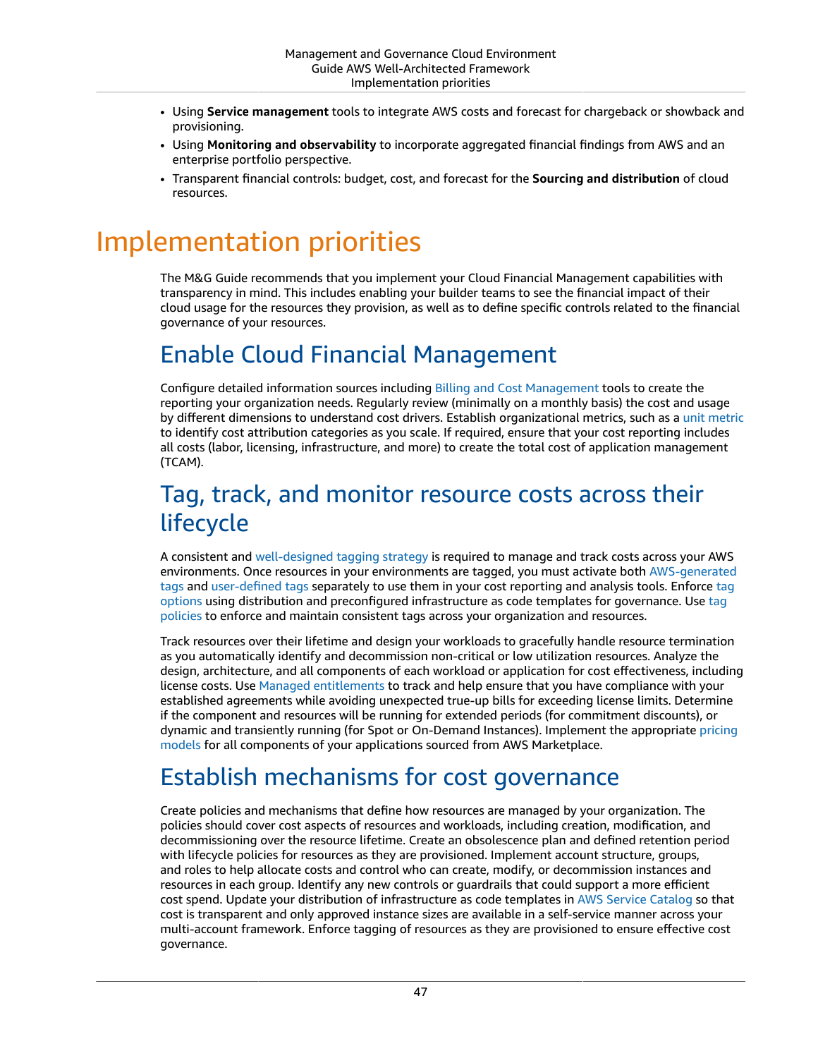- Using **Service management** tools to integrate AWS costs and forecast for chargeback or showback and provisioning.
- Using **Monitoring and observability** to incorporate aggregated financial findings from AWS and an enterprise portfolio perspective.
- Transparent financial controls: budget, cost, and forecast for the **Sourcing and distribution** of cloud resources.

# Implementation priorities

The M&G Guide recommends that you implement your Cloud Financial Management capabilities with transparency in mind. This includes enabling your builder teams to see the financial impact of their cloud usage for the resources they provision, as well as to define specific controls related to the financial governance of your resources.

## Enable Cloud Financial Management

Configure detailed information sources including Billing and Cost Management tools to create the reporting your organization needs. Regularly review (minimally on a monthly basis) the cost and usage by different dimensions to understand cost drivers. Establish organizational metrics, such as a unit metric to identify cost attribution categories as you scale. If required, ensure that your cost reporting includes all costs (labor, licensing, infrastructure, and more) to create the total cost of application management (TCAM).

## Tag, track, and monitor resource costs across their lifecycle

A consistent and well-designed tagging strategy is required to manage and track costs across your AWS environments. Once resources in your environments are tagged, you must activate both AWS-generated tags and user-defined tags separately to use them in your cost reporting and analysis tools. Enforce tag options using distribution and preconfigured infrastructure as code templates for governance. Use tag policies to enforce and maintain consistent tags across your organization and resources.

Track resources over their lifetime and design your workloads to gracefully handle resource termination as you automatically identify and decommission non-critical or low utilization resources. Analyze the design, architecture, and all components of each workload or application for cost effectiveness, including license costs. Use Managed entitlements to track and help ensure that you have compliance with your established agreements while avoiding unexpected true-up bills for exceeding license limits. Determine if the component and resources will be running for extended periods (for commitment discounts), or dynamic and transiently running (for Spot or On-Demand Instances). Implement the appropriate pricing models for all components of your applications sourced from AWS Marketplace.

## Establish mechanisms for cost governance

Create policies and mechanisms that define how resources are managed by your organization. The policies should cover cost aspects of resources and workloads, including creation, modification, and decommissioning over the resource lifetime. Create an obsolescence plan and defined retention period with lifecycle policies for resources as they are provisioned. Implement account structure, groups, and roles to help allocate costs and control who can create, modify, or decommission instances and resources in each group. Identify any new controls or guardrails that could support a more efficient cost spend. Update your distribution of infrastructure as code templates in AWS Service Catalog so that cost is transparent and only approved instance sizes are available in a self-service manner across your multi-account framework. Enforce tagging of resources as they are provisioned to ensure effective cost governance.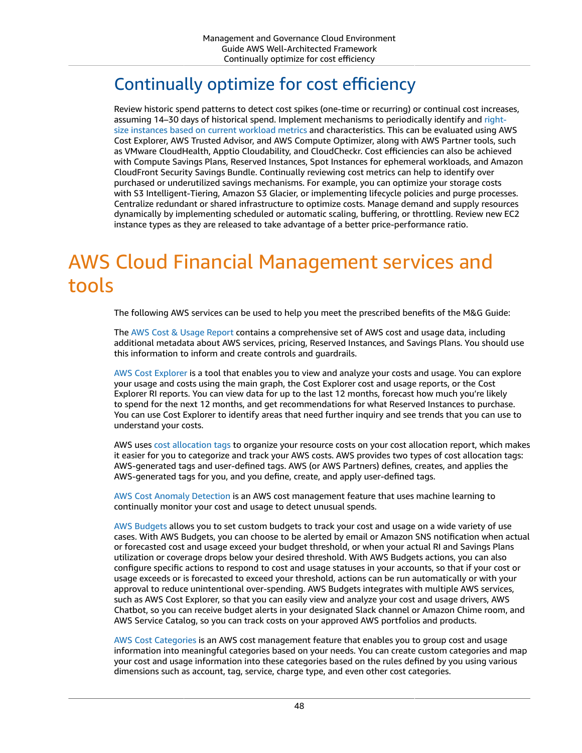## Continually optimize for cost efficiency

Review historic spend patterns to detect cost spikes (one-time or recurring) or continual cost increases, assuming 14–30 days of historical spend. Implement mechanisms to periodically identify and right-size instances based on current workload metrics and characteristics. This can be evaluated using AWS Cost Explorer, AWS Trusted Advisor, and AWS Compute Optimizer, along with AWS Partner tools, such as VMware CloudHealth, Apptio Cloudability, and CloudCheckr. Cost efficiencies can also be achieved with Compute Savings Plans, Reserved Instances, Spot Instances for ephemeral workloads, and Amazon CloudFront Security Savings Bundle. Continually reviewing cost metrics can help to identify over purchased or underutilized savings mechanisms. For example, you can optimize your storage costs with S3 Intelligent-Tiering, Amazon S3 Glacier, or implementing lifecycle policies and purge processes. Centralize redundant or shared infrastructure to optimize costs. Manage demand and supply resources dynamically by implementing scheduled or automatic scaling, buffering, or throttling. Review new EC2 instance types as they are released to take advantage of a better price-performance ratio.

# AWS Cloud Financial Management services and tools

The following AWS services can be used to help you meet the prescribed benefits of the M&G Guide:

The AWS Cost & Usage Report contains a comprehensive set of AWS cost and usage data, including additional metadata about AWS services, pricing, Reserved Instances, and Savings Plans. You should use this information to inform and create controls and guardrails.

AWS Cost Explorer is a tool that enables you to view and analyze your costs and usage. You can explore your usage and costs using the main graph, the Cost Explorer cost and usage reports, or the Cost Explorer RI reports. You can view data for up to the last 12 months, forecast how much you're likely to spend for the next 12 months, and get recommendations for what Reserved Instances to purchase. You can use Cost Explorer to identify areas that need further inquiry and see trends that you can use to understand your costs.

AWS uses cost allocation tags to organize your resource costs on your cost allocation report, which makes it easier for you to categorize and track your AWS costs. AWS provides two types of cost allocation tags: AWS-generated tags and user-defined tags. AWS (or AWS Partners) defines, creates, and applies the AWS-generated tags for you, and you define, create, and apply user-defined tags.

AWS Cost Anomaly Detection is an AWS cost management feature that uses machine learning to continually monitor your cost and usage to detect unusual spends.

AWS Budgets allows you to set custom budgets to track your cost and usage on a wide variety of use cases. With AWS Budgets, you can choose to be alerted by email or Amazon SNS notification when actual or forecasted cost and usage exceed your budget threshold, or when your actual RI and Savings Plans utilization or coverage drops below your desired threshold. With AWS Budgets actions, you can also configure specific actions to respond to cost and usage statuses in your accounts, so that if your cost or usage exceeds or is forecasted to exceed your threshold, actions can be run automatically or with your approval to reduce unintentional over-spending. AWS Budgets integrates with multiple AWS services, such as AWS Cost Explorer, so that you can easily view and analyze your cost and usage drivers, AWS Chatbot, so you can receive budget alerts in your designated Slack channel or Amazon Chime room, and AWS Service Catalog, so you can track costs on your approved AWS portfolios and products.

AWS Cost Categories is an AWS cost management feature that enables you to group cost and usage information into meaningful categories based on your needs. You can create custom categories and map your cost and usage information into these categories based on the rules defined by you using various dimensions such as account, tag, service, charge type, and even other cost categories.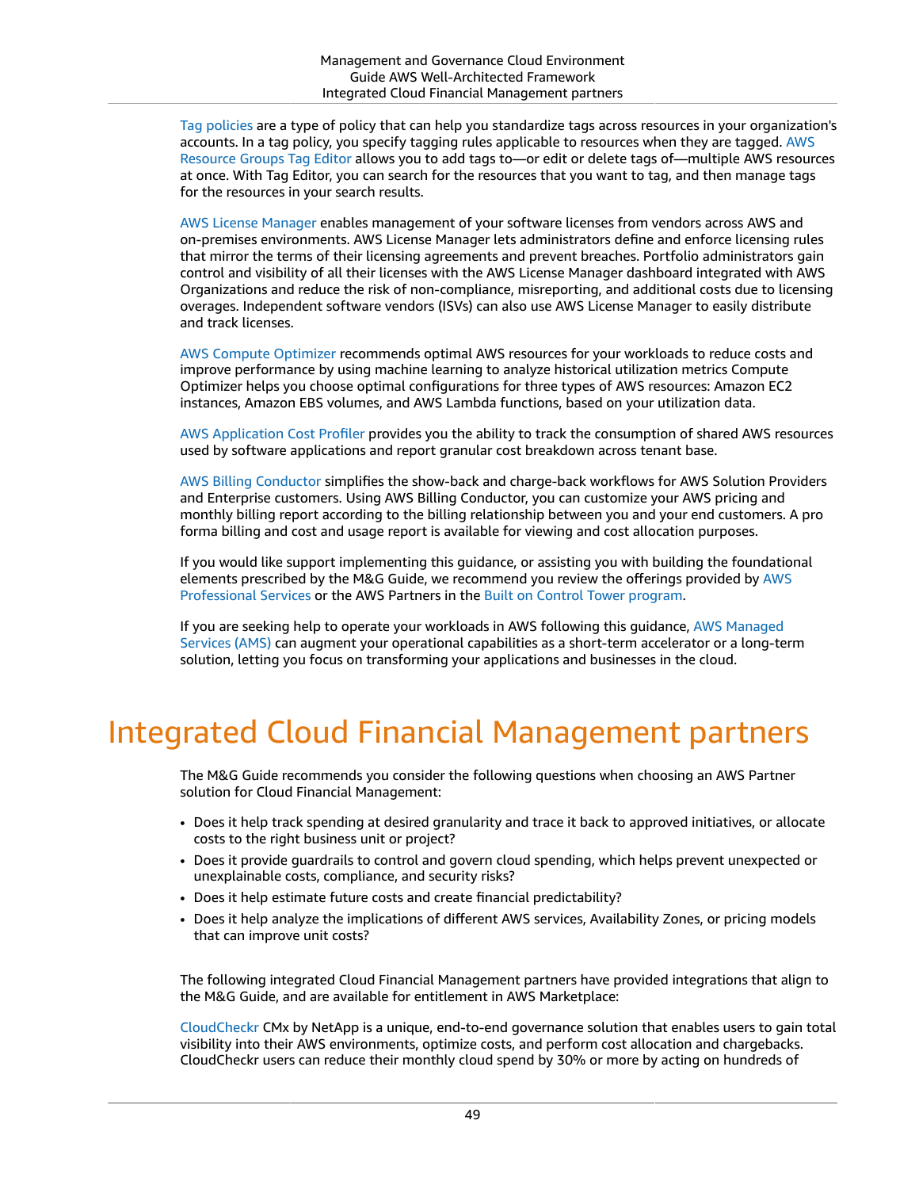Tag policies are a type of policy that can help you standardize tags across resources in your organization's accounts. In a tag policy, you specify tagging rules applicable to resources when they are tagged. AWS Resource Groups Tag Editor allows you to add tags to—or edit or delete tags of—multiple AWS resources at once. With Tag Editor, you can search for the resources that you want to tag, and then manage tags for the resources in your search results.

AWS License Manager enables management of your software licenses from vendors across AWS and on-premises environments. AWS License Manager lets administrators define and enforce licensing rules that mirror the terms of their licensing agreements and prevent breaches. Portfolio administrators gain control and visibility of all their licenses with the AWS License Manager dashboard integrated with AWS Organizations and reduce the risk of non-compliance, misreporting, and additional costs due to licensing overages. Independent software vendors (ISVs) can also use AWS License Manager to easily distribute and track licenses.

AWS Compute Optimizer recommends optimal AWS resources for your workloads to reduce costs and improve performance by using machine learning to analyze historical utilization metrics Compute Optimizer helps you choose optimal configurations for three types of AWS resources: Amazon EC2 instances, Amazon EBS volumes, and AWS Lambda functions, based on your utilization data.

AWS Application Cost Profiler provides you the ability to track the consumption of shared AWS resources used by software applications and report granular cost breakdown across tenant base.

AWS Billing Conductor simplifies the show-back and charge-back workflows for AWS Solution Providers and Enterprise customers. Using AWS Billing Conductor, you can customize your AWS pricing and monthly billing report according to the billing relationship between you and your end customers. A pro forma billing and cost and usage report is available for viewing and cost allocation purposes.

If you would like support implementing this guidance, or assisting you with building the foundational elements prescribed by the M&G Guide, we recommend you review the offerings provided by AWS Professional Services or the AWS Partners in the Built on Control Tower program.

If you are seeking help to operate your workloads in AWS following this guidance, AWS Managed Services (AMS) can augment your operational capabilities as a short-term accelerator or a long-term solution, letting you focus on transforming your applications and businesses in the cloud.

# Integrated Cloud Financial Management partners

The M&G Guide recommends you consider the following questions when choosing an AWS Partner solution for Cloud Financial Management:

- Does it help track spending at desired granularity and trace it back to approved initiatives, or allocate costs to the right business unit or project?
- Does it provide guardrails to control and govern cloud spending, which helps prevent unexpected or unexplainable costs, compliance, and security risks?
- Does it help estimate future costs and create financial predictability?
- Does it help analyze the implications of different AWS services, Availability Zones, or pricing models that can improve unit costs?

The following integrated Cloud Financial Management partners have provided integrations that align to the M&G Guide, and are available for entitlement in AWS Marketplace:

CloudCheckr CMx by NetApp is a unique, end-to-end governance solution that enables users to gain total visibility into their AWS environments, optimize costs, and perform cost allocation and chargebacks. CloudCheckr users can reduce their monthly cloud spend by 30% or more by acting on hundreds of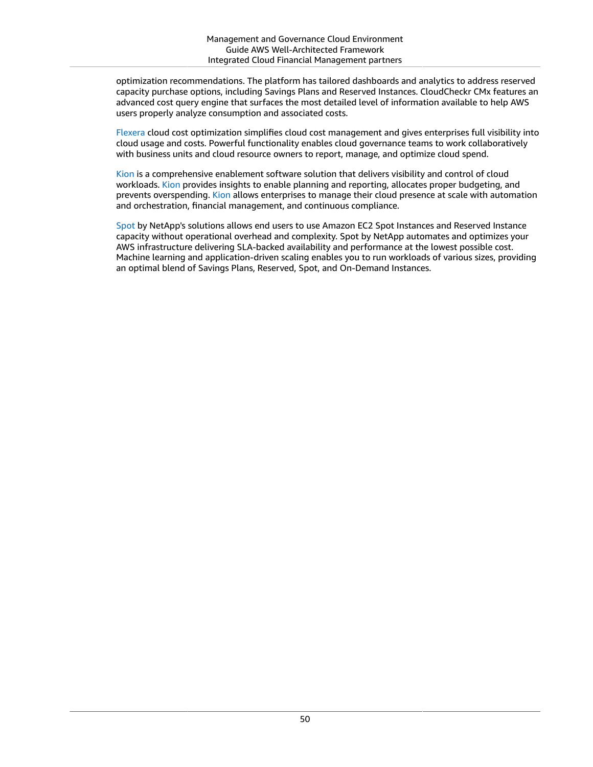optimization recommendations. The platform has tailored dashboards and analytics to address reserved capacity purchase options, including Savings Plans and Reserved Instances. CloudCheckr CMx features an advanced cost query engine that surfaces the most detailed level of information available to help AWS users properly analyze consumption and associated costs.

Flexera cloud cost optimization simplifies cloud cost management and gives enterprises full visibility into cloud usage and costs. Powerful functionality enables cloud governance teams to work collaboratively with business units and cloud resource owners to report, manage, and optimize cloud spend.

Kion is a comprehensive enablement software solution that delivers visibility and control of cloud workloads. Kion provides insights to enable planning and reporting, allocates proper budgeting, and prevents overspending. Kion allows enterprises to manage their cloud presence at scale with automation and orchestration, financial management, and continuous compliance.

Spot by NetApp's solutions allows end users to use Amazon EC2 Spot Instances and Reserved Instance capacity without operational overhead and complexity. Spot by NetApp automates and optimizes your AWS infrastructure delivering SLA-backed availability and performance at the lowest possible cost. Machine learning and application-driven scaling enables you to run workloads of various sizes, providing an optimal blend of Savings Plans, Reserved, Spot, and On-Demand Instances.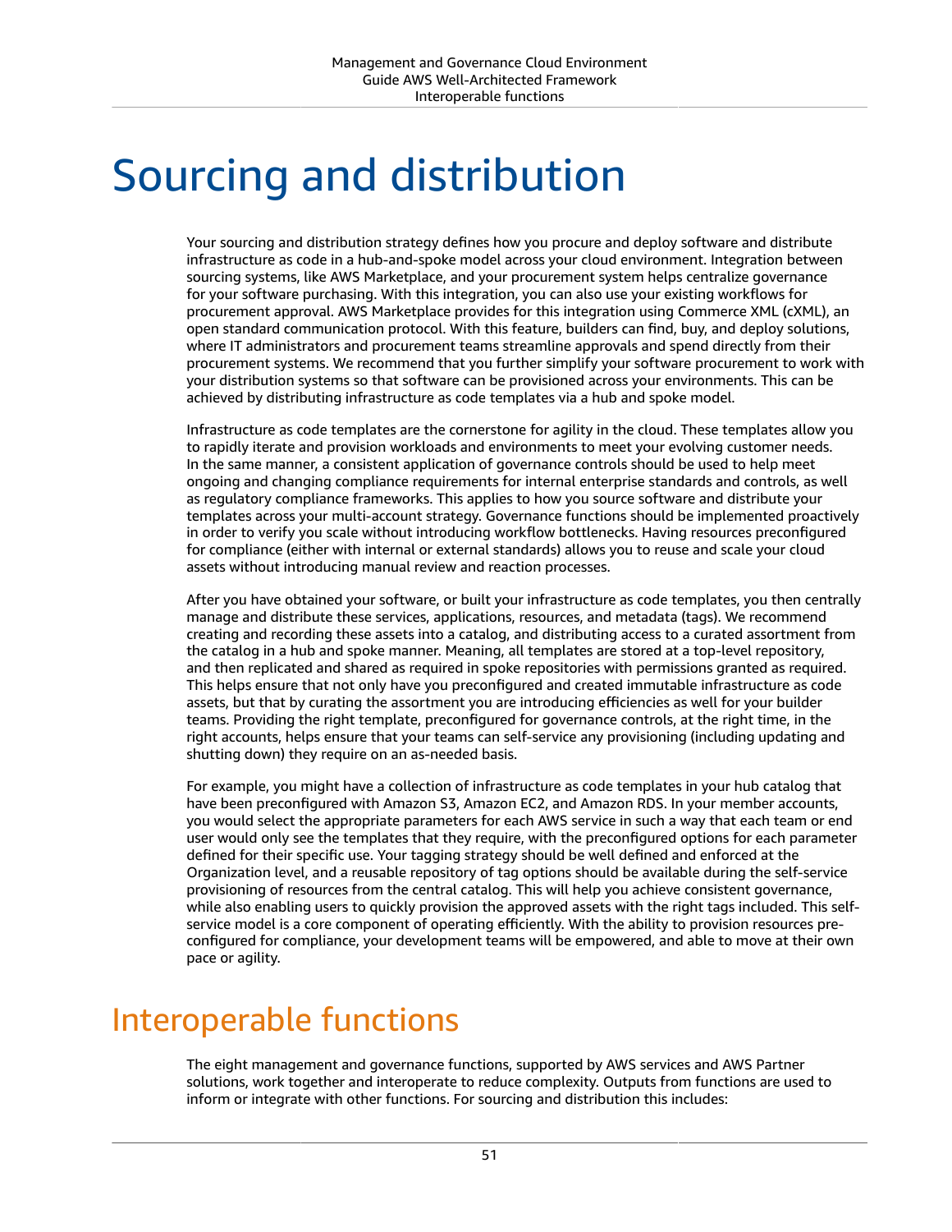# Sourcing and distribution

Your sourcing and distribution strategy defines how you procure and deploy software and distribute infrastructure as code in a hub-and-spoke model across your cloud environment. Integration between sourcing systems, like AWS Marketplace, and your procurement system helps centralize governance for your software purchasing. With this integration, you can also use your existing workflows for procurement approval. AWS Marketplace provides for this integration using Commerce XML (cXML), an open standard communication protocol. With this feature, builders can find, buy, and deploy solutions, where IT administrators and procurement teams streamline approvals and spend directly from their procurement systems. We recommend that you further simplify your software procurement to work with your distribution systems so that software can be provisioned across your environments. This can be achieved by distributing infrastructure as code templates via a hub and spoke model.

Infrastructure as code templates are the cornerstone for agility in the cloud. These templates allow you to rapidly iterate and provision workloads and environments to meet your evolving customer needs. In the same manner, a consistent application of governance controls should be used to help meet ongoing and changing compliance requirements for internal enterprise standards and controls, as well as regulatory compliance frameworks. This applies to how you source software and distribute your templates across your multi-account strategy. Governance functions should be implemented proactively in order to verify you scale without introducing workflow bottlenecks. Having resources preconfigured for compliance (either with internal or external standards) allows you to reuse and scale your cloud assets without introducing manual review and reaction processes.

After you have obtained your software, or built your infrastructure as code templates, you then centrally manage and distribute these services, applications, resources, and metadata (tags). We recommend creating and recording these assets into a catalog, and distributing access to a curated assortment from the catalog in a hub and spoke manner. Meaning, all templates are stored at a top-level repository, and then replicated and shared as required in spoke repositories with permissions granted as required. This helps ensure that not only have you preconfigured and created immutable infrastructure as code assets, but that by curating the assortment you are introducing efficiencies as well for your builder teams. Providing the right template, preconfigured for governance controls, at the right time, in the right accounts, helps ensure that your teams can self-service any provisioning (including updating and shutting down) they require on an as-needed basis.

For example, you might have a collection of infrastructure as code templates in your hub catalog that have been preconfigured with Amazon S3, Amazon EC2, and Amazon RDS. In your member accounts, you would select the appropriate parameters for each AWS service in such a way that each team or end user would only see the templates that they require, with the preconfigured options for each parameter defined for their specific use. Your tagging strategy should be well defined and enforced at the Organization level, and a reusable repository of tag options should be available during the self-service provisioning of resources from the central catalog. This will help you achieve consistent governance, while also enabling users to quickly provision the approved assets with the right tags included. This self-service model is a core component of operating efficiently. With the ability to provision resources pre-configured for compliance, your development teams will be empowered, and able to move at their own pace or agility.

## Interoperable functions

The eight management and governance functions, supported by AWS services and AWS Partner solutions, work together and interoperate to reduce complexity. Outputs from functions are used to inform or integrate with other functions. For sourcing and distribution this includes: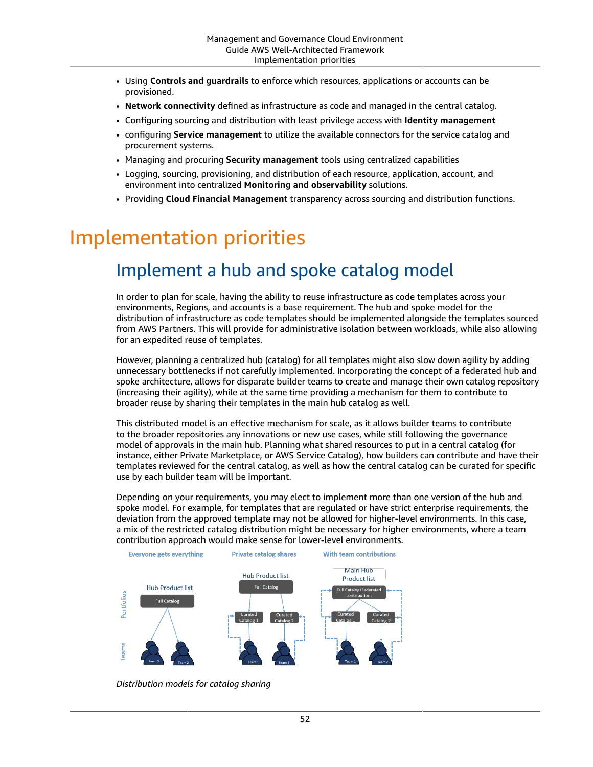- Using **Controls and guardrails** to enforce which resources, applications or accounts can be provisioned.
- **Network connectivity** defined as infrastructure as code and managed in the central catalog.
- Configuring sourcing and distribution with least privilege access with **Identity management**
- configuring **Service management** to utilize the available connectors for the service catalog and procurement systems.
- Managing and procuring **Security management** tools using centralized capabilities
- Logging, sourcing, provisioning, and distribution of each resource, application, account, and environment into centralized **Monitoring and observability** solutions.
- Providing **Cloud Financial Management** transparency across sourcing and distribution functions.

# Implementation priorities

## Implement a hub and spoke catalog model

In order to plan for scale, having the ability to reuse infrastructure as code templates across your environments, Regions, and accounts is a base requirement. The hub and spoke model for the distribution of infrastructure as code templates should be implemented alongside the templates sourced from AWS Partners. This will provide for administrative isolation between workloads, while also allowing for an expedited reuse of templates.

However, planning a centralized hub (catalog) for all templates might also slow down agility by adding unnecessary bottlenecks if not carefully implemented. Incorporating the concept of a federated hub and spoke architecture, allows for disparate builder teams to create and manage their own catalog repository (increasing their agility), while at the same time providing a mechanism for them to contribute to broader reuse by sharing their templates in the main hub catalog as well.

This distributed model is an effective mechanism for scale, as it allows builder teams to contribute to the broader repositories any innovations or new use cases, while still following the governance model of approvals in the main hub. Planning what shared resources to put in a central catalog (for instance, either Private Marketplace, or AWS Service Catalog), how builders can contribute and have their templates reviewed for the central catalog, as well as how the central catalog can be curated for specific use by each builder team will be important.

Depending on your requirements, you may elect to implement more than one version of the hub and spoke model. For example, for templates that are regulated or have strict enterprise requirements, the deviation from the approved template may not be allowed for higher-level environments. In this case, a mix of the restricted catalog distribution might be necessary for higher environments, where a team contribution approach would make sense for lower-level environments.

*Distribution models for catalog sharing*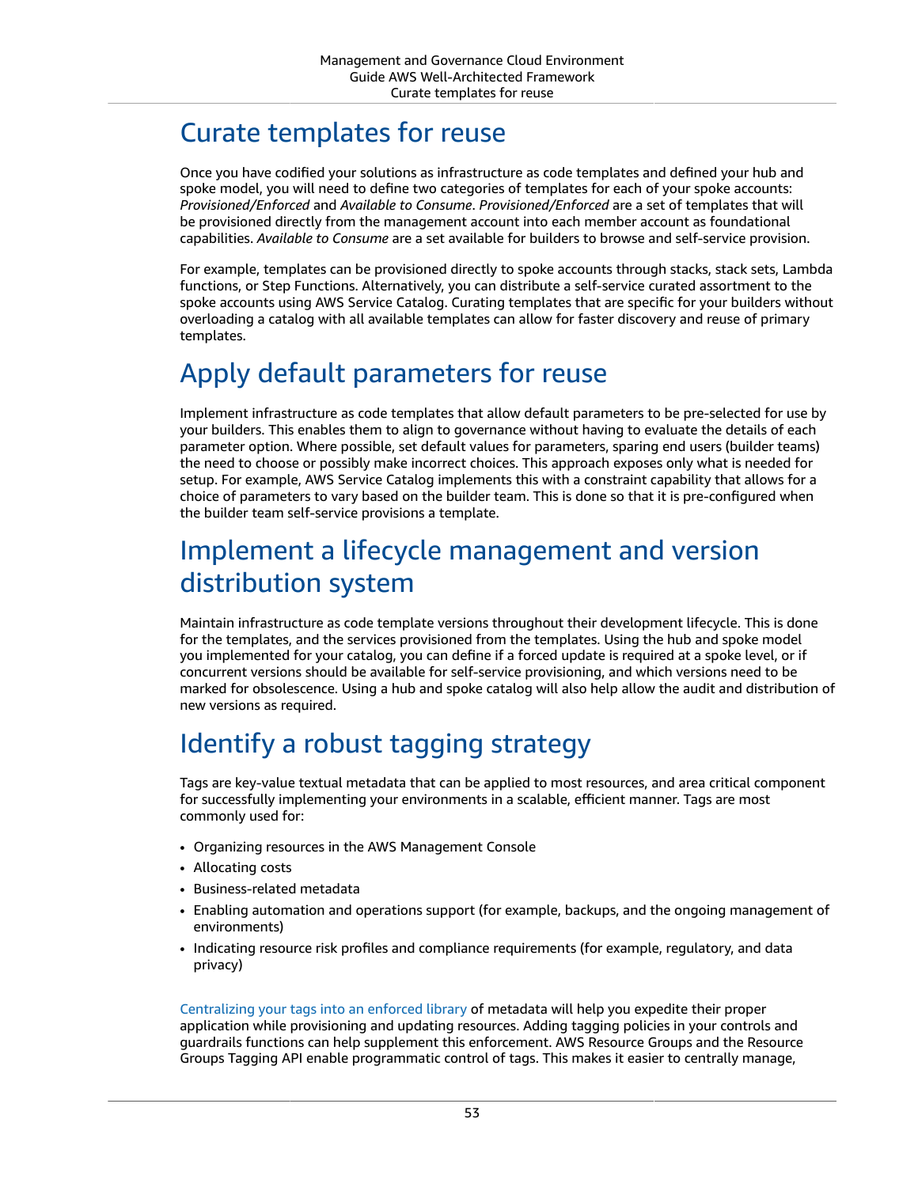# Curate templates for reuse

Once you have codified your solutions as infrastructure as code templates and defined your hub and spoke model, you will need to define two categories of templates for each of your spoke accounts: *Provisioned/Enforced* and *Available to Consume*. *Provisioned/Enforced* are a set of templates that will be provisioned directly from the management account into each member account as foundational capabilities. *Available to Consume* are a set available for builders to browse and self-service provision.

For example, templates can be provisioned directly to spoke accounts through stacks, stack sets, Lambda functions, or Step Functions. Alternatively, you can distribute a self-service curated assortment to the spoke accounts using AWS Service Catalog. Curating templates that are specific for your builders without overloading a catalog with all available templates can allow for faster discovery and reuse of primary templates.

# Apply default parameters for reuse

Implement infrastructure as code templates that allow default parameters to be pre-selected for use by your builders. This enables them to align to governance without having to evaluate the details of each parameter option. Where possible, set default values for parameters, sparing end users (builder teams) the need to choose or possibly make incorrect choices. This approach exposes only what is needed for setup. For example, AWS Service Catalog implements this with a constraint capability that allows for a choice of parameters to vary based on the builder team. This is done so that it is pre-configured when the builder team self-service provisions a template.

# Implement a lifecycle management and version distribution system

Maintain infrastructure as code template versions throughout their development lifecycle. This is done for the templates, and the services provisioned from the templates. Using the hub and spoke model you implemented for your catalog, you can define if a forced update is required at a spoke level, or if concurrent versions should be available for self-service provisioning, and which versions need to be marked for obsolescence. Using a hub and spoke catalog will also help allow the audit and distribution of new versions as required.

# Identify a robust tagging strategy

Tags are key-value textual metadata that can be applied to most resources, and area critical component for successfully implementing your environments in a scalable, efficient manner. Tags are most commonly used for:

- Organizing resources in the AWS Management Console
- Allocating costs
- Business-related metadata
- Enabling automation and operations support (for example, backups, and the ongoing management of environments)
- Indicating resource risk profiles and compliance requirements (for example, regulatory, and data privacy)

Centralizing your tags into an enforced library of metadata will help you expedite their proper application while provisioning and updating resources. Adding tagging policies in your controls and guardrails functions can help supplement this enforcement. AWS Resource Groups and the Resource Groups Tagging API enable programmatic control of tags. This makes it easier to centrally manage,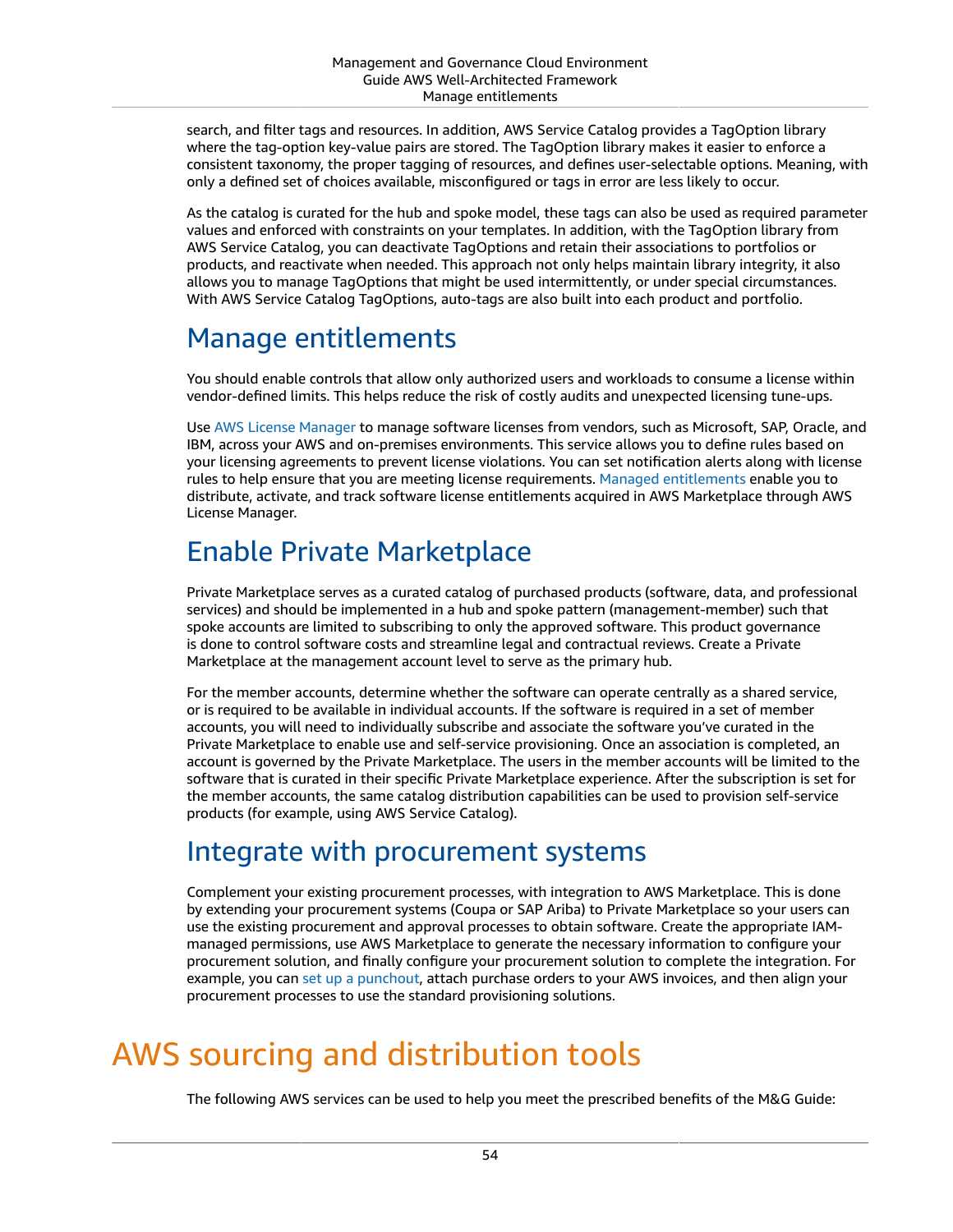search, and filter tags and resources. In addition, AWS Service Catalog provides a TagOption library where the tag-option key-value pairs are stored. The TagOption library makes it easier to enforce a consistent taxonomy, the proper tagging of resources, and defines user-selectable options. Meaning, with only a defined set of choices available, misconfigured or tags in error are less likely to occur.

As the catalog is curated for the hub and spoke model, these tags can also be used as required parameter values and enforced with constraints on your templates. In addition, with the TagOption library from AWS Service Catalog, you can deactivate TagOptions and retain their associations to portfolios or products, and reactivate when needed. This approach not only helps maintain library integrity, it also allows you to manage TagOptions that might be used intermittently, or under special circumstances. With AWS Service Catalog TagOptions, auto-tags are also built into each product and portfolio.

## Manage entitlements

You should enable controls that allow only authorized users and workloads to consume a license within vendor-defined limits. This helps reduce the risk of costly audits and unexpected licensing tune-ups.

Use AWS License Manager to manage software licenses from vendors, such as Microsoft, SAP, Oracle, and IBM, across your AWS and on-premises environments. This service allows you to define rules based on your licensing agreements to prevent license violations. You can set notification alerts along with license rules to help ensure that you are meeting license requirements. Managed entitlements enable you to distribute, activate, and track software license entitlements acquired in AWS Marketplace through AWS License Manager.

## Enable Private Marketplace

Private Marketplace serves as a curated catalog of purchased products (software, data, and professional services) and should be implemented in a hub and spoke pattern (management-member) such that spoke accounts are limited to subscribing to only the approved software. This product governance is done to control software costs and streamline legal and contractual reviews. Create a Private Marketplace at the management account level to serve as the primary hub.

For the member accounts, determine whether the software can operate centrally as a shared service, or is required to be available in individual accounts. If the software is required in a set of member accounts, you will need to individually subscribe and associate the software you've curated in the Private Marketplace to enable use and self-service provisioning. Once an association is completed, an account is governed by the Private Marketplace. The users in the member accounts will be limited to the software that is curated in their specific Private Marketplace experience. After the subscription is set for the member accounts, the same catalog distribution capabilities can be used to provision self-service products (for example, using AWS Service Catalog).

## Integrate with procurement systems

Complement your existing procurement processes, with integration to AWS Marketplace. This is done by extending your procurement systems (Coupa or SAP Ariba) to Private Marketplace so your users can use the existing procurement and approval processes to obtain software. Create the appropriate IAM-managed permissions, use AWS Marketplace to generate the necessary information to configure your procurement solution, and finally configure your procurement solution to complete the integration. For example, you can set up a punchout, attach purchase orders to your AWS invoices, and then align your procurement processes to use the standard provisioning solutions.

# AWS sourcing and distribution tools

The following AWS services can be used to help you meet the prescribed benefits of the M&G Guide: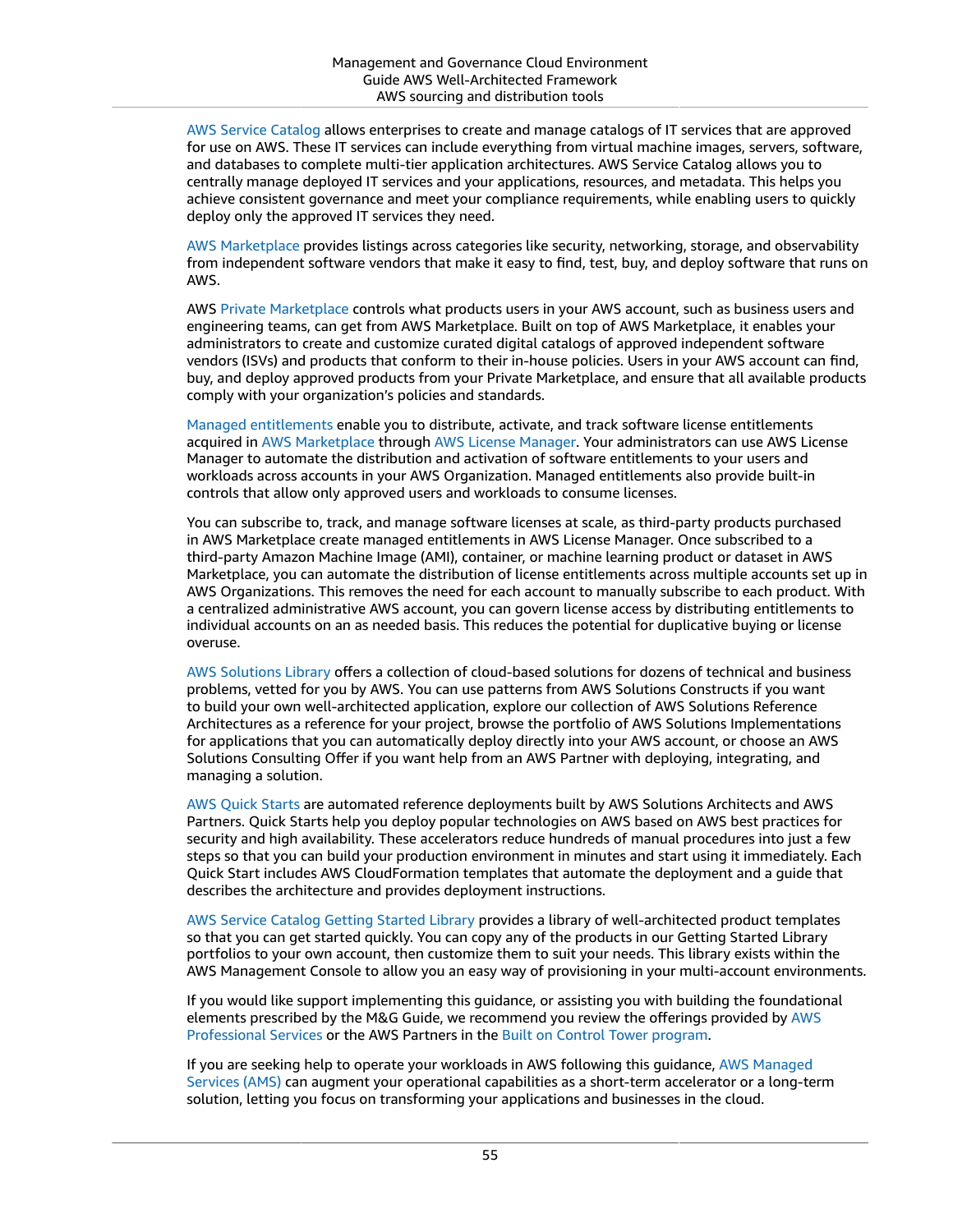AWS Service Catalog allows enterprises to create and manage catalogs of IT services that are approved for use on AWS. These IT services can include everything from virtual machine images, servers, software, and databases to complete multi-tier application architectures. AWS Service Catalog allows you to centrally manage deployed IT services and your applications, resources, and metadata. This helps you achieve consistent governance and meet your compliance requirements, while enabling users to quickly deploy only the approved IT services they need.

AWS Marketplace provides listings across categories like security, networking, storage, and observability from independent software vendors that make it easy to find, test, buy, and deploy software that runs on AWS.

AWS Private Marketplace controls what products users in your AWS account, such as business users and engineering teams, can get from AWS Marketplace. Built on top of AWS Marketplace, it enables your administrators to create and customize curated digital catalogs of approved independent software vendors (ISVs) and products that conform to their in-house policies. Users in your AWS account can find, buy, and deploy approved products from your Private Marketplace, and ensure that all available products comply with your organization's policies and standards.

Managed entitlements enable you to distribute, activate, and track software license entitlements acquired in AWS Marketplace through AWS License Manager. Your administrators can use AWS License Manager to automate the distribution and activation of software entitlements to your users and workloads across accounts in your AWS Organization. Managed entitlements also provide built-in controls that allow only approved users and workloads to consume licenses.

You can subscribe to, track, and manage software licenses at scale, as third-party products purchased in AWS Marketplace create managed entitlements in AWS License Manager. Once subscribed to a third-party Amazon Machine Image (AMI), container, or machine learning product or dataset in AWS Marketplace, you can automate the distribution of license entitlements across multiple accounts set up in AWS Organizations. This removes the need for each account to manually subscribe to each product. With a centralized administrative AWS account, you can govern license access by distributing entitlements to individual accounts on an as needed basis. This reduces the potential for duplicative buying or license overuse.

AWS Solutions Library offers a collection of cloud-based solutions for dozens of technical and business problems, vetted for you by AWS. You can use patterns from AWS Solutions Constructs if you want to build your own well-architected application, explore our collection of AWS Solutions Reference Architectures as a reference for your project, browse the portfolio of AWS Solutions Implementations for applications that you can automatically deploy directly into your AWS account, or choose an AWS Solutions Consulting Offer if you want help from an AWS Partner with deploying, integrating, and managing a solution.

AWS Quick Starts are automated reference deployments built by AWS Solutions Architects and AWS Partners. Quick Starts help you deploy popular technologies on AWS based on AWS best practices for security and high availability. These accelerators reduce hundreds of manual procedures into just a few steps so that you can build your production environment in minutes and start using it immediately. Each Quick Start includes AWS CloudFormation templates that automate the deployment and a guide that describes the architecture and provides deployment instructions.

AWS Service Catalog Getting Started Library provides a library of well-architected product templates so that you can get started quickly. You can copy any of the products in our Getting Started Library portfolios to your own account, then customize them to suit your needs. This library exists within the AWS Management Console to allow you an easy way of provisioning in your multi-account environments.

If you would like support implementing this guidance, or assisting you with building the foundational elements prescribed by the M&G Guide, we recommend you review the offerings provided by AWS Professional Services or the AWS Partners in the Built on Control Tower program.

If you are seeking help to operate your workloads in AWS following this guidance, AWS Managed Services (AMS) can augment your operational capabilities as a short-term accelerator or a long-term solution, letting you focus on transforming your applications and businesses in the cloud.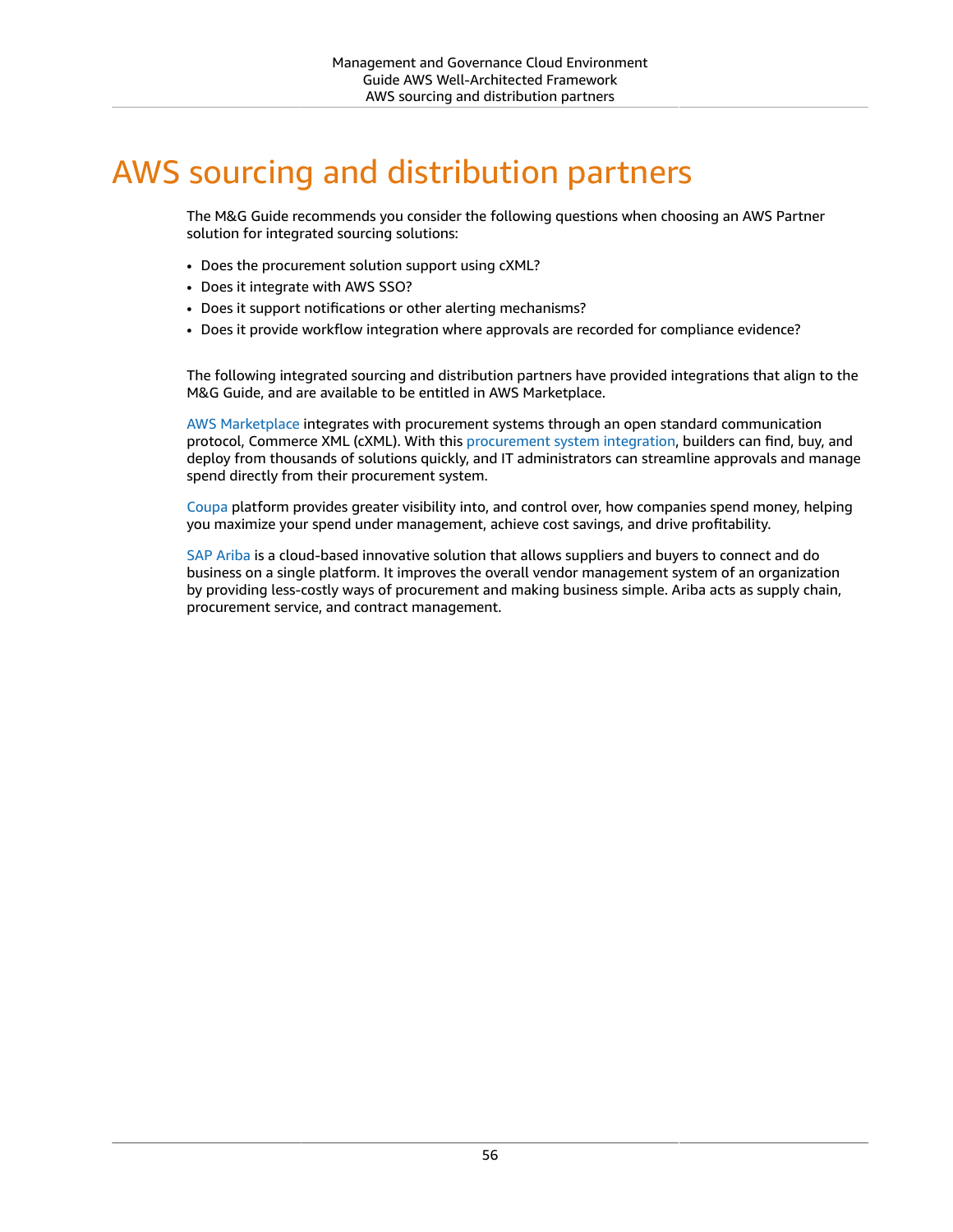# AWS sourcing and distribution partners

The M&G Guide recommends you consider the following questions when choosing an AWS Partner solution for integrated sourcing solutions:

- Does the procurement solution support using cXML?
- Does it integrate with AWS SSO?
- Does it support notifications or other alerting mechanisms?
- Does it provide workflow integration where approvals are recorded for compliance evidence?

The following integrated sourcing and distribution partners have provided integrations that align to the M&G Guide, and are available to be entitled in AWS Marketplace.

AWS Marketplace integrates with procurement systems through an open standard communication protocol, Commerce XML (cXML). With this procurement system integration, builders can find, buy, and deploy from thousands of solutions quickly, and IT administrators can streamline approvals and manage spend directly from their procurement system.

Coupa platform provides greater visibility into, and control over, how companies spend money, helping you maximize your spend under management, achieve cost savings, and drive profitability.

SAP Ariba is a cloud-based innovative solution that allows suppliers and buyers to connect and do business on a single platform. It improves the overall vendor management system of an organization by providing less-costly ways of procurement and making business simple. Ariba acts as supply chain, procurement service, and contract management.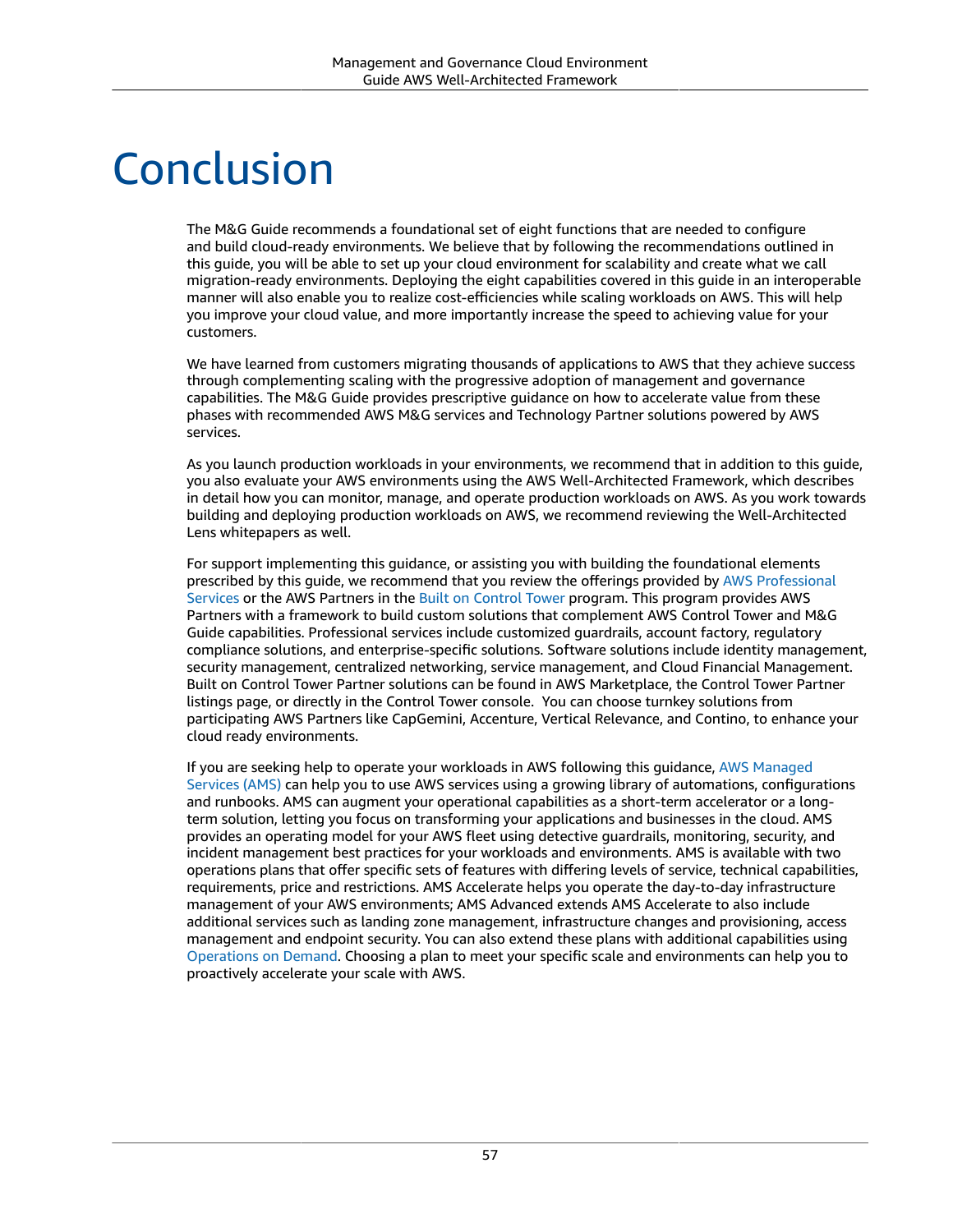# Conclusion

The M&G Guide recommends a foundational set of eight functions that are needed to configure and build cloud-ready environments. We believe that by following the recommendations outlined in this guide, you will be able to set up your cloud environment for scalability and create what we call migration-ready environments. Deploying the eight capabilities covered in this guide in an interoperable manner will also enable you to realize cost-efficiencies while scaling workloads on AWS. This will help you improve your cloud value, and more importantly increase the speed to achieving value for your customers.

We have learned from customers migrating thousands of applications to AWS that they achieve success through complementing scaling with the progressive adoption of management and governance capabilities. The M&G Guide provides prescriptive guidance on how to accelerate value from these phases with recommended AWS M&G services and Technology Partner solutions powered by AWS services.

As you launch production workloads in your environments, we recommend that in addition to this guide, you also evaluate your AWS environments using the AWS Well-Architected Framework, which describes in detail how you can monitor, manage, and operate production workloads on AWS. As you work towards building and deploying production workloads on AWS, we recommend reviewing the Well-Architected Lens whitepapers as well.

For support implementing this guidance, or assisting you with building the foundational elements prescribed by this guide, we recommend that you review the offerings provided by AWS Professional Services or the AWS Partners in the Built on Control Tower program. This program provides AWS Partners with a framework to build custom solutions that complement AWS Control Tower and M&G Guide capabilities. Professional services include customized guardrails, account factory, regulatory compliance solutions, and enterprise-specific solutions. Software solutions include identity management, security management, centralized networking, service management, and Cloud Financial Management. Built on Control Tower Partner solutions can be found in AWS Marketplace, the Control Tower Partner listings page, or directly in the Control Tower console. You can choose turnkey solutions from participating AWS Partners like CapGemini, Accenture, Vertical Relevance, and Contino, to enhance your cloud ready environments.

If you are seeking help to operate your workloads in AWS following this guidance, AWS Managed Services (AMS) can help you to use AWS services using a growing library of automations, configurations and runbooks. AMS can augment your operational capabilities as a short-term accelerator or a long-term solution, letting you focus on transforming your applications and businesses in the cloud. AMS provides an operating model for your AWS fleet using detective guardrails, monitoring, security, and incident management best practices for your workloads and environments. AMS is available with two operations plans that offer specific sets of features with differing levels of service, technical capabilities, requirements, price and restrictions. AMS Accelerate helps you operate the day-to-day infrastructure management of your AWS environments; AMS Advanced extends AMS Accelerate to also include additional services such as landing zone management, infrastructure changes and provisioning, access management and endpoint security. You can also extend these plans with additional capabilities using Operations on Demand. Choosing a plan to meet your specific scale and environments can help you to proactively accelerate your scale with AWS.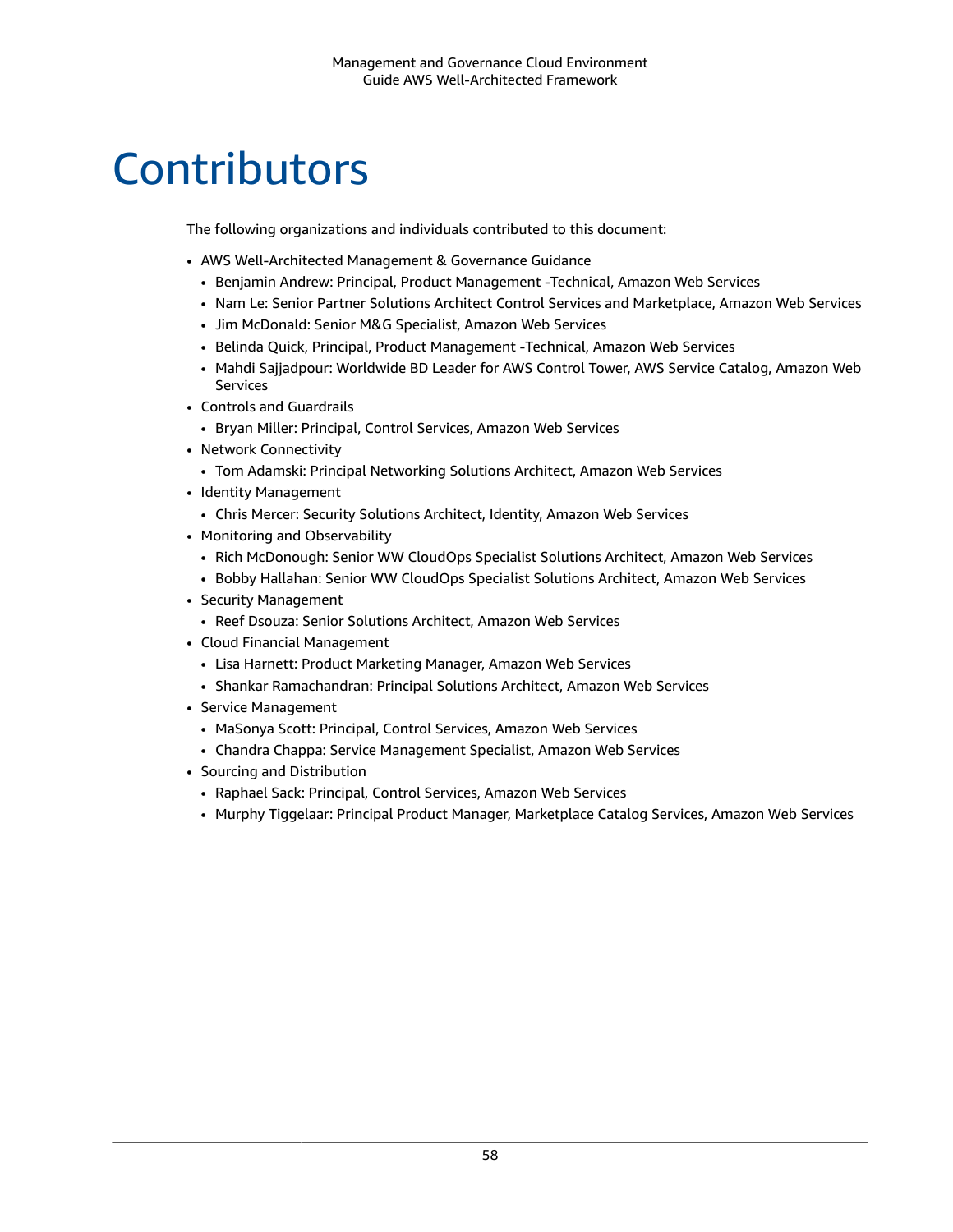# Contributors

The following organizations and individuals contributed to this document:

- AWS Well-Architected Management & Governance Guidance
  - Benjamin Andrew: Principal, Product Management -Technical, Amazon Web Services
  - Nam Le: Senior Partner Solutions Architect Control Services and Marketplace, Amazon Web Services
  - Jim McDonald: Senior M&G Specialist, Amazon Web Services
  - Belinda Quick, Principal, Product Management -Technical, Amazon Web Services
  - Mahdi Sajjadpour: Worldwide BD Leader for AWS Control Tower, AWS Service Catalog, Amazon Web Services
- Controls and Guardrails
  - Bryan Miller: Principal, Control Services, Amazon Web Services
- Network Connectivity
  - Tom Adamski: Principal Networking Solutions Architect, Amazon Web Services
- Identity Management
  - Chris Mercer: Security Solutions Architect, Identity, Amazon Web Services
- Monitoring and Observability
  - Rich McDonough: Senior WW CloudOps Specialist Solutions Architect, Amazon Web Services
  - Bobby Hallahan: Senior WW CloudOps Specialist Solutions Architect, Amazon Web Services
- Security Management
  - Reef Dsouza: Senior Solutions Architect, Amazon Web Services
- Cloud Financial Management
  - Lisa Harnett: Product Marketing Manager, Amazon Web Services
  - Shankar Ramachandran: Principal Solutions Architect, Amazon Web Services
- Service Management
  - MaSonya Scott: Principal, Control Services, Amazon Web Services
  - Chandra Chappa: Service Management Specialist, Amazon Web Services
- Sourcing and Distribution
  - Raphael Sack: Principal, Control Services, Amazon Web Services
  - Murphy Tiggelaar: Principal Product Manager, Marketplace Catalog Services, Amazon Web Services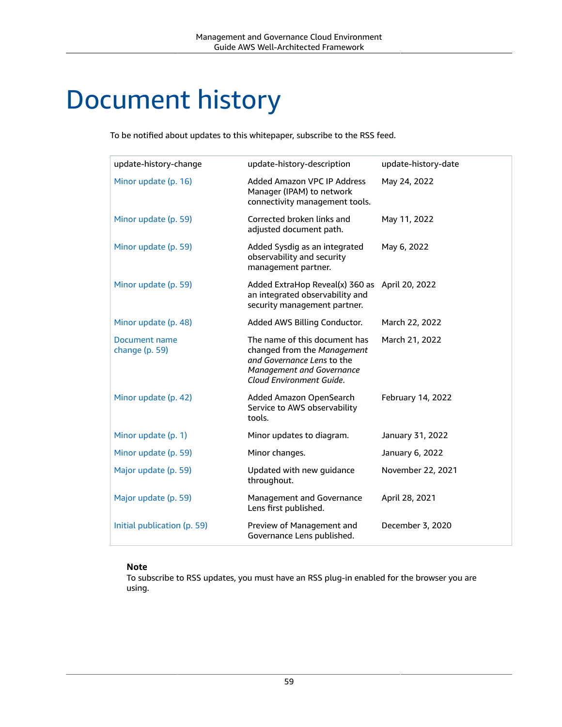# Document history

To be notified about updates to this whitepaper, subscribe to the RSS feed.

| update-history-change | update-history-description | update-history-date |
|---|---|---|
| Minor update (p. 16) | Added Amazon VPC IP Address Manager (IPAM) to network connectivity management tools. | May 24, 2022 |
| Minor update (p. 59) | Corrected broken links and adjusted document path. | May 11, 2022 |
| Minor update (p. 59) | Added Sysdig as an integrated observability and security management partner. | May 6, 2022 |
| Minor update (p. 59) | Added ExtraHop Reveal(x) 360 as an integrated observability and security management partner. | April 20, 2022 |
| Minor update (p. 48) | Added AWS Billing Conductor. | March 22, 2022 |
| Document name change (p. 59) | The name of this document has changed from the *Management and Governance Lens* to the *Management and Governance Cloud Environment Guide*. | March 21, 2022 |
| Minor update (p. 42) | Added Amazon OpenSearch Service to AWS observability tools. | February 14, 2022 |
| Minor update (p. 1) | Minor updates to diagram. | January 31, 2022 |
| Minor update (p. 59) | Minor changes. | January 6, 2022 |
| Major update (p. 59) | Updated with new guidance throughout. | November 22, 2021 |
| Major update (p. 59) | Management and Governance Lens first published. | April 28, 2021 |
| Initial publication (p. 59) | Preview of Management and Governance Lens published. | December 3, 2020 |

**Note**

To subscribe to RSS updates, you must have an RSS plug-in enabled for the browser you are using.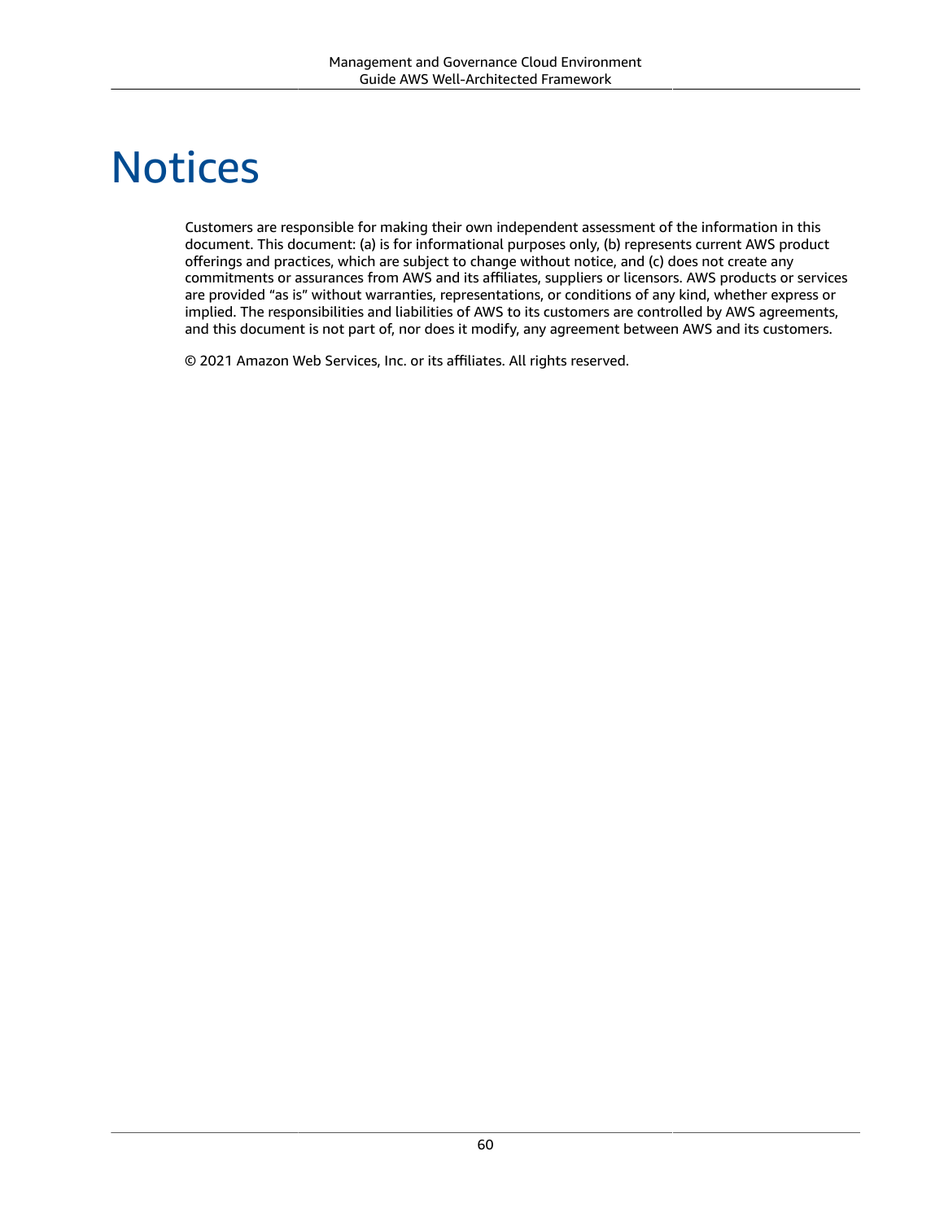# Notices

Customers are responsible for making their own independent assessment of the information in this document. This document: (a) is for informational purposes only, (b) represents current AWS product offerings and practices, which are subject to change without notice, and (c) does not create any commitments or assurances from AWS and its affiliates, suppliers or licensors. AWS products or services are provided "as is" without warranties, representations, or conditions of any kind, whether express or implied. The responsibilities and liabilities of AWS to its customers are controlled by AWS agreements, and this document is not part of, nor does it modify, any agreement between AWS and its customers.

© 2021 Amazon Web Services, Inc. or its affiliates. All rights reserved.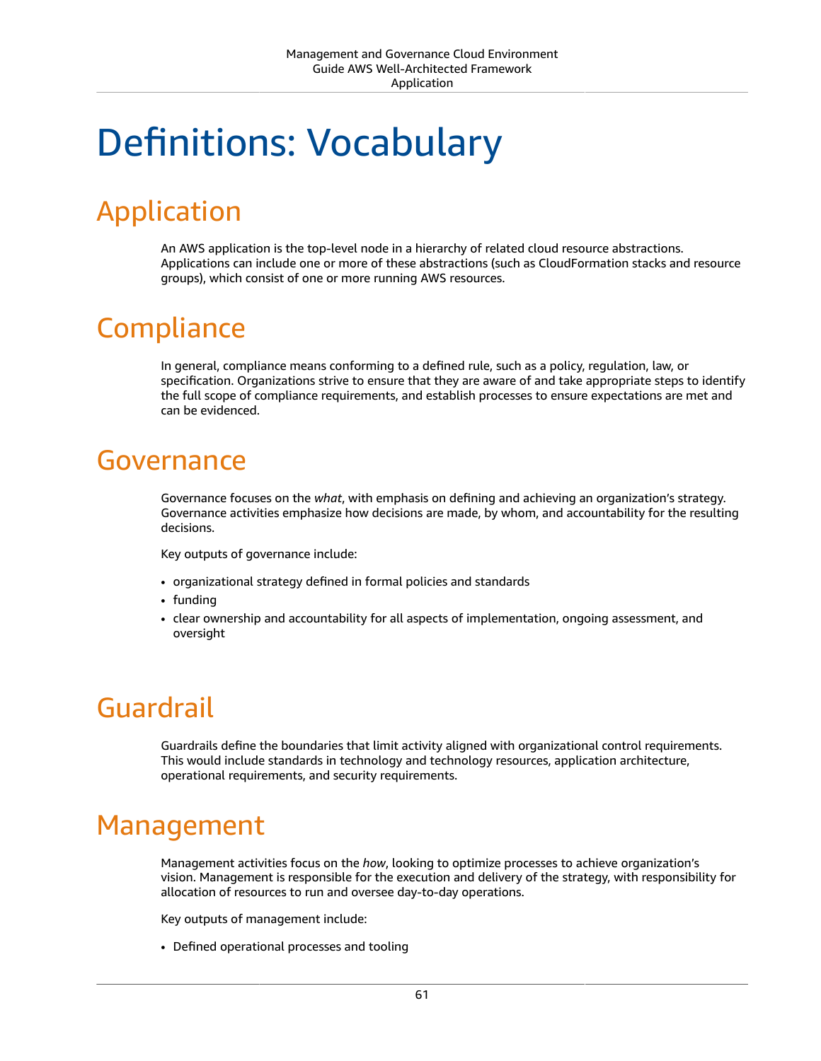# Definitions: Vocabulary

## Application

An AWS application is the top-level node in a hierarchy of related cloud resource abstractions. Applications can include one or more of these abstractions (such as CloudFormation stacks and resource groups), which consist of one or more running AWS resources.

## Compliance

In general, compliance means conforming to a defined rule, such as a policy, regulation, law, or specification. Organizations strive to ensure that they are aware of and take appropriate steps to identify the full scope of compliance requirements, and establish processes to ensure expectations are met and can be evidenced.

## Governance

Governance focuses on the *what*, with emphasis on defining and achieving an organization's strategy. Governance activities emphasize how decisions are made, by whom, and accountability for the resulting decisions.

Key outputs of governance include:

- organizational strategy defined in formal policies and standards
- funding
- clear ownership and accountability for all aspects of implementation, ongoing assessment, and oversight

## Guardrail

Guardrails define the boundaries that limit activity aligned with organizational control requirements. This would include standards in technology and technology resources, application architecture, operational requirements, and security requirements.

## Management

Management activities focus on the *how*, looking to optimize processes to achieve organization's vision. Management is responsible for the execution and delivery of the strategy, with responsibility for allocation of resources to run and oversee day-to-day operations.

Key outputs of management include:

- Defined operational processes and tooling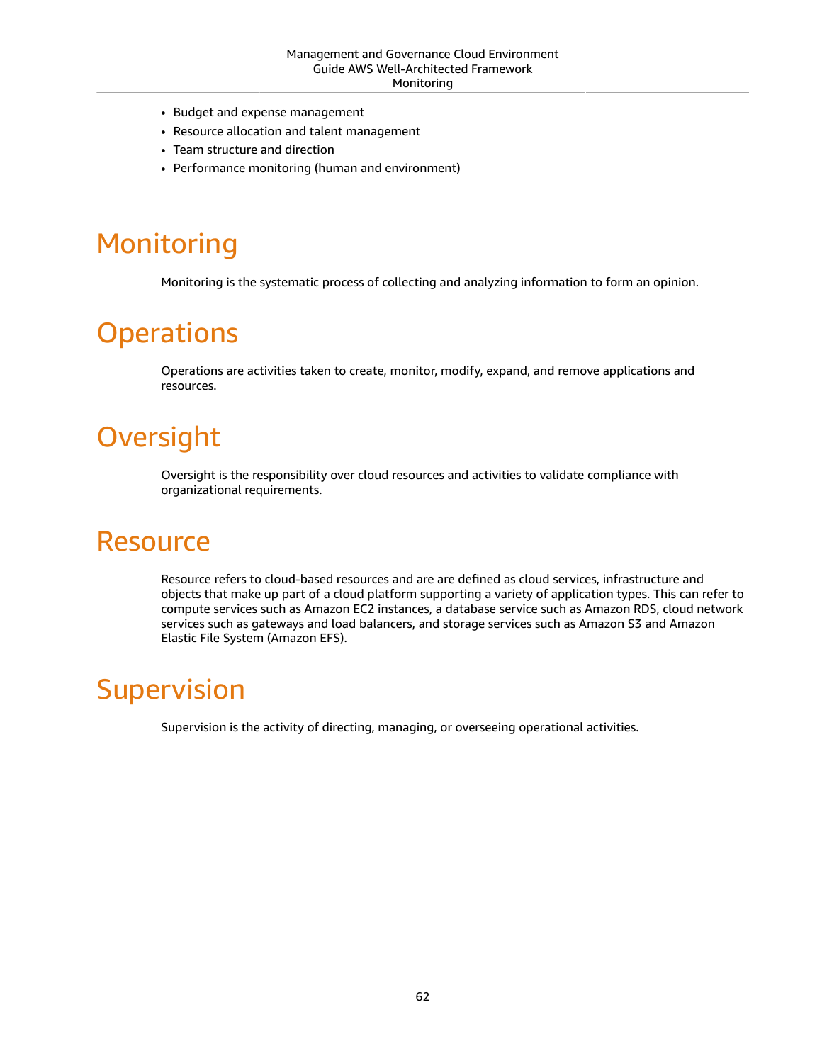- Budget and expense management
- Resource allocation and talent management
- Team structure and direction
- Performance monitoring (human and environment)

# Monitoring

Monitoring is the systematic process of collecting and analyzing information to form an opinion.

# Operations

Operations are activities taken to create, monitor, modify, expand, and remove applications and resources.

# Oversight

Oversight is the responsibility over cloud resources and activities to validate compliance with organizational requirements.

# Resource

Resource refers to cloud-based resources and are are defined as cloud services, infrastructure and objects that make up part of a cloud platform supporting a variety of application types. This can refer to compute services such as Amazon EC2 instances, a database service such as Amazon RDS, cloud network services such as gateways and load balancers, and storage services such as Amazon S3 and Amazon Elastic File System (Amazon EFS).

# Supervision

Supervision is the activity of directing, managing, or overseeing operational activities.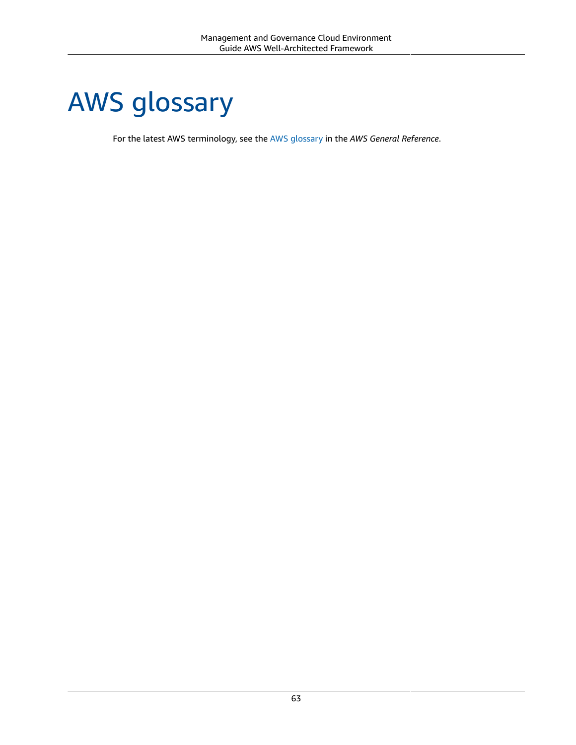# AWS glossary

For the latest AWS terminology, see the AWS glossary in the *AWS General Reference*.